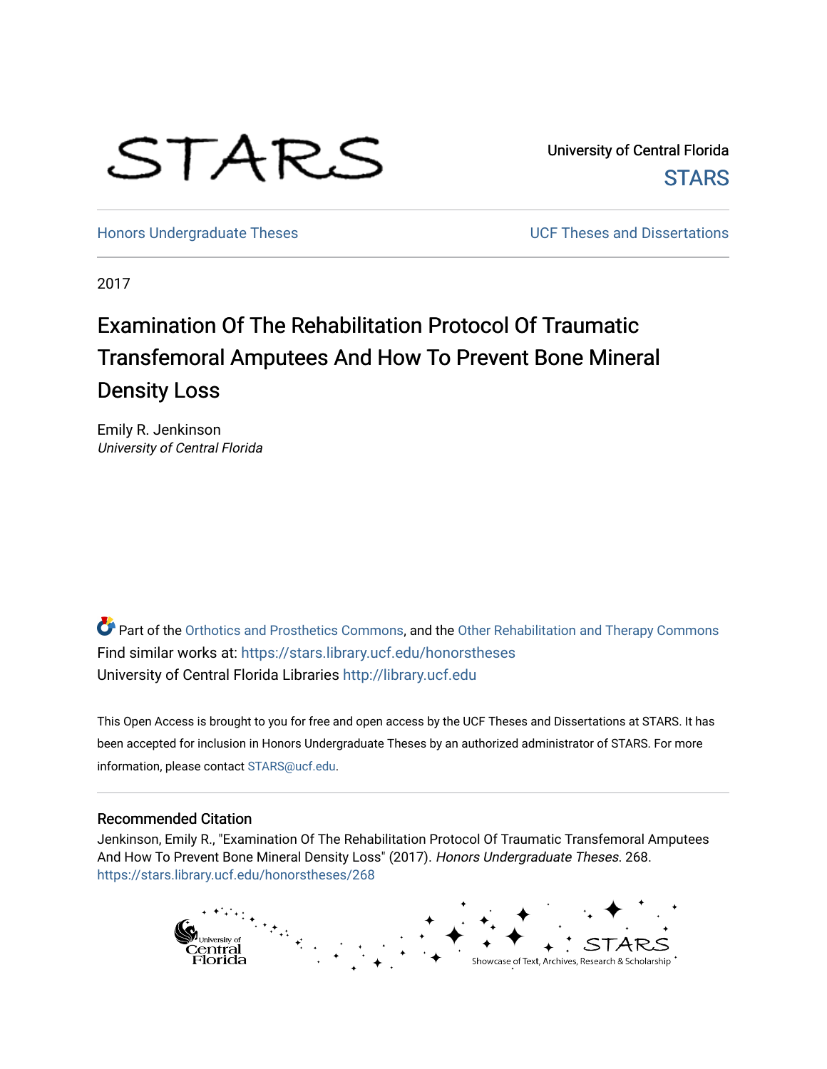University of Central Florida

STARS

Honors Undergraduate Theses

UCF Theses and Dissertations

2017

# Examination Of The Rehabilitation Protocol Of Traumatic Transfemoral Amputees And How To Prevent Bone Mineral Density Loss

Emily R. Jenkinson
*University of Central Florida*

Part of the Orthotics and Prosthetics Commons, and the Other Rehabilitation and Therapy Commons
Find similar works at: https://stars.library.ucf.edu/honorstheses
University of Central Florida Libraries http://library.ucf.edu

This Open Access is brought to you for free and open access by the UCF Theses and Dissertations at STARS. It has been accepted for inclusion in Honors Undergraduate Theses by an authorized administrator of STARS. For more information, please contact STARS@ucf.edu.

## Recommended Citation

Jenkinson, Emily R., "Examination Of The Rehabilitation Protocol Of Traumatic Transfemoral Amputees And How To Prevent Bone Mineral Density Loss" (2017). *Honors Undergraduate Theses*. 268.
https://stars.library.ucf.edu/honorstheses/268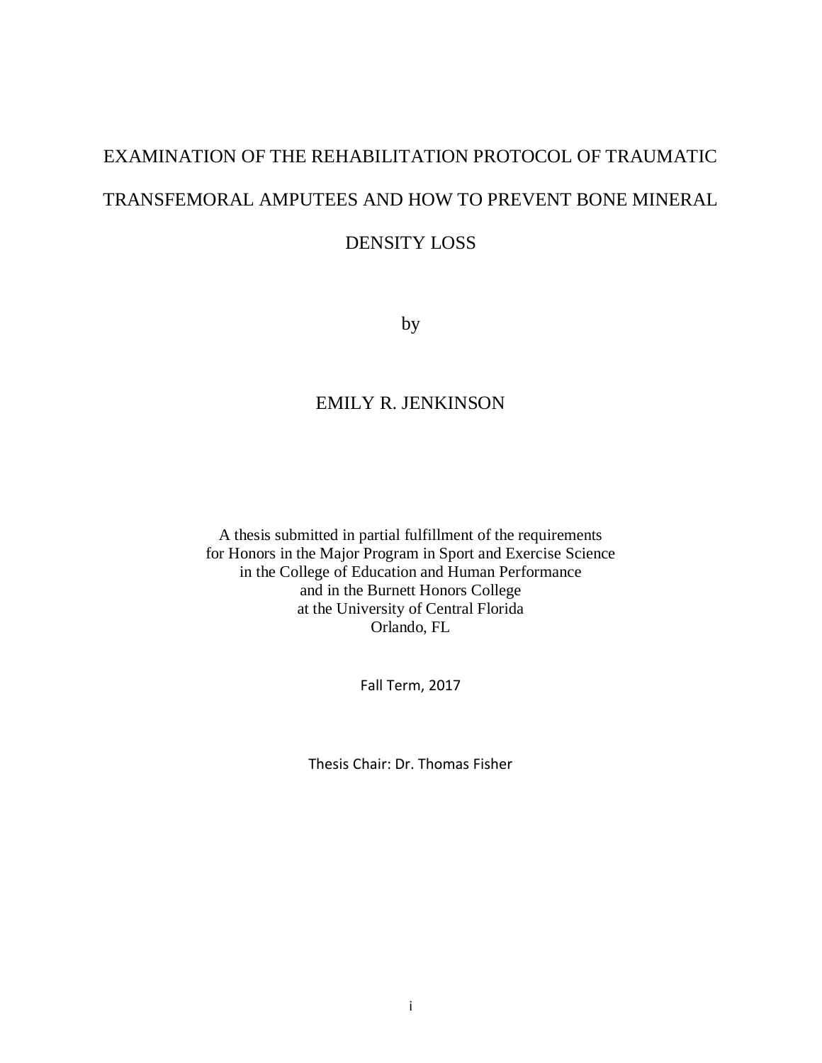# EXAMINATION OF THE REHABILITATION PROTOCOL OF TRAUMATIC TRANSFEMORAL AMPUTEES AND HOW TO PREVENT BONE MINERAL DENSITY LOSS

by

EMILY R. JENKINSON

A thesis submitted in partial fulfillment of the requirements
for Honors in the Major Program in Sport and Exercise Science
in the College of Education and Human Performance
and in the Burnett Honors College
at the University of Central Florida
Orlando, FL

Fall Term, 2017

Thesis Chair: Dr. Thomas Fisher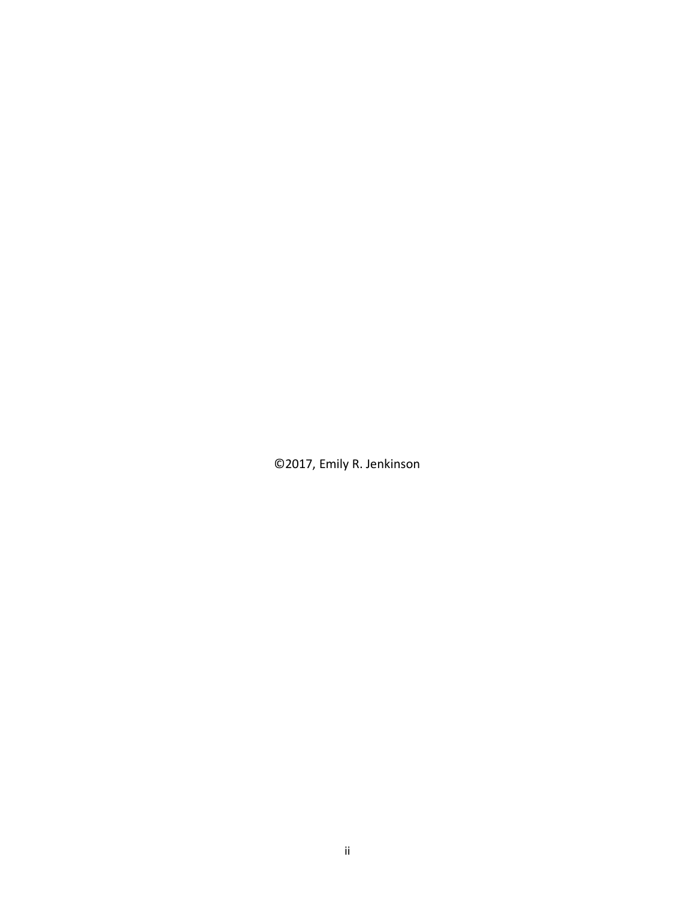©2017, Emily R. Jenkinson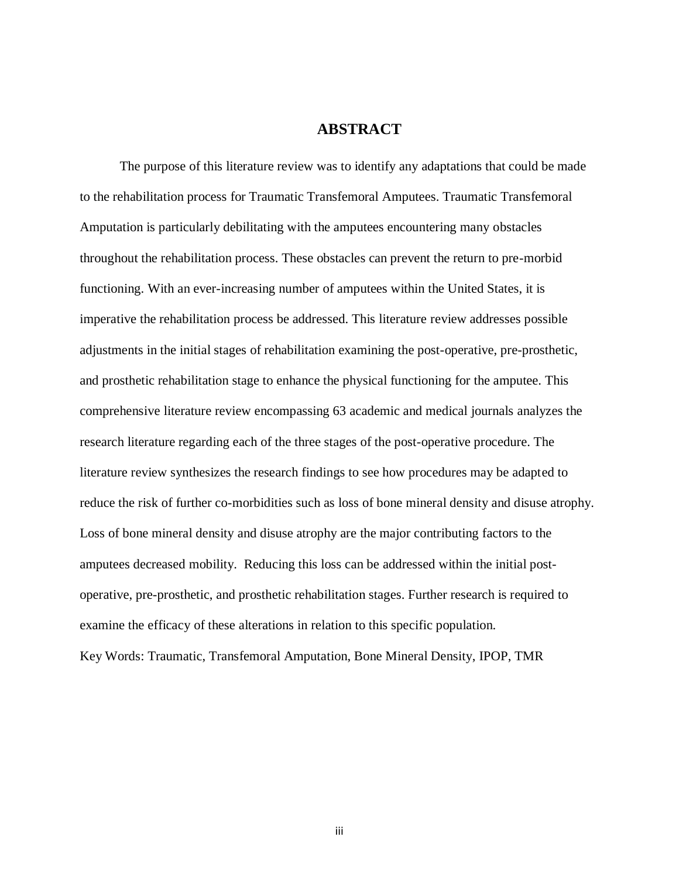# ABSTRACT

The purpose of this literature review was to identify any adaptations that could be made to the rehabilitation process for Traumatic Transfemoral Amputees. Traumatic Transfemoral Amputation is particularly debilitating with the amputees encountering many obstacles throughout the rehabilitation process. These obstacles can prevent the return to pre-morbid functioning. With an ever-increasing number of amputees within the United States, it is imperative the rehabilitation process be addressed. This literature review addresses possible adjustments in the initial stages of rehabilitation examining the post-operative, pre-prosthetic, and prosthetic rehabilitation stage to enhance the physical functioning for the amputee. This comprehensive literature review encompassing 63 academic and medical journals analyzes the research literature regarding each of the three stages of the post-operative procedure. The literature review synthesizes the research findings to see how procedures may be adapted to reduce the risk of further co-morbidities such as loss of bone mineral density and disuse atrophy. Loss of bone mineral density and disuse atrophy are the major contributing factors to the amputees decreased mobility. Reducing this loss can be addressed within the initial post-operative, pre-prosthetic, and prosthetic rehabilitation stages. Further research is required to examine the efficacy of these alterations in relation to this specific population.

Key Words: Traumatic, Transfemoral Amputation, Bone Mineral Density, IPOP, TMR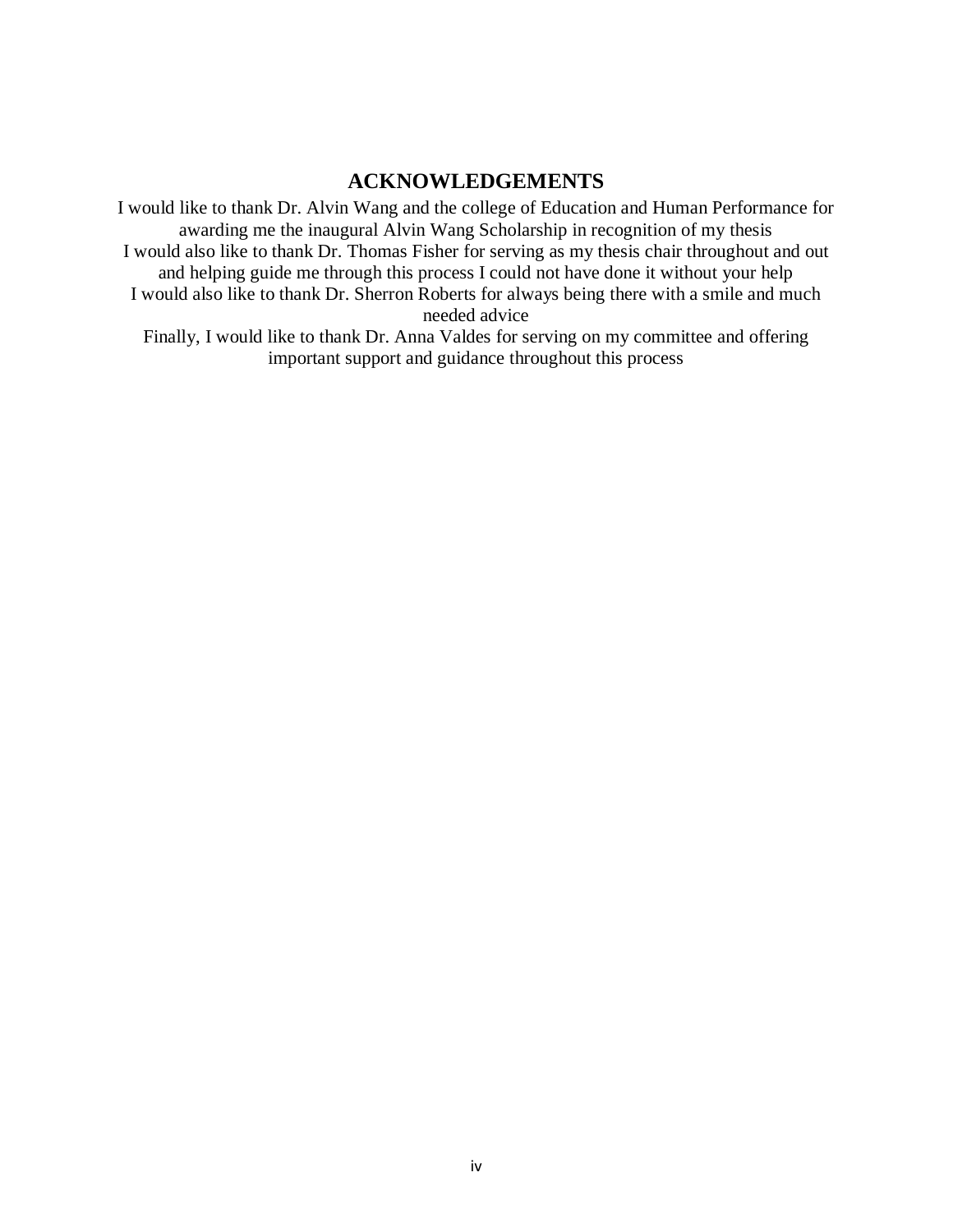# ACKNOWLEDGEMENTS

I would like to thank Dr. Alvin Wang and the college of Education and Human Performance for awarding me the inaugural Alvin Wang Scholarship in recognition of my thesis

I would also like to thank Dr. Thomas Fisher for serving as my thesis chair throughout and out and helping guide me through this process I could not have done it without your help

I would also like to thank Dr. Sherron Roberts for always being there with a smile and much needed advice

Finally, I would like to thank Dr. Anna Valdes for serving on my committee and offering important support and guidance throughout this process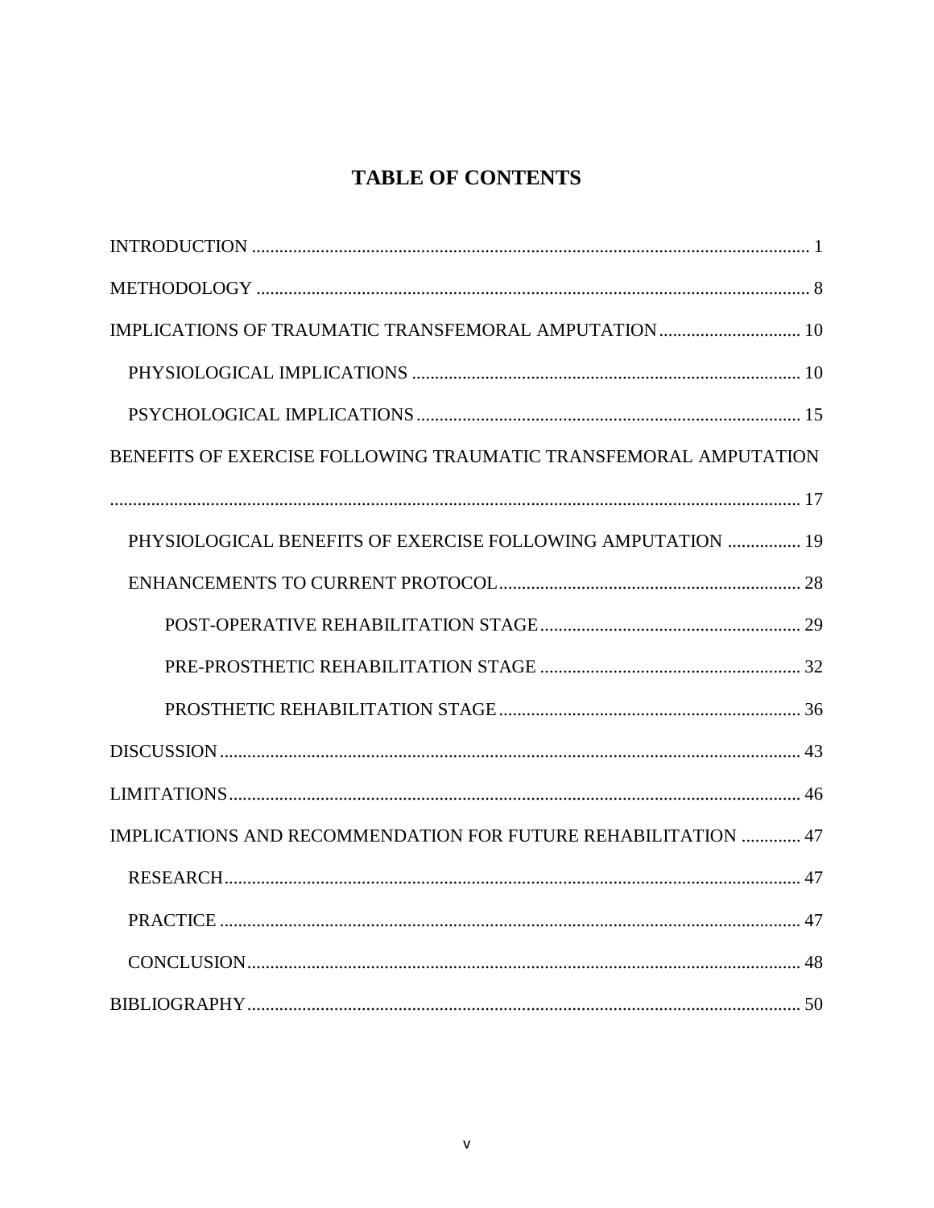# TABLE OF CONTENTS

INTRODUCTION ........................................................................................................................ 1

METHODOLOGY ........................................................................................................................ 8

IMPLICATIONS OF TRAUMATIC TRANSFEMORAL AMPUTATION .............................. 10

  PHYSIOLOGICAL IMPLICATIONS ................................................................................... 10

  PSYCHOLOGICAL IMPLICATIONS .................................................................................. 15

BENEFITS OF EXERCISE FOLLOWING TRAUMATIC TRANSFEMORAL AMPUTATION ...................................................................................................................................... 17

  PHYSIOLOGICAL BENEFITS OF EXERCISE FOLLOWING AMPUTATION ................ 19

  ENHANCEMENTS TO CURRENT PROTOCOL................................................................. 28

    POST-OPERATIVE REHABILITATION STAGE......................................................... 29

    PRE-PROSTHETIC REHABILITATION STAGE ........................................................ 32

    PROSTHETIC REHABILITATION STAGE ................................................................. 36

DISCUSSION .............................................................................................................................. 43

LIMITATIONS............................................................................................................................ 46

IMPLICATIONS AND RECOMMENDATION FOR FUTURE REHABILITATION ............. 47

  RESEARCH............................................................................................................................. 47

  PRACTICE .............................................................................................................................. 47

  CONCLUSION........................................................................................................................ 48

BIBLIOGRAPHY........................................................................................................................ 50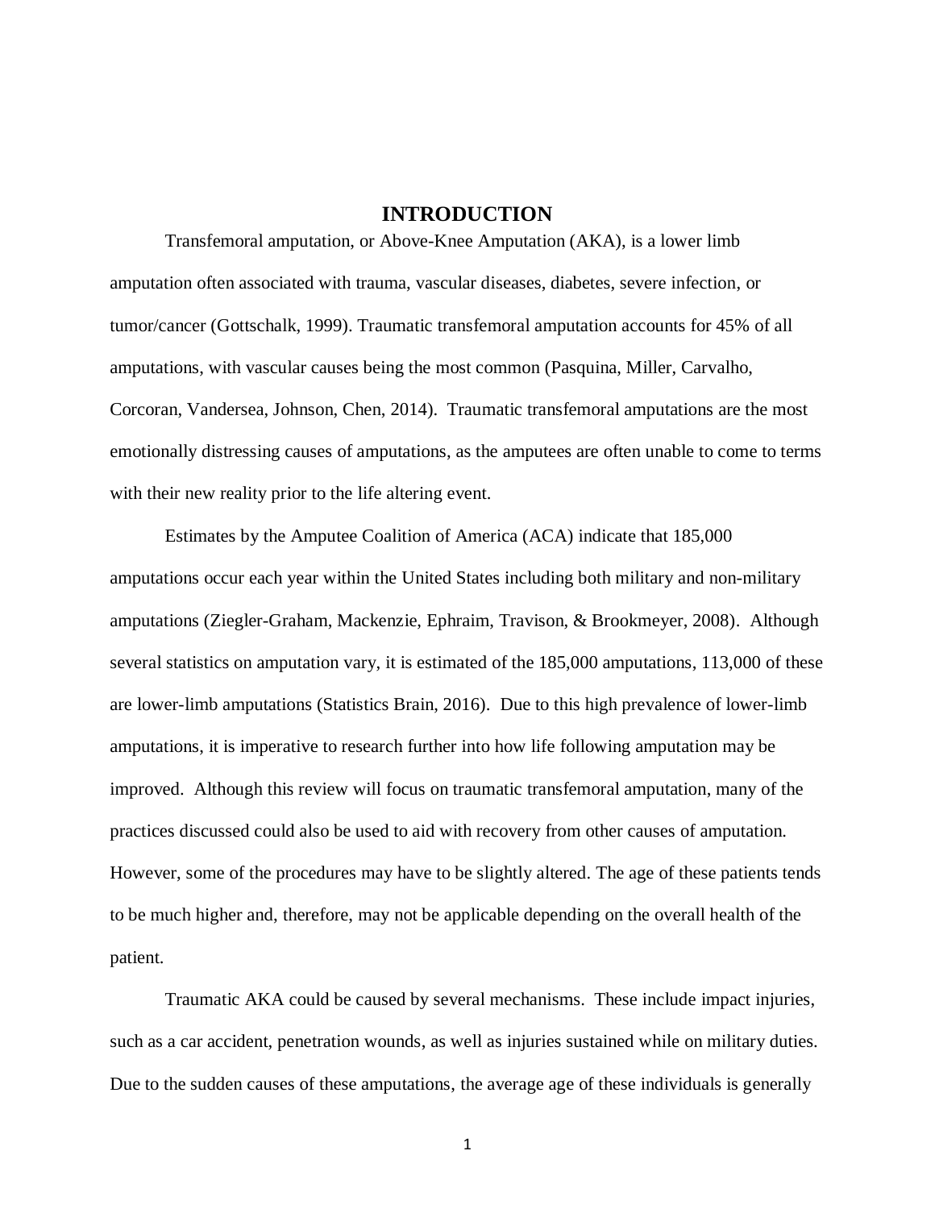# INTRODUCTION

Transfemoral amputation, or Above-Knee Amputation (AKA), is a lower limb amputation often associated with trauma, vascular diseases, diabetes, severe infection, or tumor/cancer (Gottschalk, 1999). Traumatic transfemoral amputation accounts for 45% of all amputations, with vascular causes being the most common (Pasquina, Miller, Carvalho, Corcoran, Vandersea, Johnson, Chen, 2014). Traumatic transfemoral amputations are the most emotionally distressing causes of amputations, as the amputees are often unable to come to terms with their new reality prior to the life altering event.

Estimates by the Amputee Coalition of America (ACA) indicate that 185,000 amputations occur each year within the United States including both military and non-military amputations (Ziegler-Graham, Mackenzie, Ephraim, Travison, & Brookmeyer, 2008). Although several statistics on amputation vary, it is estimated of the 185,000 amputations, 113,000 of these are lower-limb amputations (Statistics Brain, 2016). Due to this high prevalence of lower-limb amputations, it is imperative to research further into how life following amputation may be improved. Although this review will focus on traumatic transfemoral amputation, many of the practices discussed could also be used to aid with recovery from other causes of amputation. However, some of the procedures may have to be slightly altered. The age of these patients tends to be much higher and, therefore, may not be applicable depending on the overall health of the patient.

Traumatic AKA could be caused by several mechanisms. These include impact injuries, such as a car accident, penetration wounds, as well as injuries sustained while on military duties. Due to the sudden causes of these amputations, the average age of these individuals is generally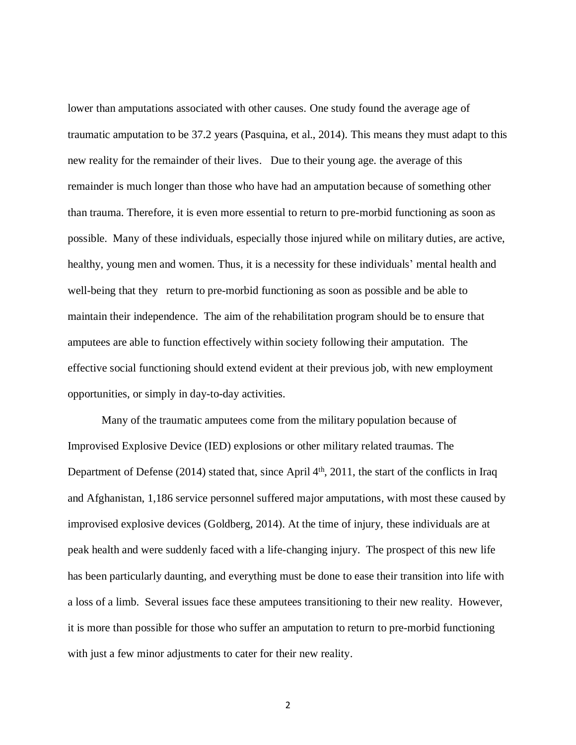lower than amputations associated with other causes. One study found the average age of traumatic amputation to be 37.2 years (Pasquina, et al., 2014). This means they must adapt to this new reality for the remainder of their lives. Due to their young age. the average of this remainder is much longer than those who have had an amputation because of something other than trauma. Therefore, it is even more essential to return to pre-morbid functioning as soon as possible. Many of these individuals, especially those injured while on military duties, are active, healthy, young men and women. Thus, it is a necessity for these individuals' mental health and well-being that they return to pre-morbid functioning as soon as possible and be able to maintain their independence. The aim of the rehabilitation program should be to ensure that amputees are able to function effectively within society following their amputation. The effective social functioning should extend evident at their previous job, with new employment opportunities, or simply in day-to-day activities.

Many of the traumatic amputees come from the military population because of Improvised Explosive Device (IED) explosions or other military related traumas. The Department of Defense (2014) stated that, since April 4th, 2011, the start of the conflicts in Iraq and Afghanistan, 1,186 service personnel suffered major amputations, with most these caused by improvised explosive devices (Goldberg, 2014). At the time of injury, these individuals are at peak health and were suddenly faced with a life-changing injury. The prospect of this new life has been particularly daunting, and everything must be done to ease their transition into life with a loss of a limb. Several issues face these amputees transitioning to their new reality. However, it is more than possible for those who suffer an amputation to return to pre-morbid functioning with just a few minor adjustments to cater for their new reality.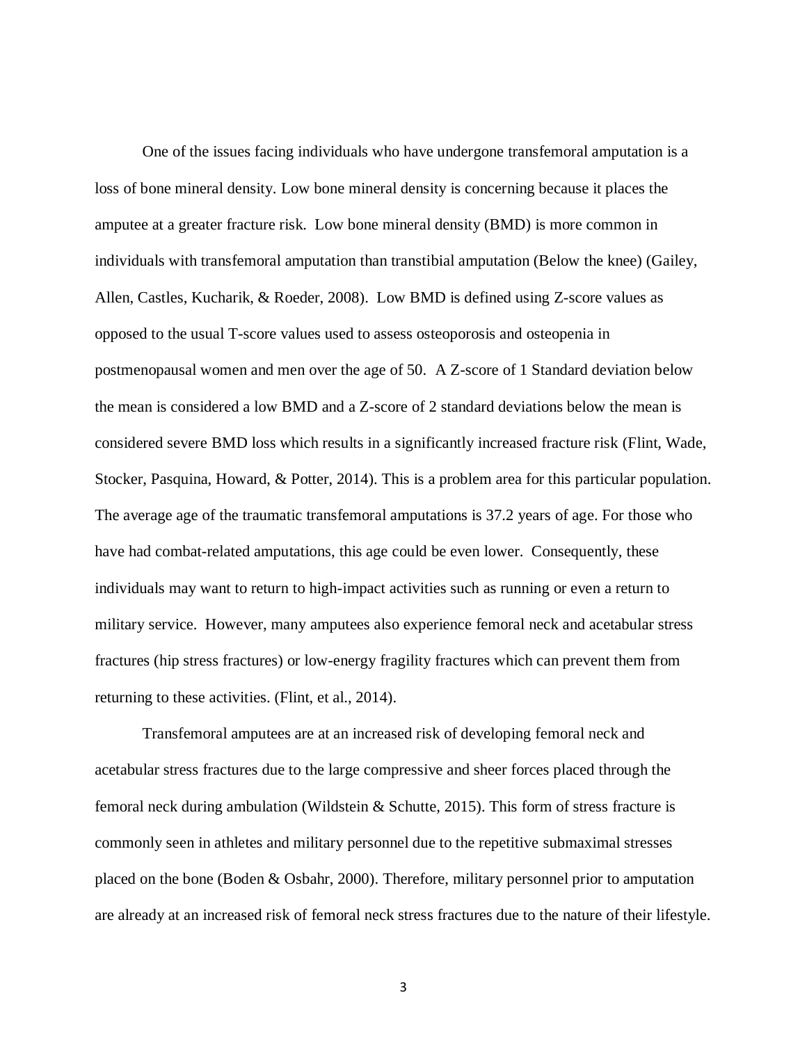One of the issues facing individuals who have undergone transfemoral amputation is a loss of bone mineral density. Low bone mineral density is concerning because it places the amputee at a greater fracture risk. Low bone mineral density (BMD) is more common in individuals with transfemoral amputation than transtibial amputation (Below the knee) (Gailey, Allen, Castles, Kucharik, & Roeder, 2008). Low BMD is defined using Z-score values as opposed to the usual T-score values used to assess osteoporosis and osteopenia in postmenopausal women and men over the age of 50. A Z-score of 1 Standard deviation below the mean is considered a low BMD and a Z-score of 2 standard deviations below the mean is considered severe BMD loss which results in a significantly increased fracture risk (Flint, Wade, Stocker, Pasquina, Howard, & Potter, 2014). This is a problem area for this particular population. The average age of the traumatic transfemoral amputations is 37.2 years of age. For those who have had combat-related amputations, this age could be even lower. Consequently, these individuals may want to return to high-impact activities such as running or even a return to military service. However, many amputees also experience femoral neck and acetabular stress fractures (hip stress fractures) or low-energy fragility fractures which can prevent them from returning to these activities. (Flint, et al., 2014).

Transfemoral amputees are at an increased risk of developing femoral neck and acetabular stress fractures due to the large compressive and sheer forces placed through the femoral neck during ambulation (Wildstein & Schutte, 2015). This form of stress fracture is commonly seen in athletes and military personnel due to the repetitive submaximal stresses placed on the bone (Boden & Osbahr, 2000). Therefore, military personnel prior to amputation are already at an increased risk of femoral neck stress fractures due to the nature of their lifestyle.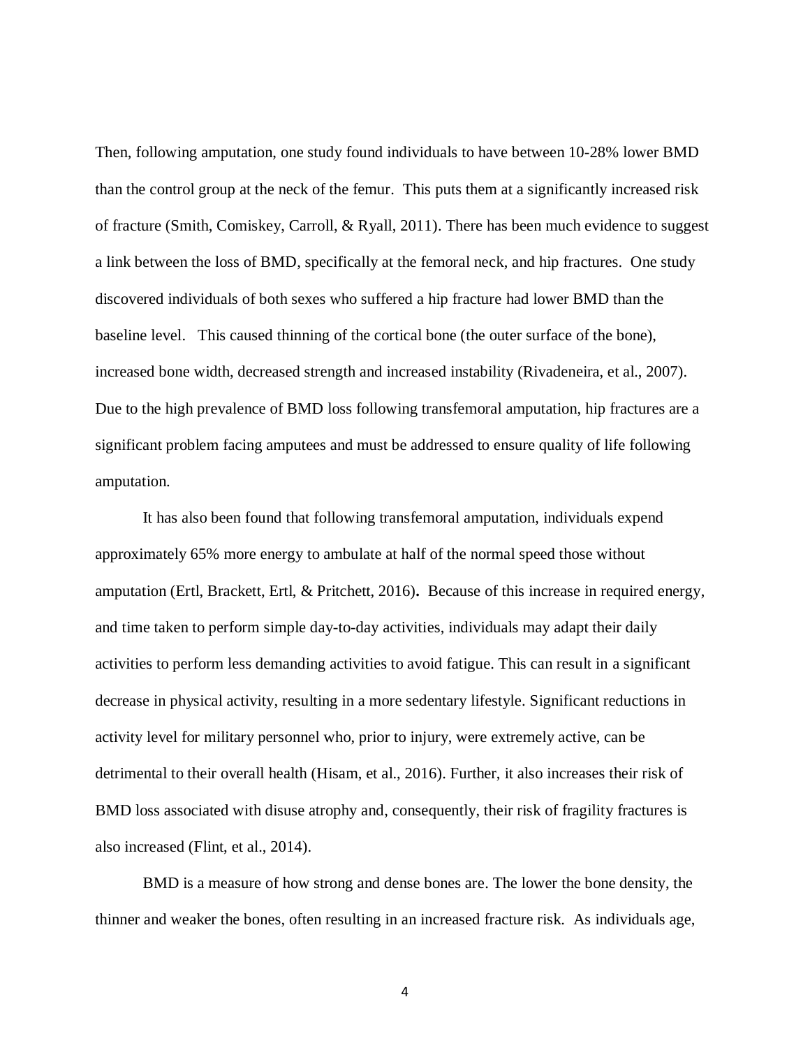Then, following amputation, one study found individuals to have between 10-28% lower BMD than the control group at the neck of the femur. This puts them at a significantly increased risk of fracture (Smith, Comiskey, Carroll, & Ryall, 2011). There has been much evidence to suggest a link between the loss of BMD, specifically at the femoral neck, and hip fractures. One study discovered individuals of both sexes who suffered a hip fracture had lower BMD than the baseline level. This caused thinning of the cortical bone (the outer surface of the bone), increased bone width, decreased strength and increased instability (Rivadeneira, et al., 2007). Due to the high prevalence of BMD loss following transfemoral amputation, hip fractures are a significant problem facing amputees and must be addressed to ensure quality of life following amputation.

It has also been found that following transfemoral amputation, individuals expend approximately 65% more energy to ambulate at half of the normal speed those without amputation (Ertl, Brackett, Ertl, & Pritchett, 2016)**.** Because of this increase in required energy, and time taken to perform simple day-to-day activities, individuals may adapt their daily activities to perform less demanding activities to avoid fatigue. This can result in a significant decrease in physical activity, resulting in a more sedentary lifestyle. Significant reductions in activity level for military personnel who, prior to injury, were extremely active, can be detrimental to their overall health (Hisam, et al., 2016). Further, it also increases their risk of BMD loss associated with disuse atrophy and, consequently, their risk of fragility fractures is also increased (Flint, et al., 2014).

BMD is a measure of how strong and dense bones are. The lower the bone density, the thinner and weaker the bones, often resulting in an increased fracture risk. As individuals age,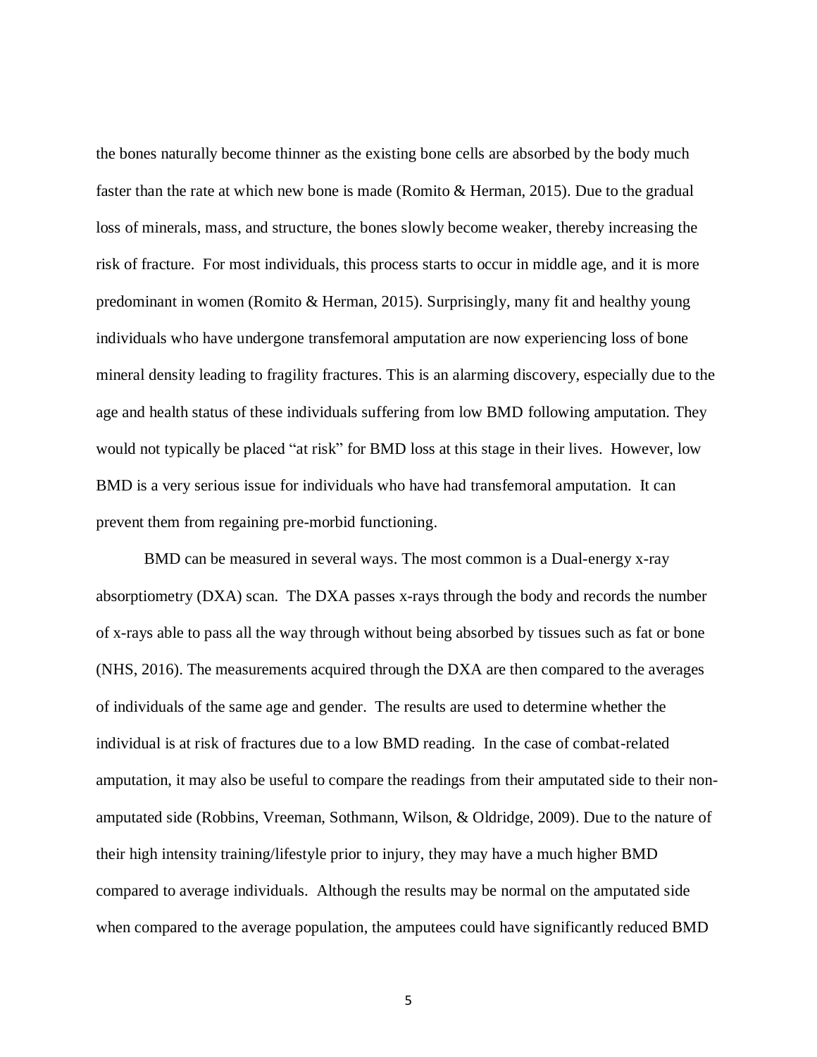the bones naturally become thinner as the existing bone cells are absorbed by the body much faster than the rate at which new bone is made (Romito & Herman, 2015). Due to the gradual loss of minerals, mass, and structure, the bones slowly become weaker, thereby increasing the risk of fracture. For most individuals, this process starts to occur in middle age, and it is more predominant in women (Romito & Herman, 2015). Surprisingly, many fit and healthy young individuals who have undergone transfemoral amputation are now experiencing loss of bone mineral density leading to fragility fractures. This is an alarming discovery, especially due to the age and health status of these individuals suffering from low BMD following amputation. They would not typically be placed "at risk" for BMD loss at this stage in their lives. However, low BMD is a very serious issue for individuals who have had transfemoral amputation. It can prevent them from regaining pre-morbid functioning.

BMD can be measured in several ways. The most common is a Dual-energy x-ray absorptiometry (DXA) scan. The DXA passes x-rays through the body and records the number of x-rays able to pass all the way through without being absorbed by tissues such as fat or bone (NHS, 2016). The measurements acquired through the DXA are then compared to the averages of individuals of the same age and gender. The results are used to determine whether the individual is at risk of fractures due to a low BMD reading. In the case of combat-related amputation, it may also be useful to compare the readings from their amputated side to their non-amputated side (Robbins, Vreeman, Sothmann, Wilson, & Oldridge, 2009). Due to the nature of their high intensity training/lifestyle prior to injury, they may have a much higher BMD compared to average individuals. Although the results may be normal on the amputated side when compared to the average population, the amputees could have significantly reduced BMD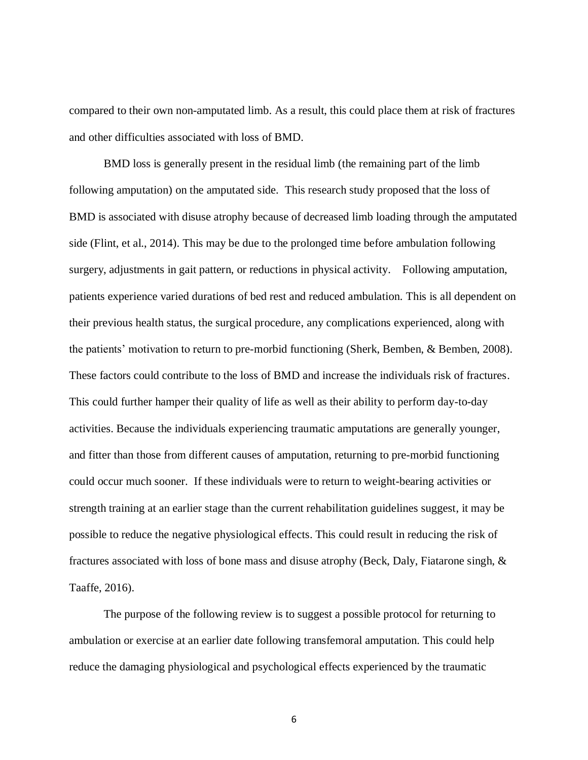compared to their own non-amputated limb. As a result, this could place them at risk of fractures and other difficulties associated with loss of BMD.

BMD loss is generally present in the residual limb (the remaining part of the limb following amputation) on the amputated side. This research study proposed that the loss of BMD is associated with disuse atrophy because of decreased limb loading through the amputated side (Flint, et al., 2014). This may be due to the prolonged time before ambulation following surgery, adjustments in gait pattern, or reductions in physical activity. Following amputation, patients experience varied durations of bed rest and reduced ambulation. This is all dependent on their previous health status, the surgical procedure, any complications experienced, along with the patients' motivation to return to pre-morbid functioning (Sherk, Bemben, & Bemben, 2008). These factors could contribute to the loss of BMD and increase the individuals risk of fractures. This could further hamper their quality of life as well as their ability to perform day-to-day activities. Because the individuals experiencing traumatic amputations are generally younger, and fitter than those from different causes of amputation, returning to pre-morbid functioning could occur much sooner. If these individuals were to return to weight-bearing activities or strength training at an earlier stage than the current rehabilitation guidelines suggest, it may be possible to reduce the negative physiological effects. This could result in reducing the risk of fractures associated with loss of bone mass and disuse atrophy (Beck, Daly, Fiatarone singh, & Taaffe, 2016).

The purpose of the following review is to suggest a possible protocol for returning to ambulation or exercise at an earlier date following transfemoral amputation. This could help reduce the damaging physiological and psychological effects experienced by the traumatic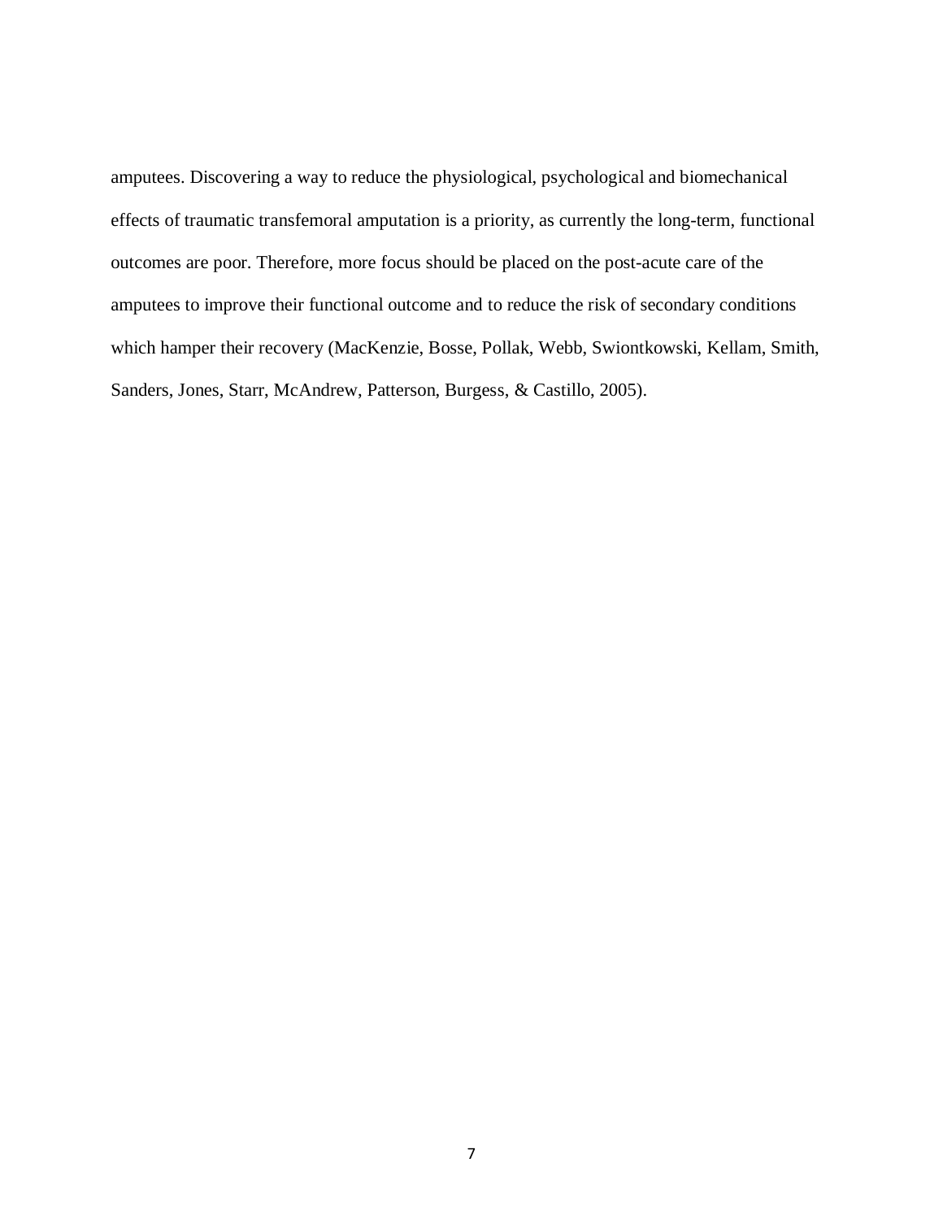amputees. Discovering a way to reduce the physiological, psychological and biomechanical effects of traumatic transfemoral amputation is a priority, as currently the long-term, functional outcomes are poor. Therefore, more focus should be placed on the post-acute care of the amputees to improve their functional outcome and to reduce the risk of secondary conditions which hamper their recovery (MacKenzie, Bosse, Pollak, Webb, Swiontkowski, Kellam, Smith, Sanders, Jones, Starr, McAndrew, Patterson, Burgess, & Castillo, 2005).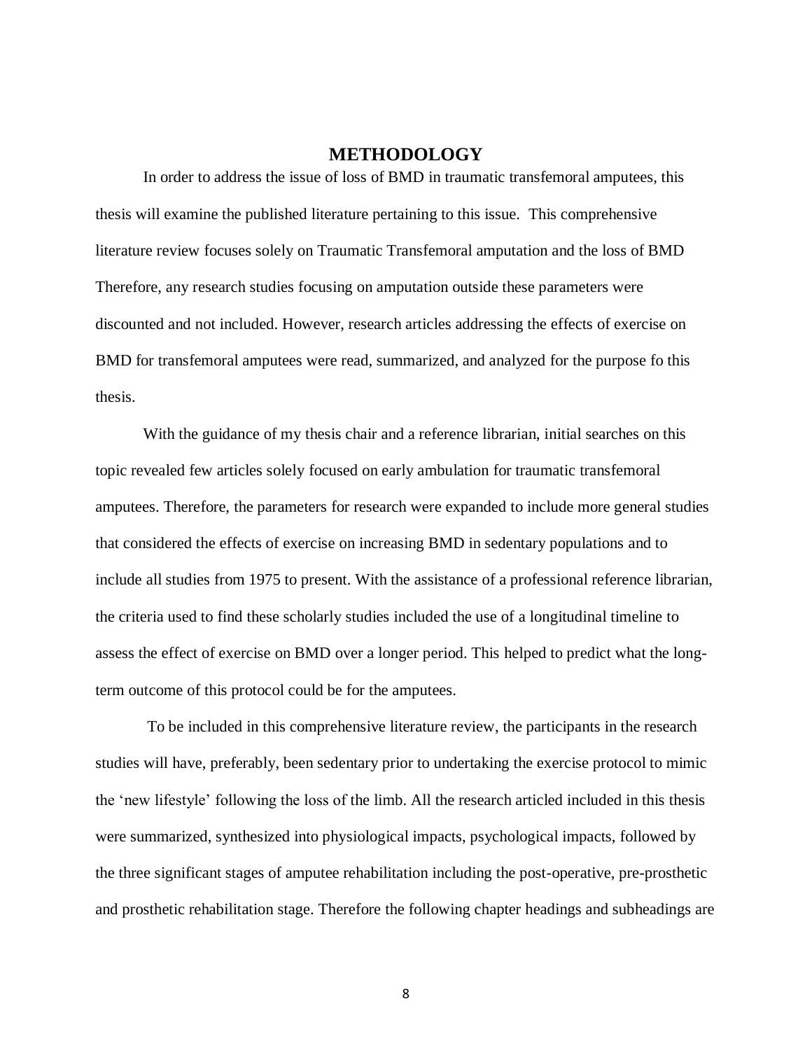# METHODOLOGY

In order to address the issue of loss of BMD in traumatic transfemoral amputees, this thesis will examine the published literature pertaining to this issue. This comprehensive literature review focuses solely on Traumatic Transfemoral amputation and the loss of BMD Therefore, any research studies focusing on amputation outside these parameters were discounted and not included. However, research articles addressing the effects of exercise on BMD for transfemoral amputees were read, summarized, and analyzed for the purpose fo this thesis.

With the guidance of my thesis chair and a reference librarian, initial searches on this topic revealed few articles solely focused on early ambulation for traumatic transfemoral amputees. Therefore, the parameters for research were expanded to include more general studies that considered the effects of exercise on increasing BMD in sedentary populations and to include all studies from 1975 to present. With the assistance of a professional reference librarian, the criteria used to find these scholarly studies included the use of a longitudinal timeline to assess the effect of exercise on BMD over a longer period. This helped to predict what the long-term outcome of this protocol could be for the amputees.

To be included in this comprehensive literature review, the participants in the research studies will have, preferably, been sedentary prior to undertaking the exercise protocol to mimic the 'new lifestyle' following the loss of the limb. All the research articled included in this thesis were summarized, synthesized into physiological impacts, psychological impacts, followed by the three significant stages of amputee rehabilitation including the post-operative, pre-prosthetic and prosthetic rehabilitation stage. Therefore the following chapter headings and subheadings are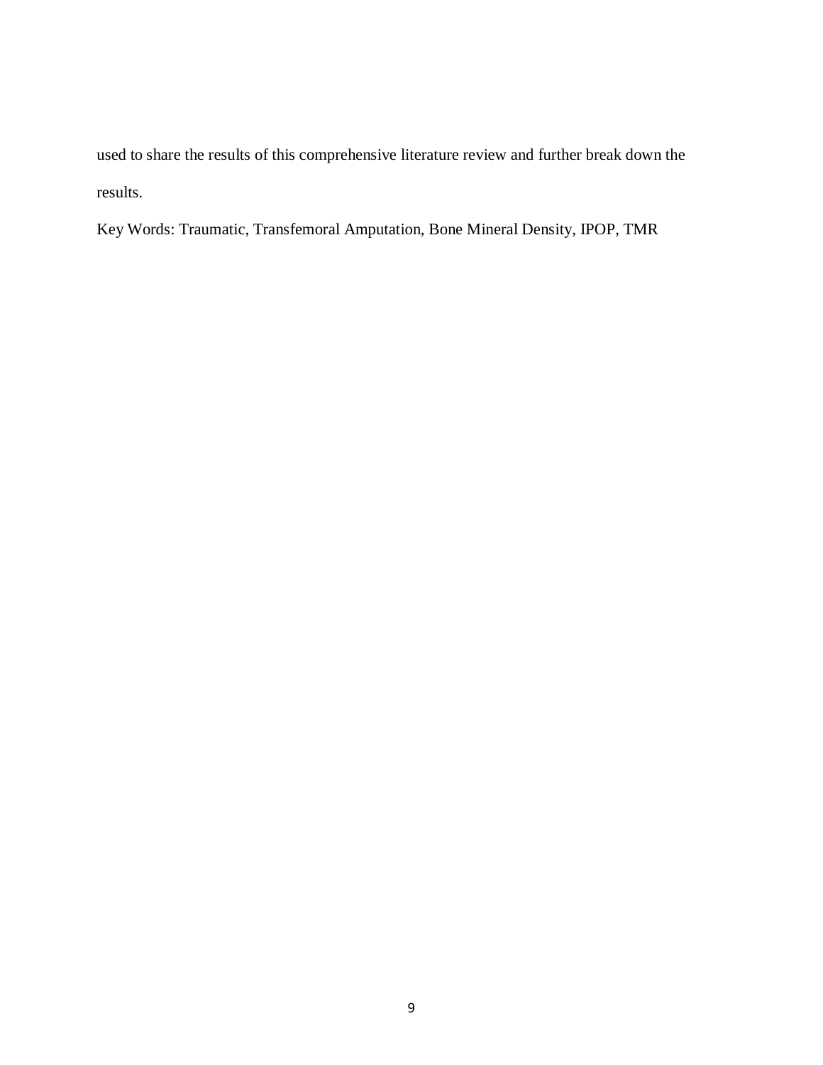used to share the results of this comprehensive literature review and further break down the results.

Key Words: Traumatic, Transfemoral Amputation, Bone Mineral Density, IPOP, TMR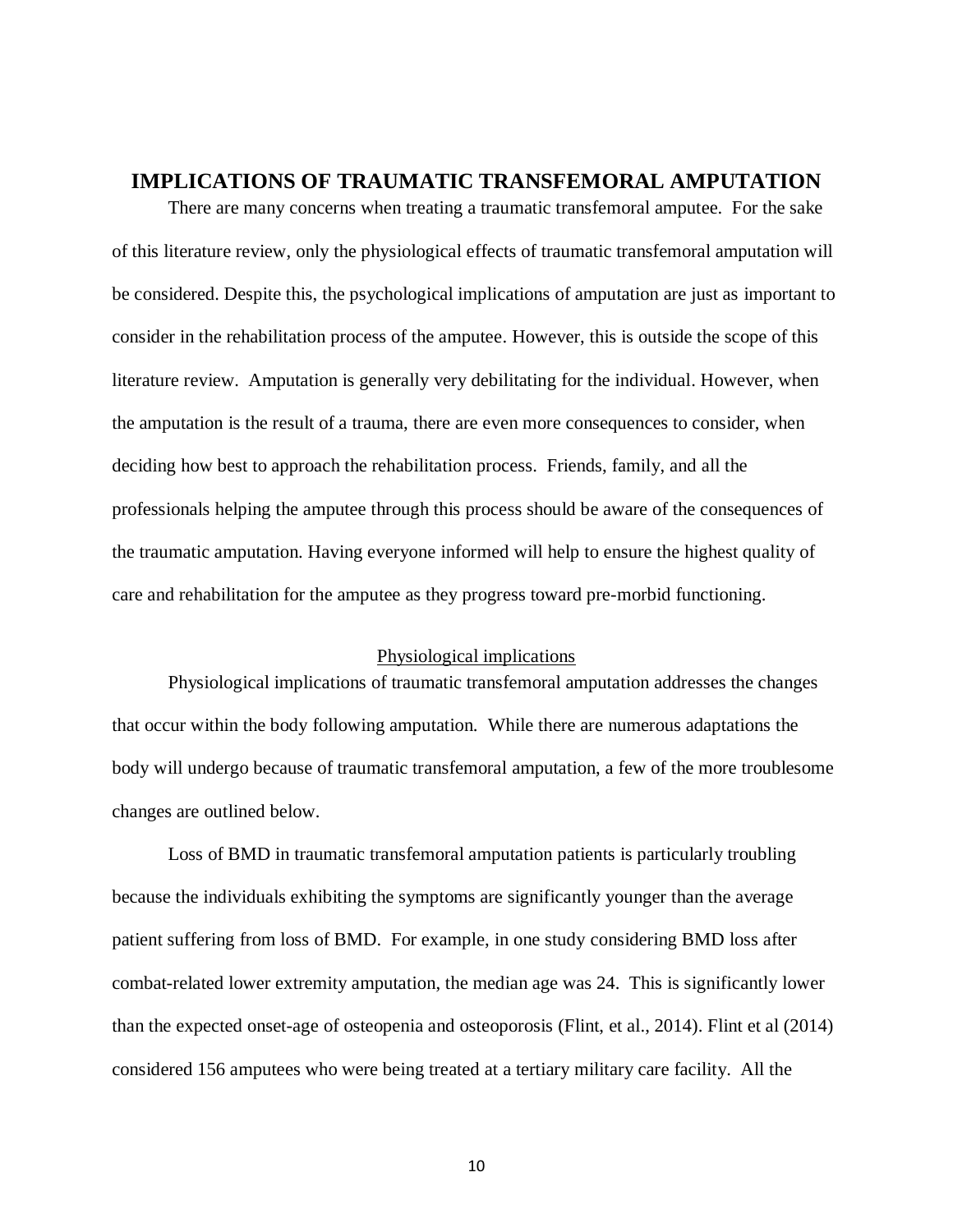# IMPLICATIONS OF TRAUMATIC TRANSFEMORAL AMPUTATION

There are many concerns when treating a traumatic transfemoral amputee. For the sake of this literature review, only the physiological effects of traumatic transfemoral amputation will be considered. Despite this, the psychological implications of amputation are just as important to consider in the rehabilitation process of the amputee. However, this is outside the scope of this literature review. Amputation is generally very debilitating for the individual. However, when the amputation is the result of a trauma, there are even more consequences to consider, when deciding how best to approach the rehabilitation process. Friends, family, and all the professionals helping the amputee through this process should be aware of the consequences of the traumatic amputation. Having everyone informed will help to ensure the highest quality of care and rehabilitation for the amputee as they progress toward pre-morbid functioning.

## Physiological implications

Physiological implications of traumatic transfemoral amputation addresses the changes that occur within the body following amputation. While there are numerous adaptations the body will undergo because of traumatic transfemoral amputation, a few of the more troublesome changes are outlined below.

Loss of BMD in traumatic transfemoral amputation patients is particularly troubling because the individuals exhibiting the symptoms are significantly younger than the average patient suffering from loss of BMD. For example, in one study considering BMD loss after combat-related lower extremity amputation, the median age was 24. This is significantly lower than the expected onset-age of osteopenia and osteoporosis (Flint, et al., 2014). Flint et al (2014) considered 156 amputees who were being treated at a tertiary military care facility. All the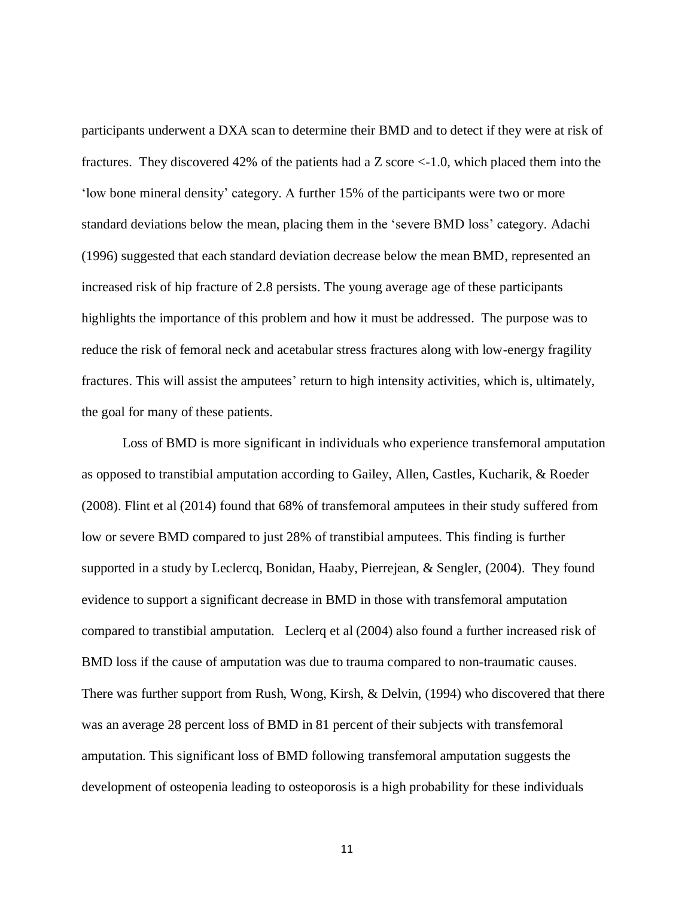participants underwent a DXA scan to determine their BMD and to detect if they were at risk of fractures. They discovered 42% of the patients had a Z score <-1.0, which placed them into the 'low bone mineral density' category. A further 15% of the participants were two or more standard deviations below the mean, placing them in the 'severe BMD loss' category. Adachi (1996) suggested that each standard deviation decrease below the mean BMD, represented an increased risk of hip fracture of 2.8 persists. The young average age of these participants highlights the importance of this problem and how it must be addressed. The purpose was to reduce the risk of femoral neck and acetabular stress fractures along with low-energy fragility fractures. This will assist the amputees' return to high intensity activities, which is, ultimately, the goal for many of these patients.

Loss of BMD is more significant in individuals who experience transfemoral amputation as opposed to transtibial amputation according to Gailey, Allen, Castles, Kucharik, & Roeder (2008). Flint et al (2014) found that 68% of transfemoral amputees in their study suffered from low or severe BMD compared to just 28% of transtibial amputees. This finding is further supported in a study by Leclercq, Bonidan, Haaby, Pierrejean, & Sengler, (2004). They found evidence to support a significant decrease in BMD in those with transfemoral amputation compared to transtibial amputation. Leclerq et al (2004) also found a further increased risk of BMD loss if the cause of amputation was due to trauma compared to non-traumatic causes. There was further support from Rush, Wong, Kirsh, & Delvin, (1994) who discovered that there was an average 28 percent loss of BMD in 81 percent of their subjects with transfemoral amputation. This significant loss of BMD following transfemoral amputation suggests the development of osteopenia leading to osteoporosis is a high probability for these individuals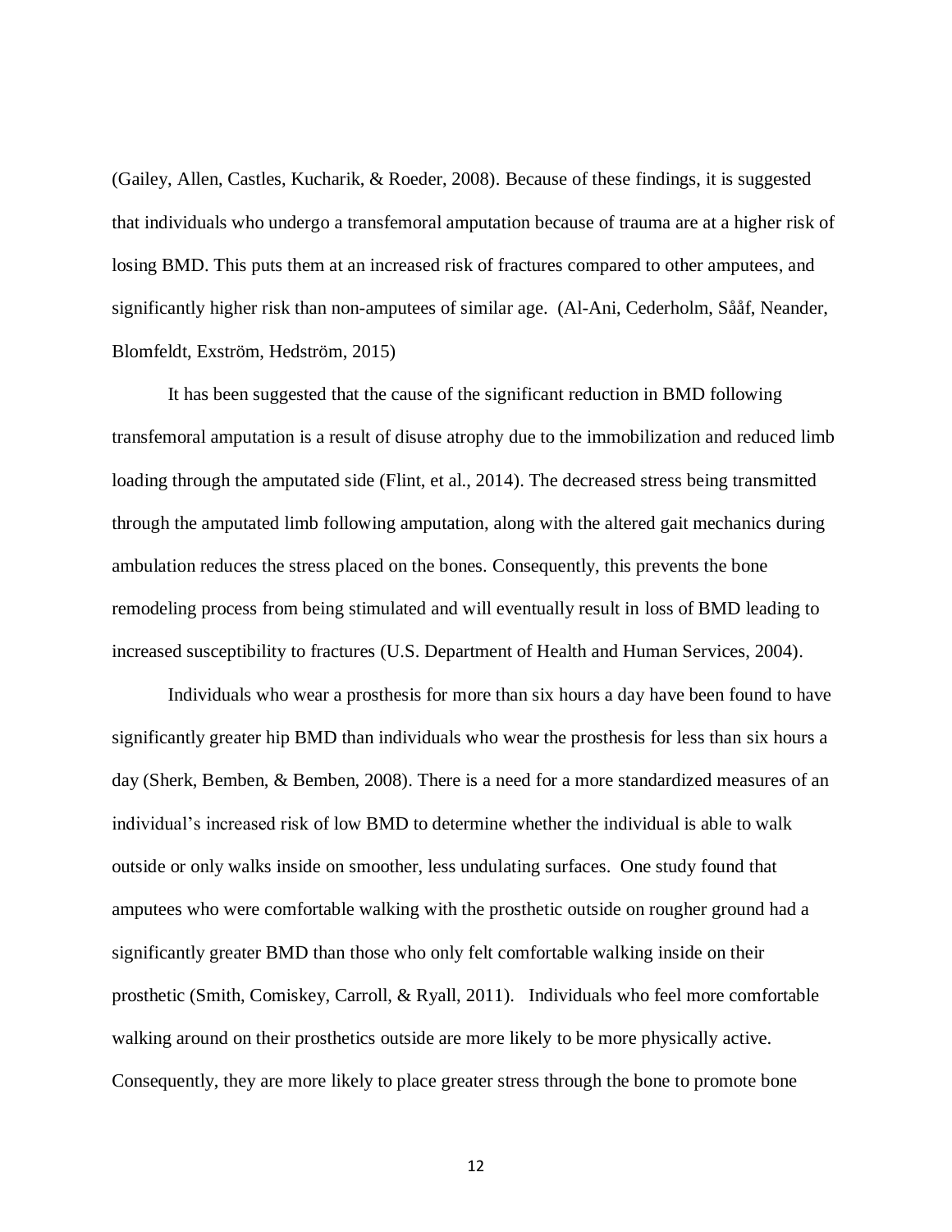(Gailey, Allen, Castles, Kucharik, & Roeder, 2008). Because of these findings, it is suggested that individuals who undergo a transfemoral amputation because of trauma are at a higher risk of losing BMD. This puts them at an increased risk of fractures compared to other amputees, and significantly higher risk than non-amputees of similar age. (Al-Ani, Cederholm, Sååf, Neander, Blomfeldt, Exström, Hedström, 2015)

It has been suggested that the cause of the significant reduction in BMD following transfemoral amputation is a result of disuse atrophy due to the immobilization and reduced limb loading through the amputated side (Flint, et al., 2014). The decreased stress being transmitted through the amputated limb following amputation, along with the altered gait mechanics during ambulation reduces the stress placed on the bones. Consequently, this prevents the bone remodeling process from being stimulated and will eventually result in loss of BMD leading to increased susceptibility to fractures (U.S. Department of Health and Human Services, 2004).

Individuals who wear a prosthesis for more than six hours a day have been found to have significantly greater hip BMD than individuals who wear the prosthesis for less than six hours a day (Sherk, Bemben, & Bemben, 2008). There is a need for a more standardized measures of an individual's increased risk of low BMD to determine whether the individual is able to walk outside or only walks inside on smoother, less undulating surfaces. One study found that amputees who were comfortable walking with the prosthetic outside on rougher ground had a significantly greater BMD than those who only felt comfortable walking inside on their prosthetic (Smith, Comiskey, Carroll, & Ryall, 2011). Individuals who feel more comfortable walking around on their prosthetics outside are more likely to be more physically active. Consequently, they are more likely to place greater stress through the bone to promote bone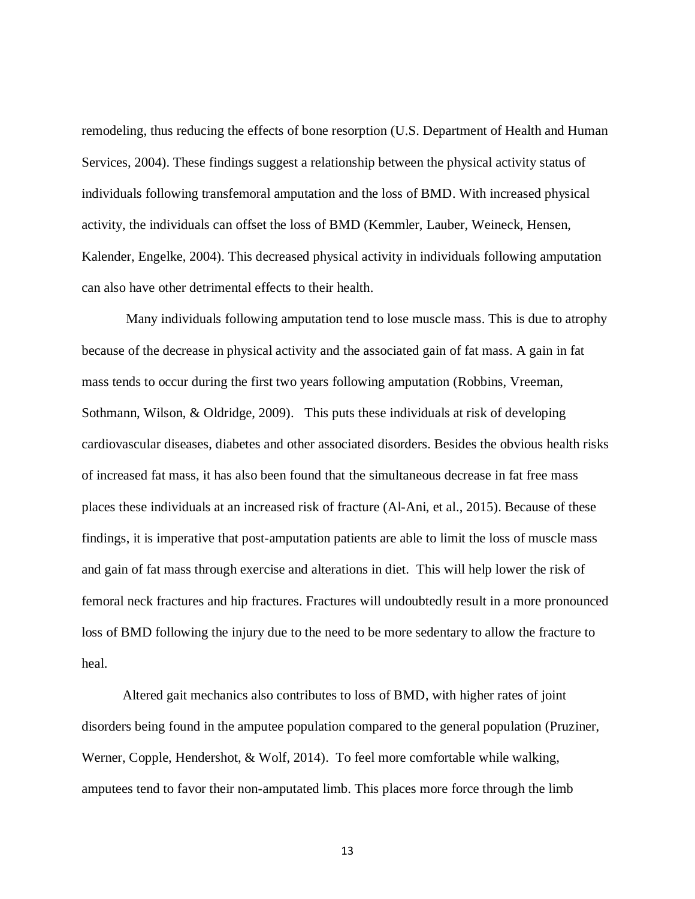remodeling, thus reducing the effects of bone resorption (U.S. Department of Health and Human Services, 2004). These findings suggest a relationship between the physical activity status of individuals following transfemoral amputation and the loss of BMD. With increased physical activity, the individuals can offset the loss of BMD (Kemmler, Lauber, Weineck, Hensen, Kalender, Engelke, 2004). This decreased physical activity in individuals following amputation can also have other detrimental effects to their health.

Many individuals following amputation tend to lose muscle mass. This is due to atrophy because of the decrease in physical activity and the associated gain of fat mass. A gain in fat mass tends to occur during the first two years following amputation (Robbins, Vreeman, Sothmann, Wilson, & Oldridge, 2009). This puts these individuals at risk of developing cardiovascular diseases, diabetes and other associated disorders. Besides the obvious health risks of increased fat mass, it has also been found that the simultaneous decrease in fat free mass places these individuals at an increased risk of fracture (Al-Ani, et al., 2015). Because of these findings, it is imperative that post-amputation patients are able to limit the loss of muscle mass and gain of fat mass through exercise and alterations in diet. This will help lower the risk of femoral neck fractures and hip fractures. Fractures will undoubtedly result in a more pronounced loss of BMD following the injury due to the need to be more sedentary to allow the fracture to heal.

Altered gait mechanics also contributes to loss of BMD, with higher rates of joint disorders being found in the amputee population compared to the general population (Pruziner, Werner, Copple, Hendershot, & Wolf, 2014). To feel more comfortable while walking, amputees tend to favor their non-amputated limb. This places more force through the limb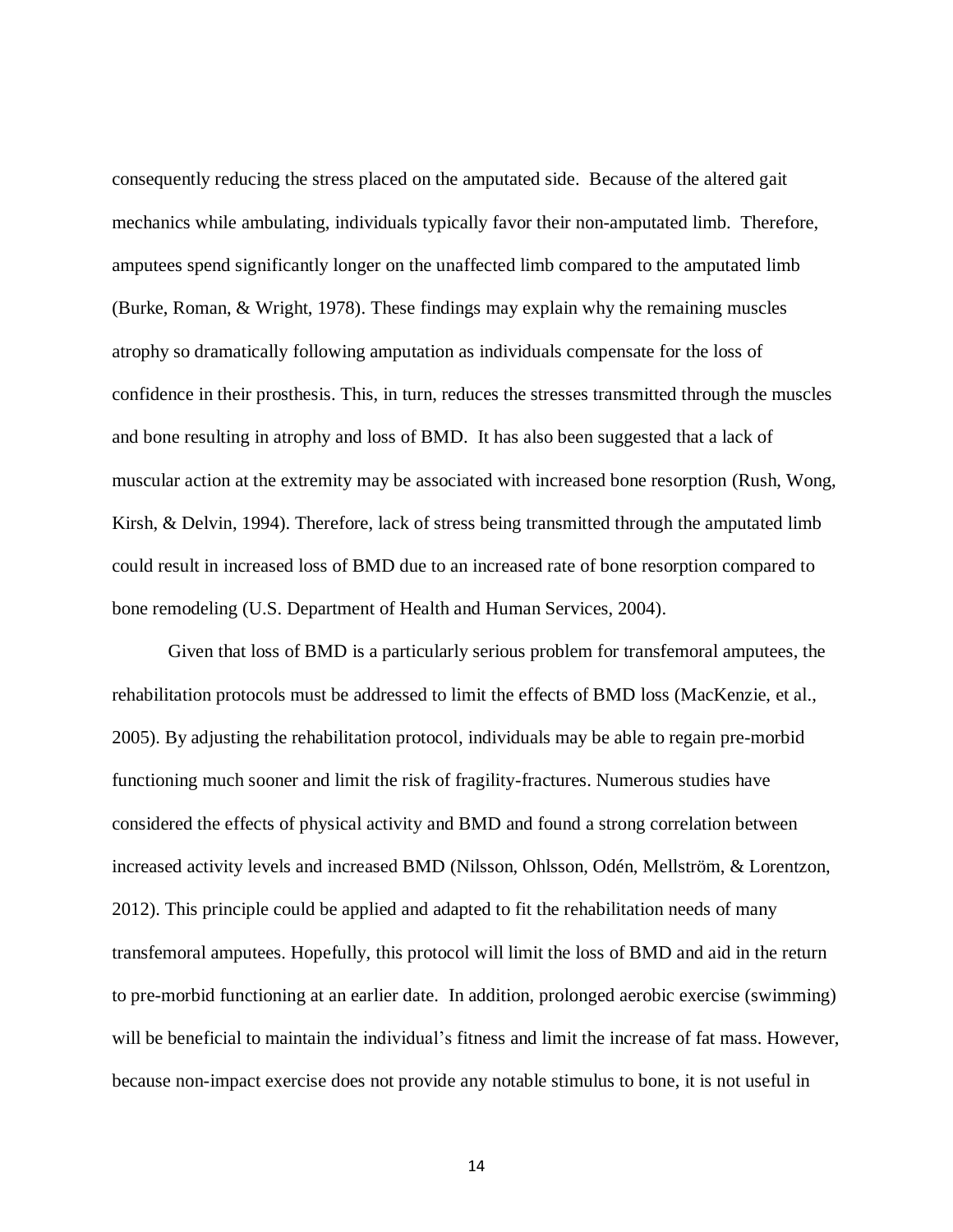consequently reducing the stress placed on the amputated side. Because of the altered gait mechanics while ambulating, individuals typically favor their non-amputated limb. Therefore, amputees spend significantly longer on the unaffected limb compared to the amputated limb (Burke, Roman, & Wright, 1978). These findings may explain why the remaining muscles atrophy so dramatically following amputation as individuals compensate for the loss of confidence in their prosthesis. This, in turn, reduces the stresses transmitted through the muscles and bone resulting in atrophy and loss of BMD. It has also been suggested that a lack of muscular action at the extremity may be associated with increased bone resorption (Rush, Wong, Kirsh, & Delvin, 1994). Therefore, lack of stress being transmitted through the amputated limb could result in increased loss of BMD due to an increased rate of bone resorption compared to bone remodeling (U.S. Department of Health and Human Services, 2004).

Given that loss of BMD is a particularly serious problem for transfemoral amputees, the rehabilitation protocols must be addressed to limit the effects of BMD loss (MacKenzie, et al., 2005). By adjusting the rehabilitation protocol, individuals may be able to regain pre-morbid functioning much sooner and limit the risk of fragility-fractures. Numerous studies have considered the effects of physical activity and BMD and found a strong correlation between increased activity levels and increased BMD (Nilsson, Ohlsson, Odén, Mellström, & Lorentzon, 2012). This principle could be applied and adapted to fit the rehabilitation needs of many transfemoral amputees. Hopefully, this protocol will limit the loss of BMD and aid in the return to pre-morbid functioning at an earlier date. In addition, prolonged aerobic exercise (swimming) will be beneficial to maintain the individual's fitness and limit the increase of fat mass. However, because non-impact exercise does not provide any notable stimulus to bone, it is not useful in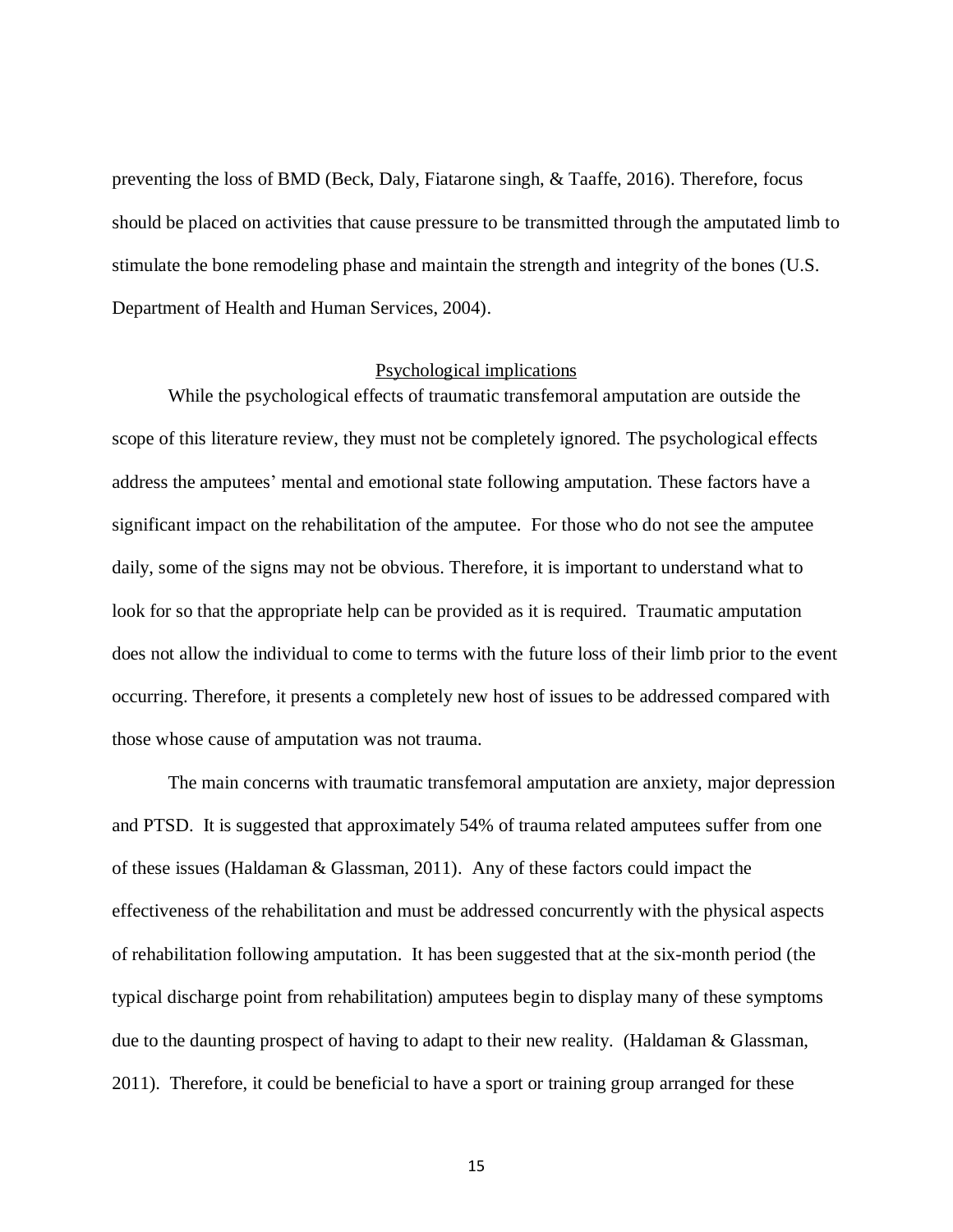preventing the loss of BMD (Beck, Daly, Fiatarone singh, & Taaffe, 2016). Therefore, focus should be placed on activities that cause pressure to be transmitted through the amputated limb to stimulate the bone remodeling phase and maintain the strength and integrity of the bones (U.S. Department of Health and Human Services, 2004).

## Psychological implications

While the psychological effects of traumatic transfemoral amputation are outside the scope of this literature review, they must not be completely ignored. The psychological effects address the amputees' mental and emotional state following amputation. These factors have a significant impact on the rehabilitation of the amputee. For those who do not see the amputee daily, some of the signs may not be obvious. Therefore, it is important to understand what to look for so that the appropriate help can be provided as it is required. Traumatic amputation does not allow the individual to come to terms with the future loss of their limb prior to the event occurring. Therefore, it presents a completely new host of issues to be addressed compared with those whose cause of amputation was not trauma.

The main concerns with traumatic transfemoral amputation are anxiety, major depression and PTSD. It is suggested that approximately 54% of trauma related amputees suffer from one of these issues (Haldaman & Glassman, 2011). Any of these factors could impact the effectiveness of the rehabilitation and must be addressed concurrently with the physical aspects of rehabilitation following amputation. It has been suggested that at the six-month period (the typical discharge point from rehabilitation) amputees begin to display many of these symptoms due to the daunting prospect of having to adapt to their new reality. (Haldaman & Glassman, 2011). Therefore, it could be beneficial to have a sport or training group arranged for these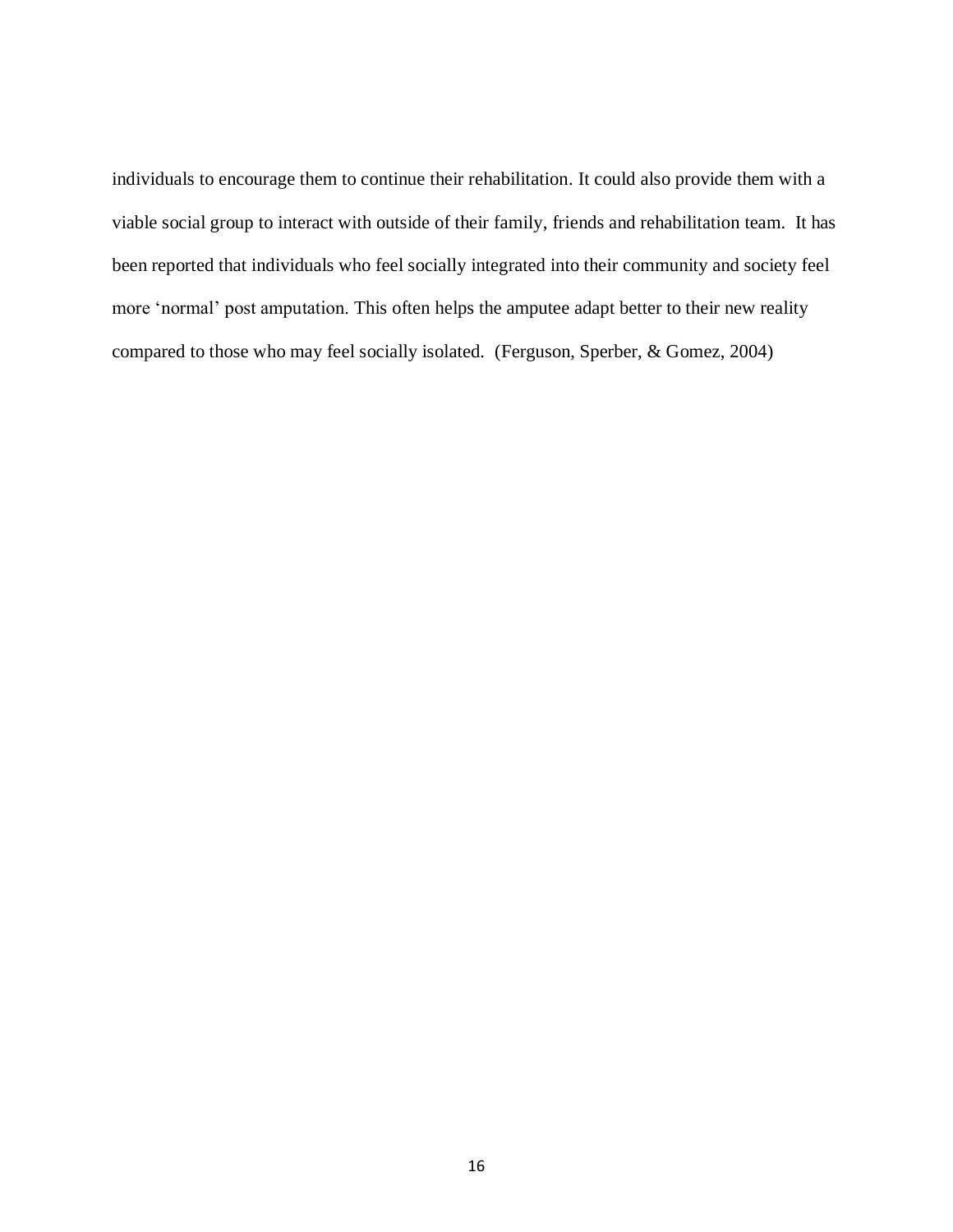individuals to encourage them to continue their rehabilitation. It could also provide them with a viable social group to interact with outside of their family, friends and rehabilitation team. It has been reported that individuals who feel socially integrated into their community and society feel more 'normal' post amputation. This often helps the amputee adapt better to their new reality compared to those who may feel socially isolated. (Ferguson, Sperber, & Gomez, 2004)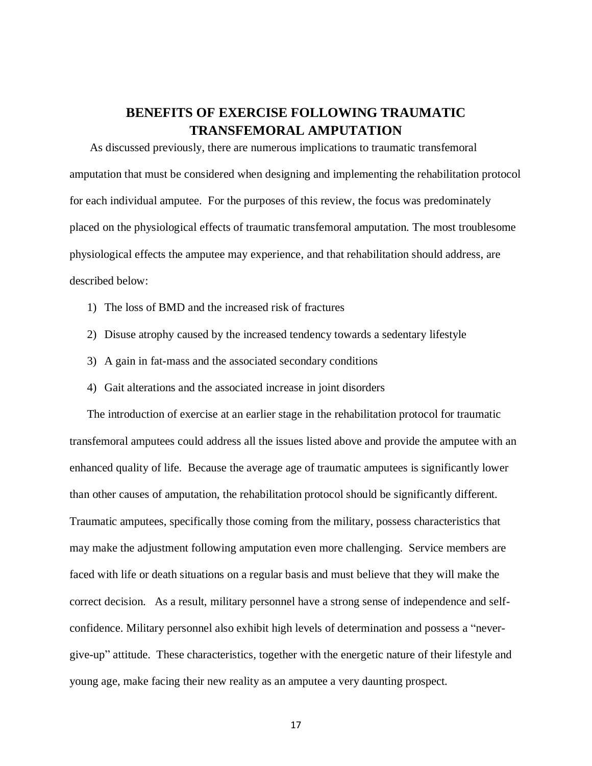# BENEFITS OF EXERCISE FOLLOWING TRAUMATIC TRANSFEMORAL AMPUTATION

As discussed previously, there are numerous implications to traumatic transfemoral amputation that must be considered when designing and implementing the rehabilitation protocol for each individual amputee. For the purposes of this review, the focus was predominately placed on the physiological effects of traumatic transfemoral amputation. The most troublesome physiological effects the amputee may experience, and that rehabilitation should address, are described below:

1) The loss of BMD and the increased risk of fractures
2) Disuse atrophy caused by the increased tendency towards a sedentary lifestyle
3) A gain in fat-mass and the associated secondary conditions
4) Gait alterations and the associated increase in joint disorders

The introduction of exercise at an earlier stage in the rehabilitation protocol for traumatic transfemoral amputees could address all the issues listed above and provide the amputee with an enhanced quality of life. Because the average age of traumatic amputees is significantly lower than other causes of amputation, the rehabilitation protocol should be significantly different. Traumatic amputees, specifically those coming from the military, possess characteristics that may make the adjustment following amputation even more challenging. Service members are faced with life or death situations on a regular basis and must believe that they will make the correct decision. As a result, military personnel have a strong sense of independence and self-confidence. Military personnel also exhibit high levels of determination and possess a "never-give-up" attitude. These characteristics, together with the energetic nature of their lifestyle and young age, make facing their new reality as an amputee a very daunting prospect.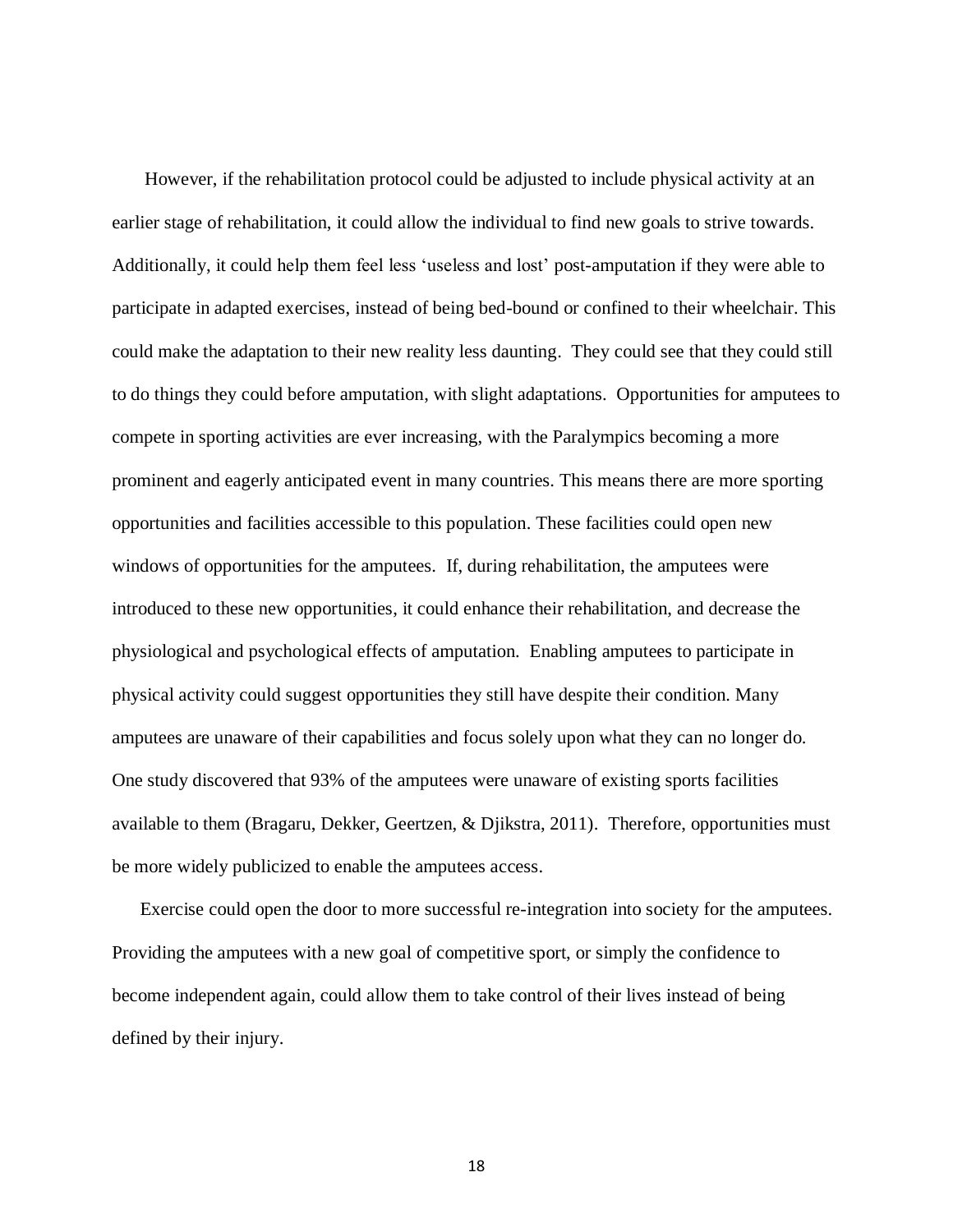However, if the rehabilitation protocol could be adjusted to include physical activity at an earlier stage of rehabilitation, it could allow the individual to find new goals to strive towards. Additionally, it could help them feel less 'useless and lost' post-amputation if they were able to participate in adapted exercises, instead of being bed-bound or confined to their wheelchair. This could make the adaptation to their new reality less daunting. They could see that they could still to do things they could before amputation, with slight adaptations. Opportunities for amputees to compete in sporting activities are ever increasing, with the Paralympics becoming a more prominent and eagerly anticipated event in many countries. This means there are more sporting opportunities and facilities accessible to this population. These facilities could open new windows of opportunities for the amputees. If, during rehabilitation, the amputees were introduced to these new opportunities, it could enhance their rehabilitation, and decrease the physiological and psychological effects of amputation. Enabling amputees to participate in physical activity could suggest opportunities they still have despite their condition. Many amputees are unaware of their capabilities and focus solely upon what they can no longer do. One study discovered that 93% of the amputees were unaware of existing sports facilities available to them (Bragaru, Dekker, Geertzen, & Djikstra, 2011). Therefore, opportunities must be more widely publicized to enable the amputees access.

Exercise could open the door to more successful re-integration into society for the amputees. Providing the amputees with a new goal of competitive sport, or simply the confidence to become independent again, could allow them to take control of their lives instead of being defined by their injury.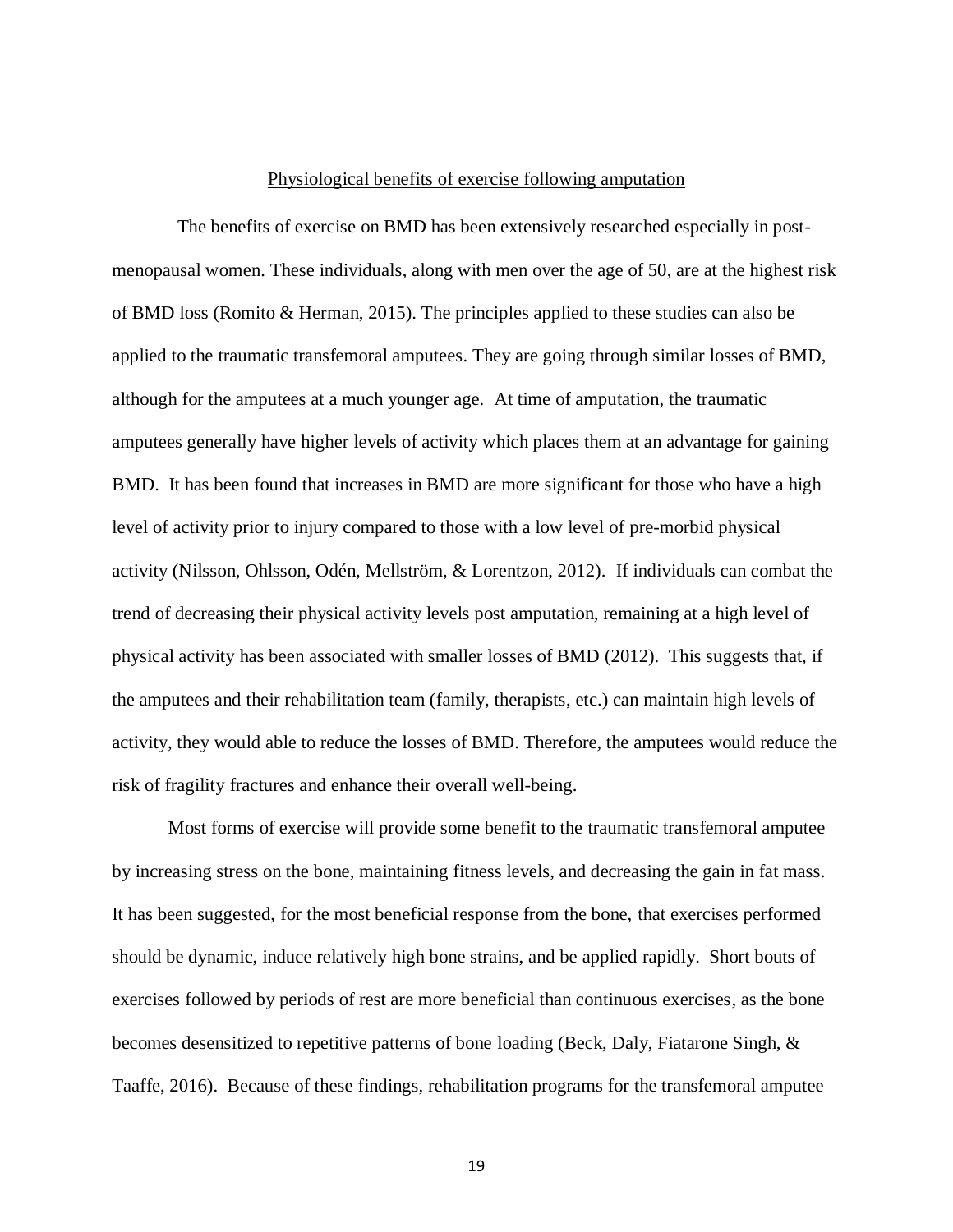## Physiological benefits of exercise following amputation

The benefits of exercise on BMD has been extensively researched especially in post-menopausal women. These individuals, along with men over the age of 50, are at the highest risk of BMD loss (Romito & Herman, 2015). The principles applied to these studies can also be applied to the traumatic transfemoral amputees. They are going through similar losses of BMD, although for the amputees at a much younger age. At time of amputation, the traumatic amputees generally have higher levels of activity which places them at an advantage for gaining BMD. It has been found that increases in BMD are more significant for those who have a high level of activity prior to injury compared to those with a low level of pre-morbid physical activity (Nilsson, Ohlsson, Odén, Mellström, & Lorentzon, 2012). If individuals can combat the trend of decreasing their physical activity levels post amputation, remaining at a high level of physical activity has been associated with smaller losses of BMD (2012). This suggests that, if the amputees and their rehabilitation team (family, therapists, etc.) can maintain high levels of activity, they would able to reduce the losses of BMD. Therefore, the amputees would reduce the risk of fragility fractures and enhance their overall well-being.

Most forms of exercise will provide some benefit to the traumatic transfemoral amputee by increasing stress on the bone, maintaining fitness levels, and decreasing the gain in fat mass. It has been suggested, for the most beneficial response from the bone, that exercises performed should be dynamic, induce relatively high bone strains, and be applied rapidly. Short bouts of exercises followed by periods of rest are more beneficial than continuous exercises, as the bone becomes desensitized to repetitive patterns of bone loading (Beck, Daly, Fiatarone Singh, & Taaffe, 2016). Because of these findings, rehabilitation programs for the transfemoral amputee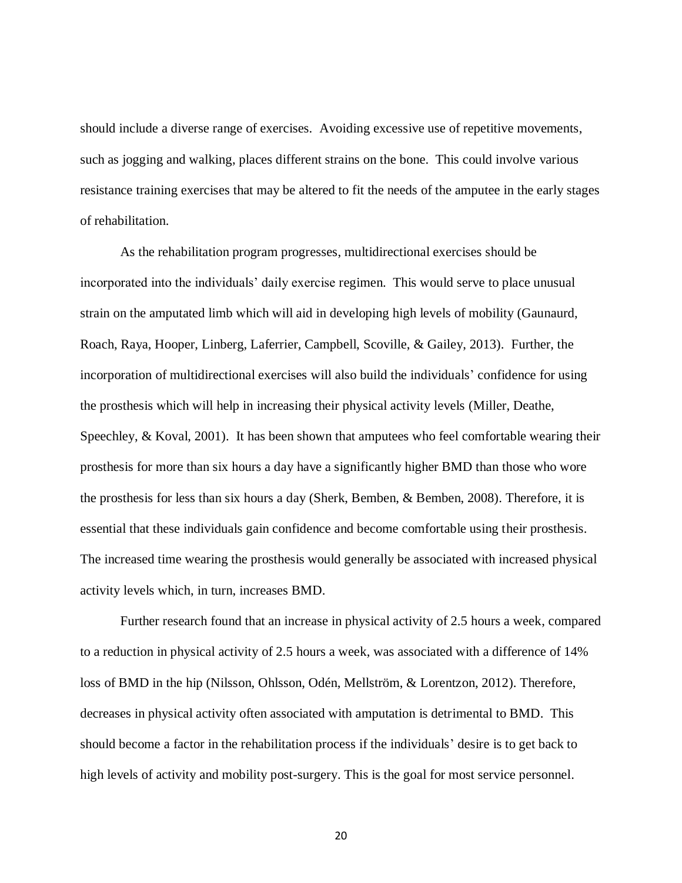should include a diverse range of exercises. Avoiding excessive use of repetitive movements, such as jogging and walking, places different strains on the bone. This could involve various resistance training exercises that may be altered to fit the needs of the amputee in the early stages of rehabilitation.

As the rehabilitation program progresses, multidirectional exercises should be incorporated into the individuals' daily exercise regimen. This would serve to place unusual strain on the amputated limb which will aid in developing high levels of mobility (Gaunaurd, Roach, Raya, Hooper, Linberg, Laferrier, Campbell, Scoville, & Gailey, 2013). Further, the incorporation of multidirectional exercises will also build the individuals' confidence for using the prosthesis which will help in increasing their physical activity levels (Miller, Deathe, Speechley, & Koval, 2001). It has been shown that amputees who feel comfortable wearing their prosthesis for more than six hours a day have a significantly higher BMD than those who wore the prosthesis for less than six hours a day (Sherk, Bemben, & Bemben, 2008). Therefore, it is essential that these individuals gain confidence and become comfortable using their prosthesis. The increased time wearing the prosthesis would generally be associated with increased physical activity levels which, in turn, increases BMD.

Further research found that an increase in physical activity of 2.5 hours a week, compared to a reduction in physical activity of 2.5 hours a week, was associated with a difference of 14% loss of BMD in the hip (Nilsson, Ohlsson, Odén, Mellström, & Lorentzon, 2012). Therefore, decreases in physical activity often associated with amputation is detrimental to BMD. This should become a factor in the rehabilitation process if the individuals' desire is to get back to high levels of activity and mobility post-surgery. This is the goal for most service personnel.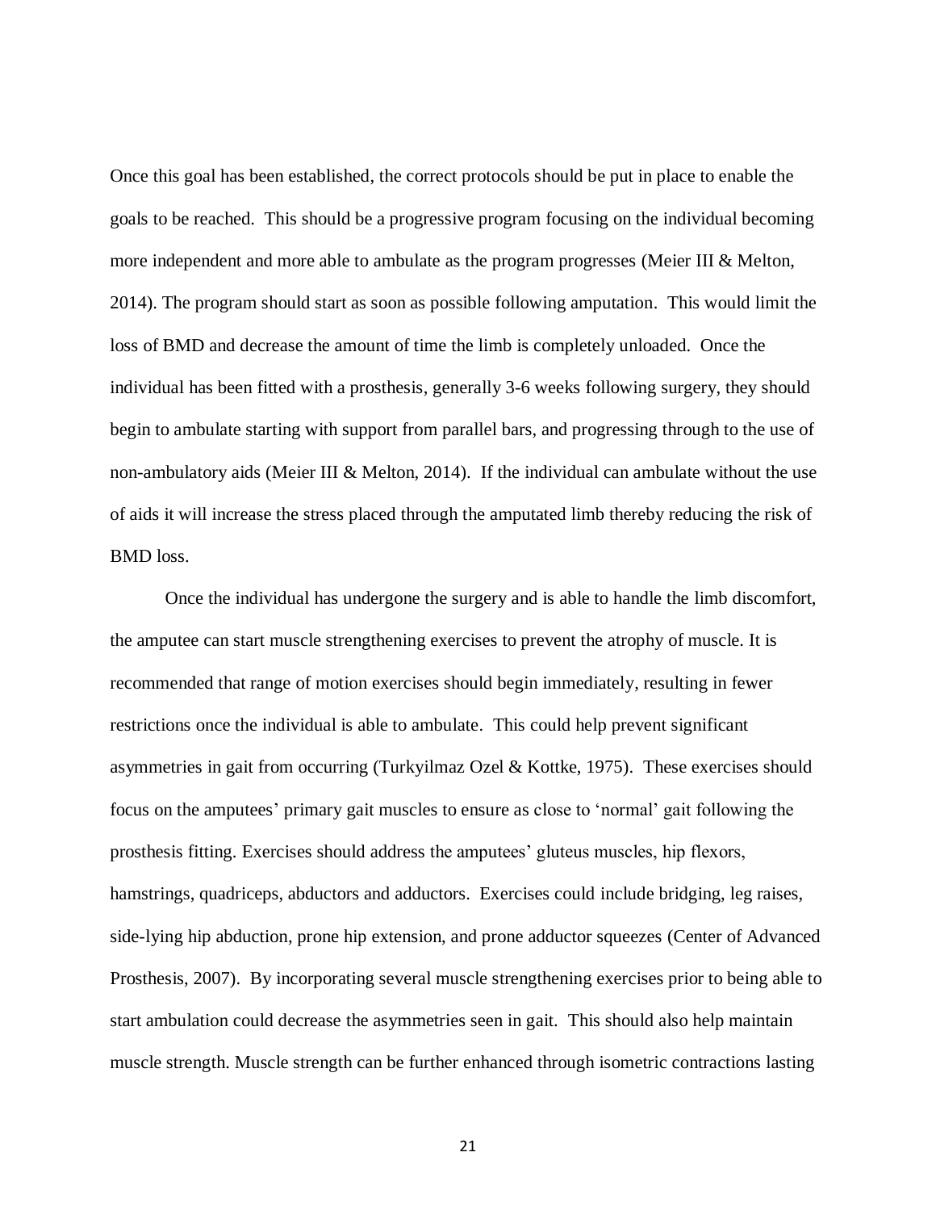Once this goal has been established, the correct protocols should be put in place to enable the goals to be reached. This should be a progressive program focusing on the individual becoming more independent and more able to ambulate as the program progresses (Meier III & Melton, 2014). The program should start as soon as possible following amputation. This would limit the loss of BMD and decrease the amount of time the limb is completely unloaded. Once the individual has been fitted with a prosthesis, generally 3-6 weeks following surgery, they should begin to ambulate starting with support from parallel bars, and progressing through to the use of non-ambulatory aids (Meier III & Melton, 2014). If the individual can ambulate without the use of aids it will increase the stress placed through the amputated limb thereby reducing the risk of BMD loss.

Once the individual has undergone the surgery and is able to handle the limb discomfort, the amputee can start muscle strengthening exercises to prevent the atrophy of muscle. It is recommended that range of motion exercises should begin immediately, resulting in fewer restrictions once the individual is able to ambulate. This could help prevent significant asymmetries in gait from occurring (Turkyilmaz Ozel & Kottke, 1975). These exercises should focus on the amputees' primary gait muscles to ensure as close to 'normal' gait following the prosthesis fitting. Exercises should address the amputees' gluteus muscles, hip flexors, hamstrings, quadriceps, abductors and adductors. Exercises could include bridging, leg raises, side-lying hip abduction, prone hip extension, and prone adductor squeezes (Center of Advanced Prosthesis, 2007). By incorporating several muscle strengthening exercises prior to being able to start ambulation could decrease the asymmetries seen in gait. This should also help maintain muscle strength. Muscle strength can be further enhanced through isometric contractions lasting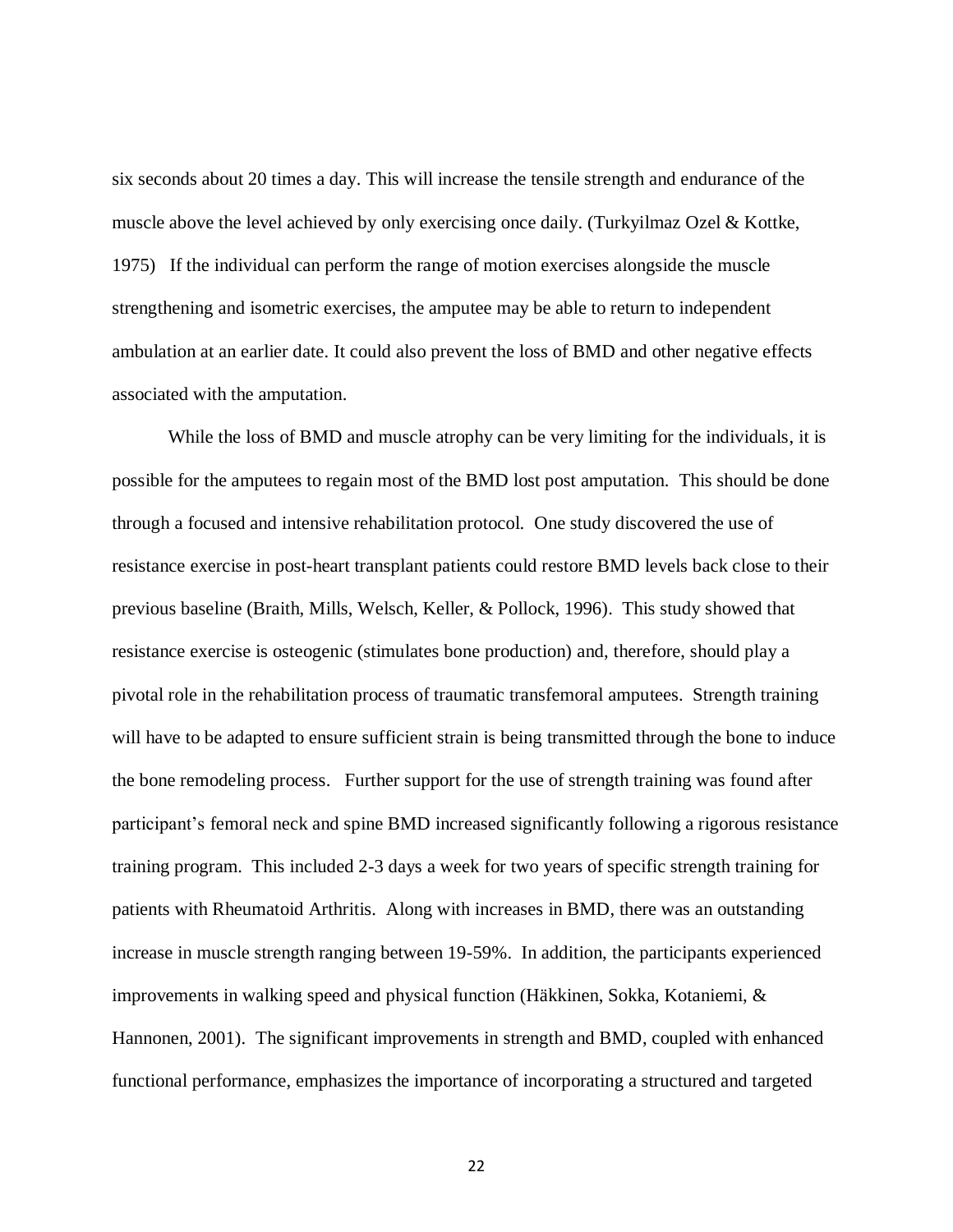six seconds about 20 times a day. This will increase the tensile strength and endurance of the muscle above the level achieved by only exercising once daily. (Turkyilmaz Ozel & Kottke, 1975) If the individual can perform the range of motion exercises alongside the muscle strengthening and isometric exercises, the amputee may be able to return to independent ambulation at an earlier date. It could also prevent the loss of BMD and other negative effects associated with the amputation.

While the loss of BMD and muscle atrophy can be very limiting for the individuals, it is possible for the amputees to regain most of the BMD lost post amputation. This should be done through a focused and intensive rehabilitation protocol. One study discovered the use of resistance exercise in post-heart transplant patients could restore BMD levels back close to their previous baseline (Braith, Mills, Welsch, Keller, & Pollock, 1996). This study showed that resistance exercise is osteogenic (stimulates bone production) and, therefore, should play a pivotal role in the rehabilitation process of traumatic transfemoral amputees. Strength training will have to be adapted to ensure sufficient strain is being transmitted through the bone to induce the bone remodeling process. Further support for the use of strength training was found after participant's femoral neck and spine BMD increased significantly following a rigorous resistance training program. This included 2-3 days a week for two years of specific strength training for patients with Rheumatoid Arthritis. Along with increases in BMD, there was an outstanding increase in muscle strength ranging between 19-59%. In addition, the participants experienced improvements in walking speed and physical function (Häkkinen, Sokka, Kotaniemi, & Hannonen, 2001). The significant improvements in strength and BMD, coupled with enhanced functional performance, emphasizes the importance of incorporating a structured and targeted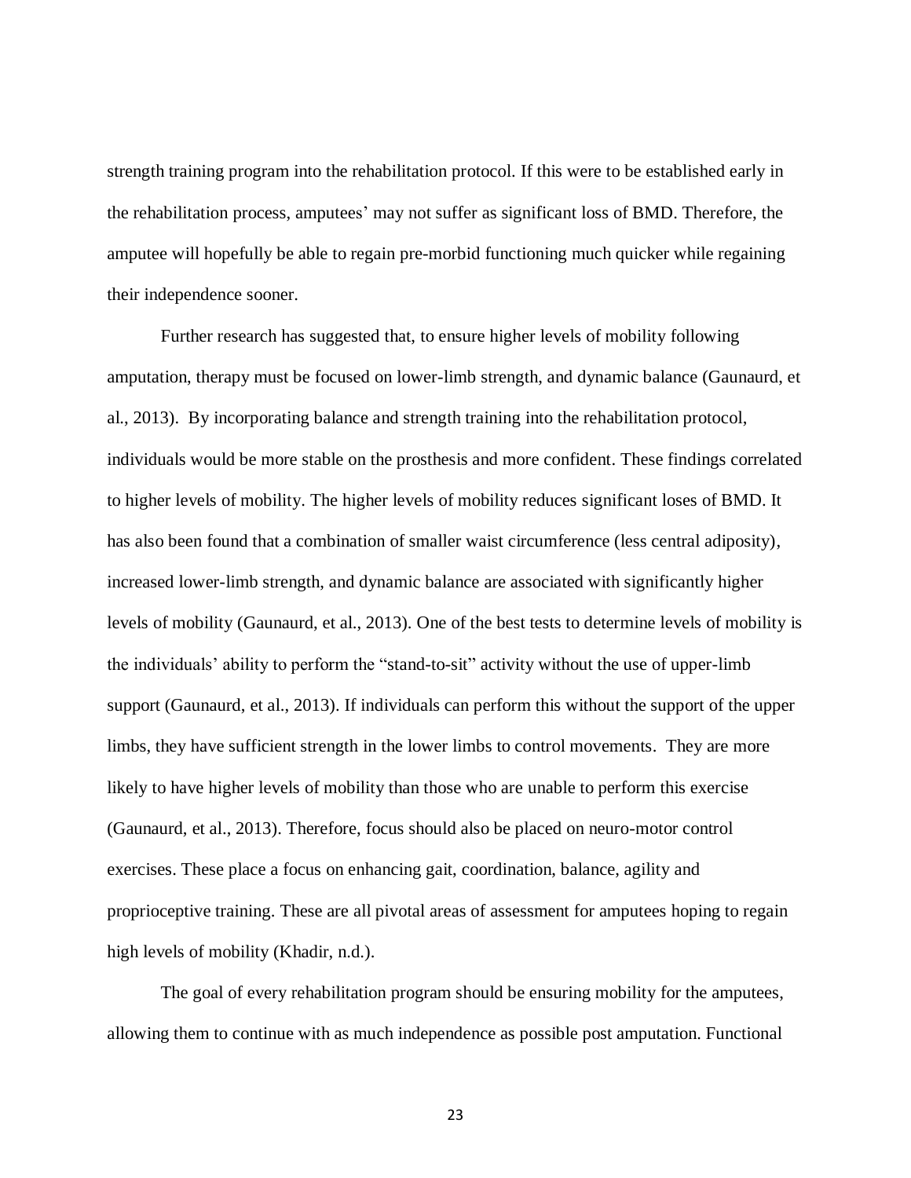strength training program into the rehabilitation protocol. If this were to be established early in the rehabilitation process, amputees' may not suffer as significant loss of BMD. Therefore, the amputee will hopefully be able to regain pre-morbid functioning much quicker while regaining their independence sooner.

Further research has suggested that, to ensure higher levels of mobility following amputation, therapy must be focused on lower-limb strength, and dynamic balance (Gaunaurd, et al., 2013). By incorporating balance and strength training into the rehabilitation protocol, individuals would be more stable on the prosthesis and more confident. These findings correlated to higher levels of mobility. The higher levels of mobility reduces significant loses of BMD. It has also been found that a combination of smaller waist circumference (less central adiposity), increased lower-limb strength, and dynamic balance are associated with significantly higher levels of mobility (Gaunaurd, et al., 2013). One of the best tests to determine levels of mobility is the individuals' ability to perform the "stand-to-sit" activity without the use of upper-limb support (Gaunaurd, et al., 2013). If individuals can perform this without the support of the upper limbs, they have sufficient strength in the lower limbs to control movements. They are more likely to have higher levels of mobility than those who are unable to perform this exercise (Gaunaurd, et al., 2013). Therefore, focus should also be placed on neuro-motor control exercises. These place a focus on enhancing gait, coordination, balance, agility and proprioceptive training. These are all pivotal areas of assessment for amputees hoping to regain high levels of mobility (Khadir, n.d.).

The goal of every rehabilitation program should be ensuring mobility for the amputees, allowing them to continue with as much independence as possible post amputation. Functional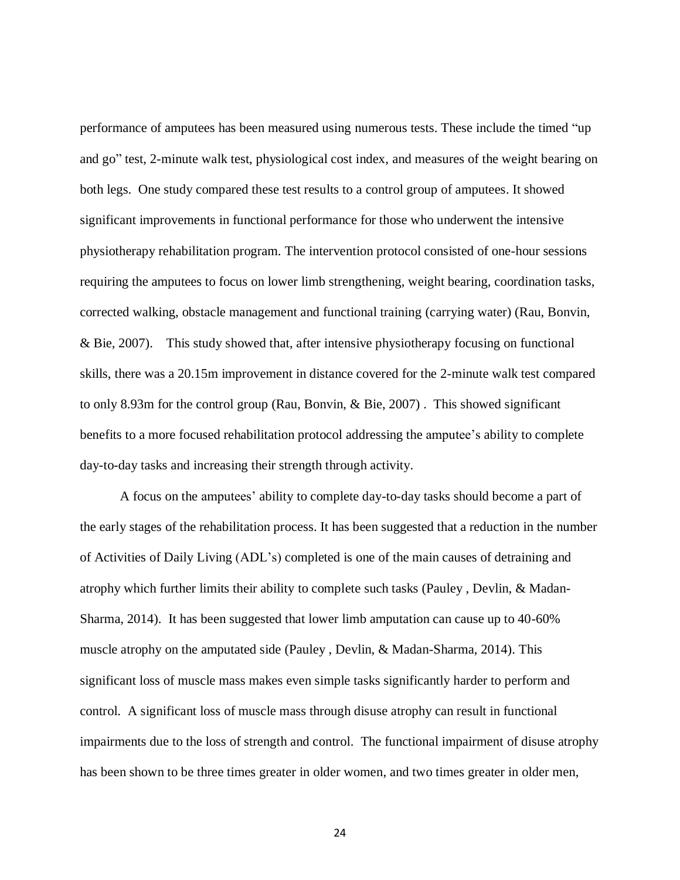performance of amputees has been measured using numerous tests. These include the timed "up and go" test, 2-minute walk test, physiological cost index, and measures of the weight bearing on both legs. One study compared these test results to a control group of amputees. It showed significant improvements in functional performance for those who underwent the intensive physiotherapy rehabilitation program. The intervention protocol consisted of one-hour sessions requiring the amputees to focus on lower limb strengthening, weight bearing, coordination tasks, corrected walking, obstacle management and functional training (carrying water) (Rau, Bonvin, & Bie, 2007). This study showed that, after intensive physiotherapy focusing on functional skills, there was a 20.15m improvement in distance covered for the 2-minute walk test compared to only 8.93m for the control group (Rau, Bonvin, & Bie, 2007) . This showed significant benefits to a more focused rehabilitation protocol addressing the amputee's ability to complete day-to-day tasks and increasing their strength through activity.

A focus on the amputees' ability to complete day-to-day tasks should become a part of the early stages of the rehabilitation process. It has been suggested that a reduction in the number of Activities of Daily Living (ADL's) completed is one of the main causes of detraining and atrophy which further limits their ability to complete such tasks (Pauley , Devlin, & Madan-Sharma, 2014). It has been suggested that lower limb amputation can cause up to 40-60% muscle atrophy on the amputated side (Pauley , Devlin, & Madan-Sharma, 2014). This significant loss of muscle mass makes even simple tasks significantly harder to perform and control. A significant loss of muscle mass through disuse atrophy can result in functional impairments due to the loss of strength and control. The functional impairment of disuse atrophy has been shown to be three times greater in older women, and two times greater in older men,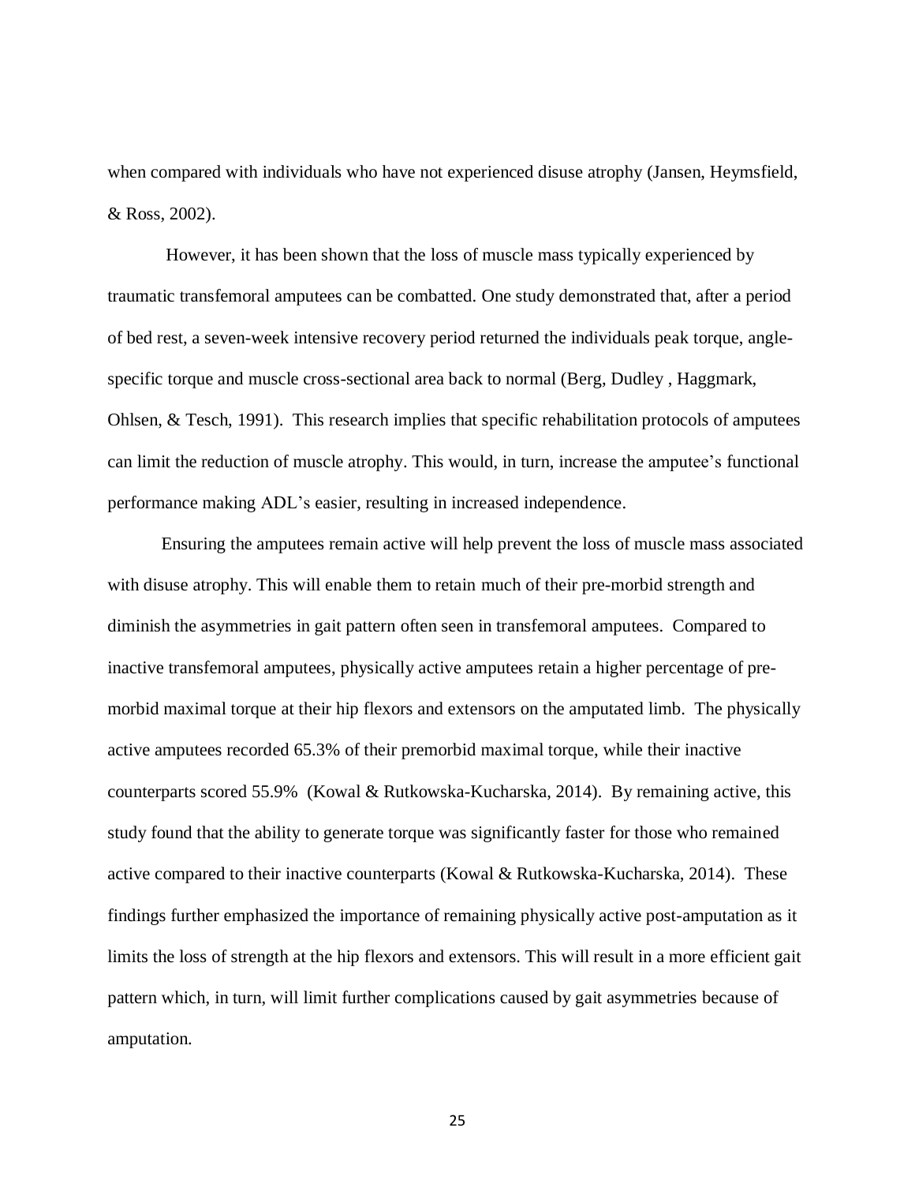when compared with individuals who have not experienced disuse atrophy (Jansen, Heymsfield, & Ross, 2002).

However, it has been shown that the loss of muscle mass typically experienced by traumatic transfemoral amputees can be combatted. One study demonstrated that, after a period of bed rest, a seven-week intensive recovery period returned the individuals peak torque, angle-specific torque and muscle cross-sectional area back to normal (Berg, Dudley , Haggmark, Ohlsen, & Tesch, 1991). This research implies that specific rehabilitation protocols of amputees can limit the reduction of muscle atrophy. This would, in turn, increase the amputee's functional performance making ADL's easier, resulting in increased independence.

Ensuring the amputees remain active will help prevent the loss of muscle mass associated with disuse atrophy. This will enable them to retain much of their pre-morbid strength and diminish the asymmetries in gait pattern often seen in transfemoral amputees. Compared to inactive transfemoral amputees, physically active amputees retain a higher percentage of pre-morbid maximal torque at their hip flexors and extensors on the amputated limb. The physically active amputees recorded 65.3% of their premorbid maximal torque, while their inactive counterparts scored 55.9% (Kowal & Rutkowska-Kucharska, 2014). By remaining active, this study found that the ability to generate torque was significantly faster for those who remained active compared to their inactive counterparts (Kowal & Rutkowska-Kucharska, 2014). These findings further emphasized the importance of remaining physically active post-amputation as it limits the loss of strength at the hip flexors and extensors. This will result in a more efficient gait pattern which, in turn, will limit further complications caused by gait asymmetries because of amputation.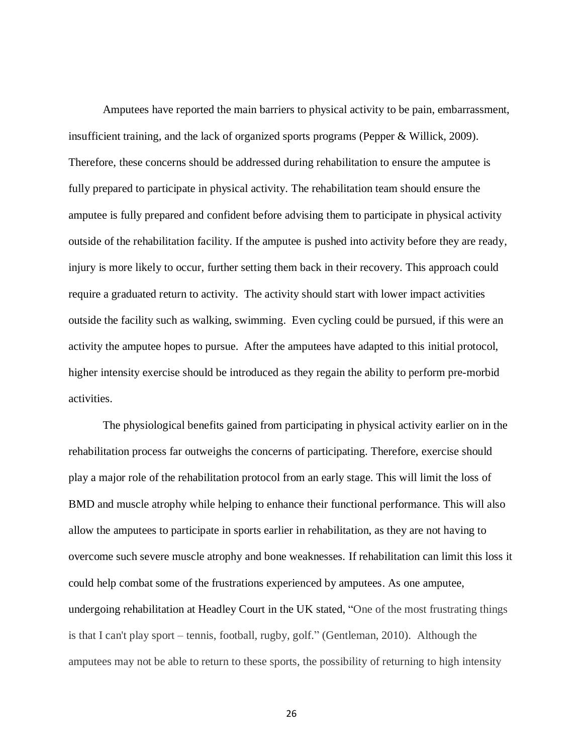Amputees have reported the main barriers to physical activity to be pain, embarrassment, insufficient training, and the lack of organized sports programs (Pepper & Willick, 2009). Therefore, these concerns should be addressed during rehabilitation to ensure the amputee is fully prepared to participate in physical activity. The rehabilitation team should ensure the amputee is fully prepared and confident before advising them to participate in physical activity outside of the rehabilitation facility. If the amputee is pushed into activity before they are ready, injury is more likely to occur, further setting them back in their recovery. This approach could require a graduated return to activity. The activity should start with lower impact activities outside the facility such as walking, swimming. Even cycling could be pursued, if this were an activity the amputee hopes to pursue. After the amputees have adapted to this initial protocol, higher intensity exercise should be introduced as they regain the ability to perform pre-morbid activities.

The physiological benefits gained from participating in physical activity earlier on in the rehabilitation process far outweighs the concerns of participating. Therefore, exercise should play a major role of the rehabilitation protocol from an early stage. This will limit the loss of BMD and muscle atrophy while helping to enhance their functional performance. This will also allow the amputees to participate in sports earlier in rehabilitation, as they are not having to overcome such severe muscle atrophy and bone weaknesses. If rehabilitation can limit this loss it could help combat some of the frustrations experienced by amputees. As one amputee, undergoing rehabilitation at Headley Court in the UK stated, "One of the most frustrating things is that I can't play sport – tennis, football, rugby, golf." (Gentleman, 2010). Although the amputees may not be able to return to these sports, the possibility of returning to high intensity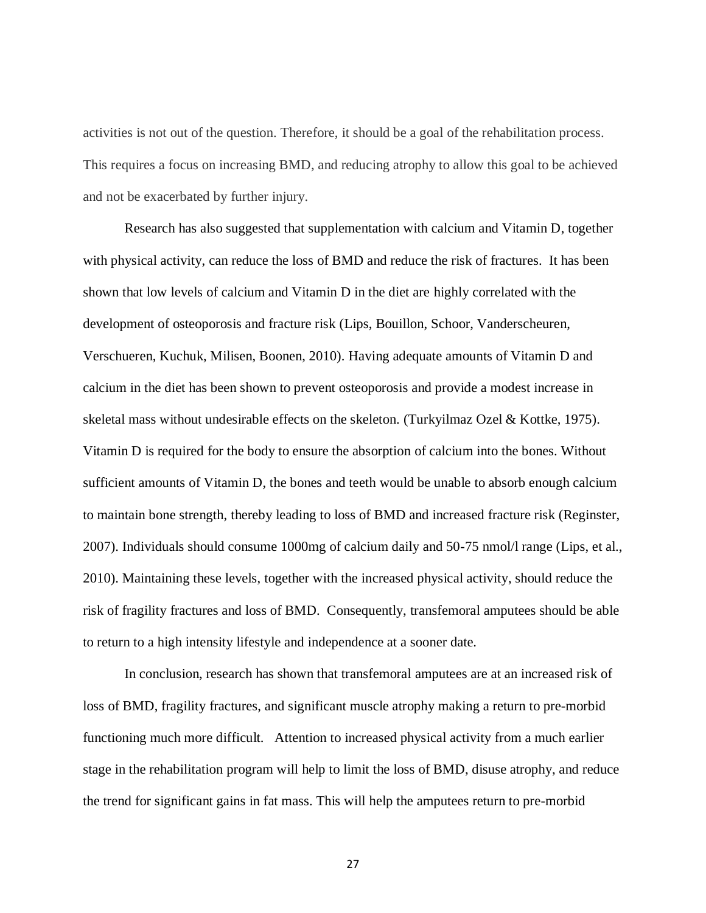activities is not out of the question. Therefore, it should be a goal of the rehabilitation process. This requires a focus on increasing BMD, and reducing atrophy to allow this goal to be achieved and not be exacerbated by further injury.

Research has also suggested that supplementation with calcium and Vitamin D, together with physical activity, can reduce the loss of BMD and reduce the risk of fractures. It has been shown that low levels of calcium and Vitamin D in the diet are highly correlated with the development of osteoporosis and fracture risk (Lips, Bouillon, Schoor, Vanderscheuren, Verschueren, Kuchuk, Milisen, Boonen, 2010). Having adequate amounts of Vitamin D and calcium in the diet has been shown to prevent osteoporosis and provide a modest increase in skeletal mass without undesirable effects on the skeleton. (Turkyilmaz Ozel & Kottke, 1975). Vitamin D is required for the body to ensure the absorption of calcium into the bones. Without sufficient amounts of Vitamin D, the bones and teeth would be unable to absorb enough calcium to maintain bone strength, thereby leading to loss of BMD and increased fracture risk (Reginster, 2007). Individuals should consume 1000mg of calcium daily and 50-75 nmol/l range (Lips, et al., 2010). Maintaining these levels, together with the increased physical activity, should reduce the risk of fragility fractures and loss of BMD. Consequently, transfemoral amputees should be able to return to a high intensity lifestyle and independence at a sooner date.

In conclusion, research has shown that transfemoral amputees are at an increased risk of loss of BMD, fragility fractures, and significant muscle atrophy making a return to pre-morbid functioning much more difficult. Attention to increased physical activity from a much earlier stage in the rehabilitation program will help to limit the loss of BMD, disuse atrophy, and reduce the trend for significant gains in fat mass. This will help the amputees return to pre-morbid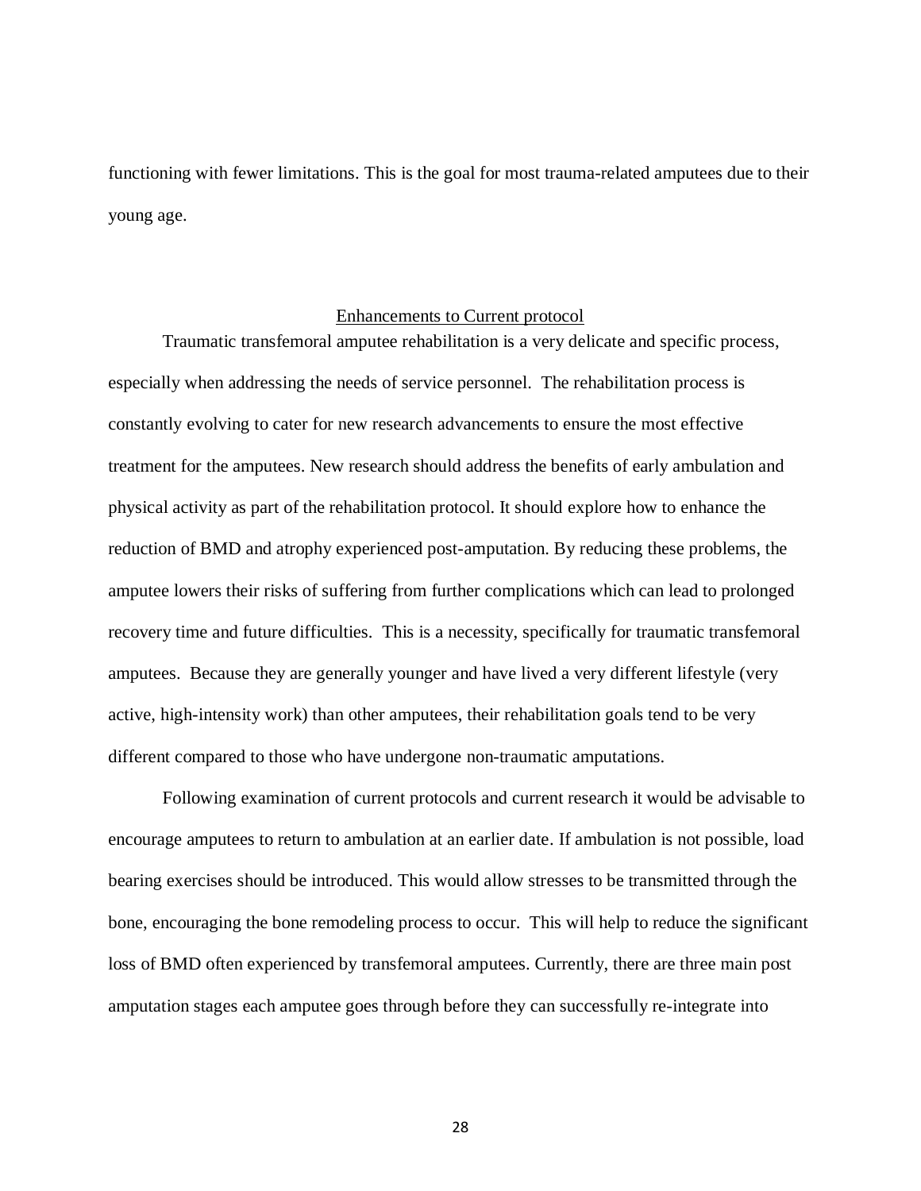functioning with fewer limitations. This is the goal for most trauma-related amputees due to their young age.

## Enhancements to Current protocol

Traumatic transfemoral amputee rehabilitation is a very delicate and specific process, especially when addressing the needs of service personnel. The rehabilitation process is constantly evolving to cater for new research advancements to ensure the most effective treatment for the amputees. New research should address the benefits of early ambulation and physical activity as part of the rehabilitation protocol. It should explore how to enhance the reduction of BMD and atrophy experienced post-amputation. By reducing these problems, the amputee lowers their risks of suffering from further complications which can lead to prolonged recovery time and future difficulties. This is a necessity, specifically for traumatic transfemoral amputees. Because they are generally younger and have lived a very different lifestyle (very active, high-intensity work) than other amputees, their rehabilitation goals tend to be very different compared to those who have undergone non-traumatic amputations.

Following examination of current protocols and current research it would be advisable to encourage amputees to return to ambulation at an earlier date. If ambulation is not possible, load bearing exercises should be introduced. This would allow stresses to be transmitted through the bone, encouraging the bone remodeling process to occur. This will help to reduce the significant loss of BMD often experienced by transfemoral amputees. Currently, there are three main post amputation stages each amputee goes through before they can successfully re-integrate into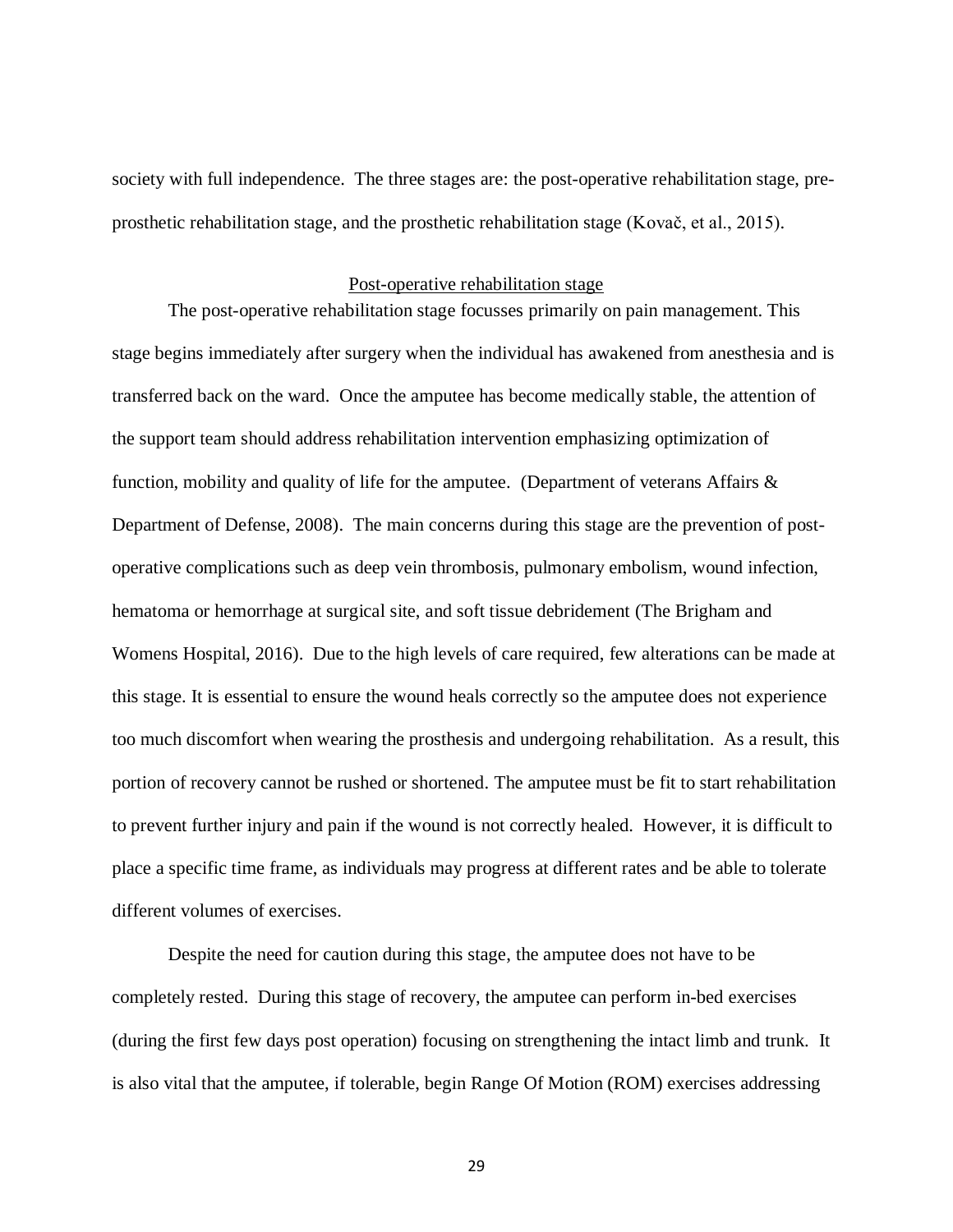society with full independence. The three stages are: the post-operative rehabilitation stage, pre-prosthetic rehabilitation stage, and the prosthetic rehabilitation stage (Kovač, et al., 2015).

### Post-operative rehabilitation stage

The post-operative rehabilitation stage focusses primarily on pain management. This stage begins immediately after surgery when the individual has awakened from anesthesia and is transferred back on the ward. Once the amputee has become medically stable, the attention of the support team should address rehabilitation intervention emphasizing optimization of function, mobility and quality of life for the amputee. (Department of veterans Affairs & Department of Defense, 2008). The main concerns during this stage are the prevention of post-operative complications such as deep vein thrombosis, pulmonary embolism, wound infection, hematoma or hemorrhage at surgical site, and soft tissue debridement (The Brigham and Womens Hospital, 2016). Due to the high levels of care required, few alterations can be made at this stage. It is essential to ensure the wound heals correctly so the amputee does not experience too much discomfort when wearing the prosthesis and undergoing rehabilitation. As a result, this portion of recovery cannot be rushed or shortened. The amputee must be fit to start rehabilitation to prevent further injury and pain if the wound is not correctly healed. However, it is difficult to place a specific time frame, as individuals may progress at different rates and be able to tolerate different volumes of exercises.

Despite the need for caution during this stage, the amputee does not have to be completely rested. During this stage of recovery, the amputee can perform in-bed exercises (during the first few days post operation) focusing on strengthening the intact limb and trunk. It is also vital that the amputee, if tolerable, begin Range Of Motion (ROM) exercises addressing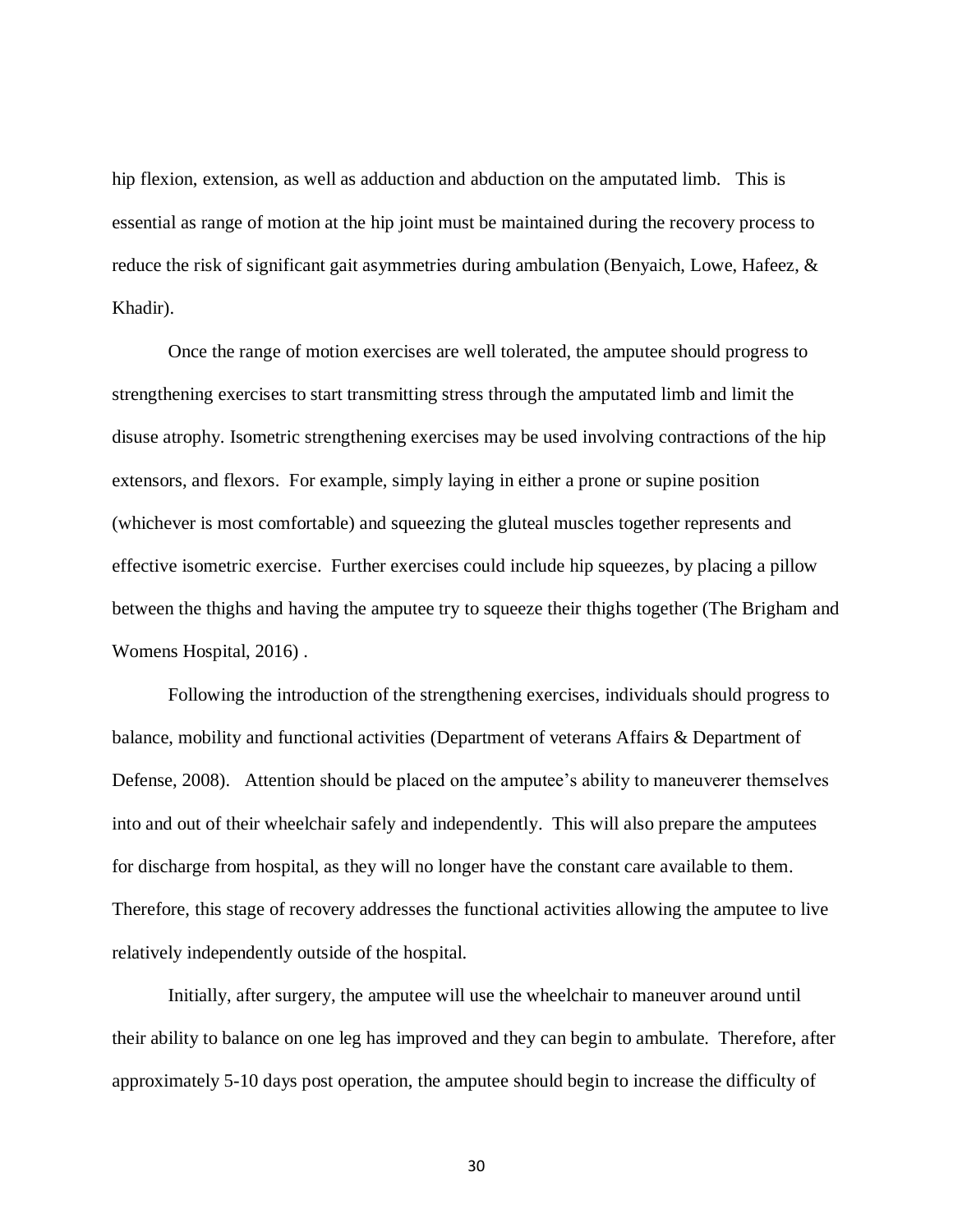hip flexion, extension, as well as adduction and abduction on the amputated limb. This is essential as range of motion at the hip joint must be maintained during the recovery process to reduce the risk of significant gait asymmetries during ambulation (Benyaich, Lowe, Hafeez, & Khadir).

Once the range of motion exercises are well tolerated, the amputee should progress to strengthening exercises to start transmitting stress through the amputated limb and limit the disuse atrophy. Isometric strengthening exercises may be used involving contractions of the hip extensors, and flexors. For example, simply laying in either a prone or supine position (whichever is most comfortable) and squeezing the gluteal muscles together represents and effective isometric exercise. Further exercises could include hip squeezes, by placing a pillow between the thighs and having the amputee try to squeeze their thighs together (The Brigham and Womens Hospital, 2016) .

Following the introduction of the strengthening exercises, individuals should progress to balance, mobility and functional activities (Department of veterans Affairs & Department of Defense, 2008). Attention should be placed on the amputee's ability to maneuverer themselves into and out of their wheelchair safely and independently. This will also prepare the amputees for discharge from hospital, as they will no longer have the constant care available to them. Therefore, this stage of recovery addresses the functional activities allowing the amputee to live relatively independently outside of the hospital.

Initially, after surgery, the amputee will use the wheelchair to maneuver around until their ability to balance on one leg has improved and they can begin to ambulate. Therefore, after approximately 5-10 days post operation, the amputee should begin to increase the difficulty of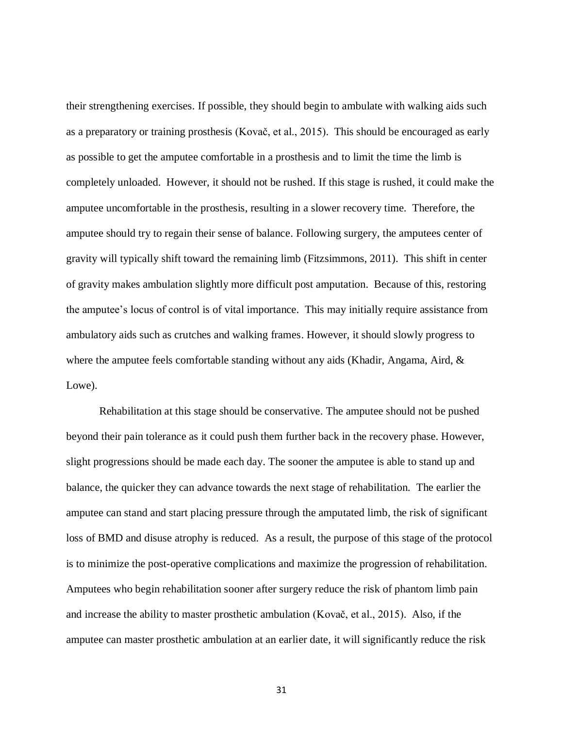their strengthening exercises. If possible, they should begin to ambulate with walking aids such as a preparatory or training prosthesis (Kovač, et al., 2015). This should be encouraged as early as possible to get the amputee comfortable in a prosthesis and to limit the time the limb is completely unloaded. However, it should not be rushed. If this stage is rushed, it could make the amputee uncomfortable in the prosthesis, resulting in a slower recovery time. Therefore, the amputee should try to regain their sense of balance. Following surgery, the amputees center of gravity will typically shift toward the remaining limb (Fitzsimmons, 2011). This shift in center of gravity makes ambulation slightly more difficult post amputation. Because of this, restoring the amputee's locus of control is of vital importance. This may initially require assistance from ambulatory aids such as crutches and walking frames. However, it should slowly progress to where the amputee feels comfortable standing without any aids (Khadir, Angama, Aird, & Lowe).

Rehabilitation at this stage should be conservative. The amputee should not be pushed beyond their pain tolerance as it could push them further back in the recovery phase. However, slight progressions should be made each day. The sooner the amputee is able to stand up and balance, the quicker they can advance towards the next stage of rehabilitation. The earlier the amputee can stand and start placing pressure through the amputated limb, the risk of significant loss of BMD and disuse atrophy is reduced. As a result, the purpose of this stage of the protocol is to minimize the post-operative complications and maximize the progression of rehabilitation. Amputees who begin rehabilitation sooner after surgery reduce the risk of phantom limb pain and increase the ability to master prosthetic ambulation (Kovač, et al., 2015). Also, if the amputee can master prosthetic ambulation at an earlier date, it will significantly reduce the risk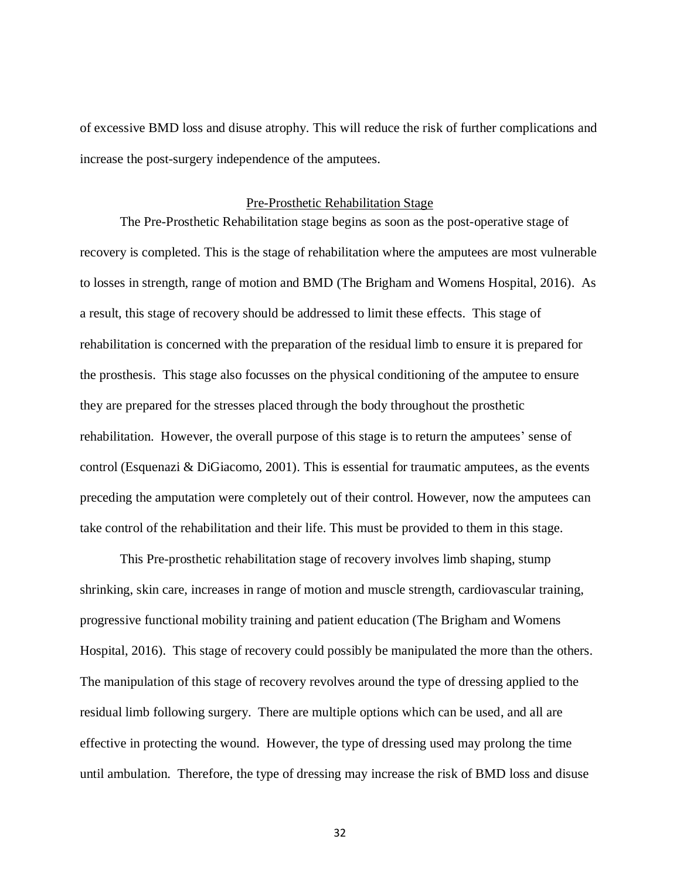of excessive BMD loss and disuse atrophy. This will reduce the risk of further complications and increase the post-surgery independence of the amputees.

## Pre-Prosthetic Rehabilitation Stage

The Pre-Prosthetic Rehabilitation stage begins as soon as the post-operative stage of recovery is completed. This is the stage of rehabilitation where the amputees are most vulnerable to losses in strength, range of motion and BMD (The Brigham and Womens Hospital, 2016). As a result, this stage of recovery should be addressed to limit these effects. This stage of rehabilitation is concerned with the preparation of the residual limb to ensure it is prepared for the prosthesis. This stage also focusses on the physical conditioning of the amputee to ensure they are prepared for the stresses placed through the body throughout the prosthetic rehabilitation. However, the overall purpose of this stage is to return the amputees' sense of control (Esquenazi & DiGiacomo, 2001). This is essential for traumatic amputees, as the events preceding the amputation were completely out of their control. However, now the amputees can take control of the rehabilitation and their life. This must be provided to them in this stage.

This Pre-prosthetic rehabilitation stage of recovery involves limb shaping, stump shrinking, skin care, increases in range of motion and muscle strength, cardiovascular training, progressive functional mobility training and patient education (The Brigham and Womens Hospital, 2016). This stage of recovery could possibly be manipulated the more than the others. The manipulation of this stage of recovery revolves around the type of dressing applied to the residual limb following surgery. There are multiple options which can be used, and all are effective in protecting the wound. However, the type of dressing used may prolong the time until ambulation. Therefore, the type of dressing may increase the risk of BMD loss and disuse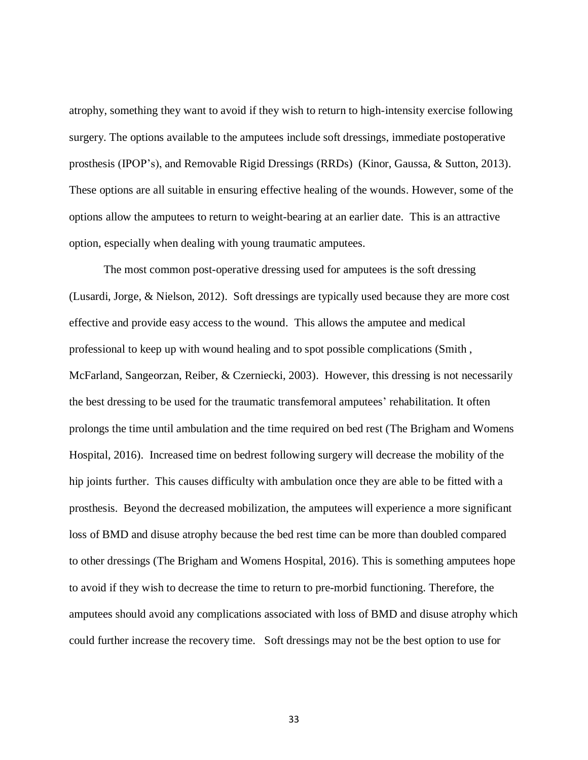atrophy, something they want to avoid if they wish to return to high-intensity exercise following surgery. The options available to the amputees include soft dressings, immediate postoperative prosthesis (IPOP's), and Removable Rigid Dressings (RRDs) (Kinor, Gaussa, & Sutton, 2013). These options are all suitable in ensuring effective healing of the wounds. However, some of the options allow the amputees to return to weight-bearing at an earlier date. This is an attractive option, especially when dealing with young traumatic amputees.

The most common post-operative dressing used for amputees is the soft dressing (Lusardi, Jorge, & Nielson, 2012). Soft dressings are typically used because they are more cost effective and provide easy access to the wound. This allows the amputee and medical professional to keep up with wound healing and to spot possible complications (Smith , McFarland, Sangeorzan, Reiber, & Czerniecki, 2003). However, this dressing is not necessarily the best dressing to be used for the traumatic transfemoral amputees' rehabilitation. It often prolongs the time until ambulation and the time required on bed rest (The Brigham and Womens Hospital, 2016). Increased time on bedrest following surgery will decrease the mobility of the hip joints further. This causes difficulty with ambulation once they are able to be fitted with a prosthesis. Beyond the decreased mobilization, the amputees will experience a more significant loss of BMD and disuse atrophy because the bed rest time can be more than doubled compared to other dressings (The Brigham and Womens Hospital, 2016). This is something amputees hope to avoid if they wish to decrease the time to return to pre-morbid functioning. Therefore, the amputees should avoid any complications associated with loss of BMD and disuse atrophy which could further increase the recovery time. Soft dressings may not be the best option to use for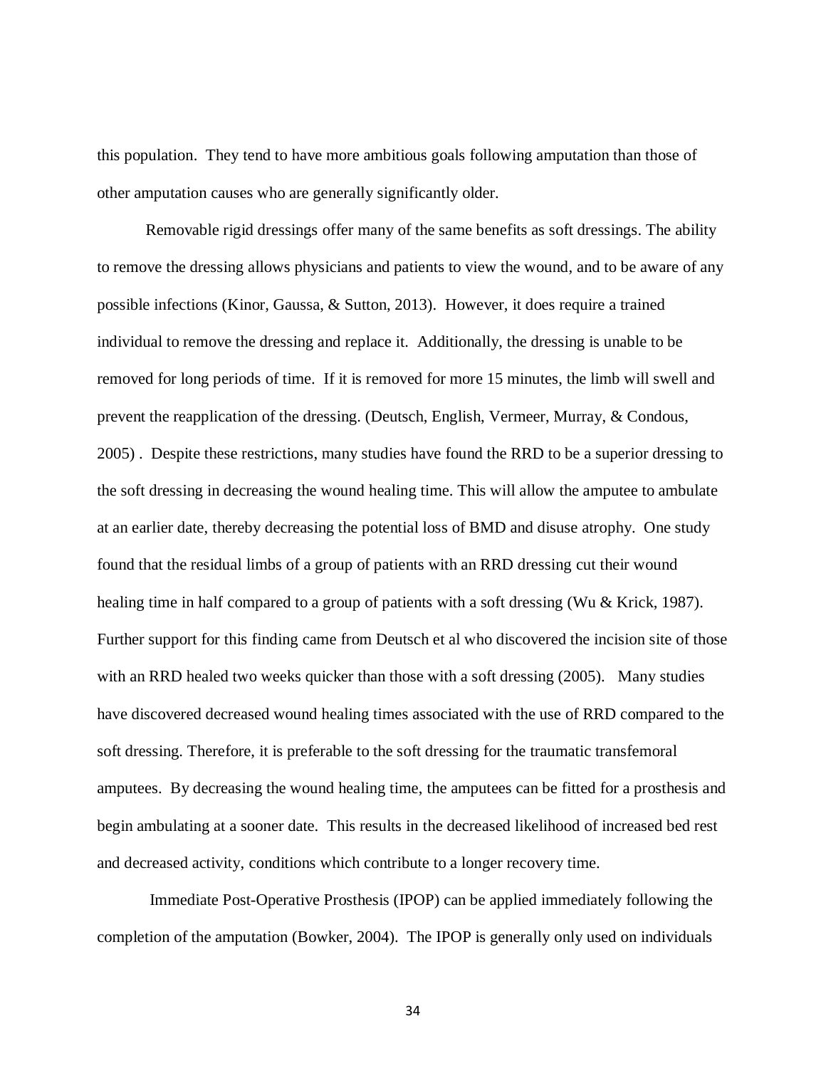this population. They tend to have more ambitious goals following amputation than those of other amputation causes who are generally significantly older.

Removable rigid dressings offer many of the same benefits as soft dressings. The ability to remove the dressing allows physicians and patients to view the wound, and to be aware of any possible infections (Kinor, Gaussa, & Sutton, 2013). However, it does require a trained individual to remove the dressing and replace it. Additionally, the dressing is unable to be removed for long periods of time. If it is removed for more 15 minutes, the limb will swell and prevent the reapplication of the dressing. (Deutsch, English, Vermeer, Murray, & Condous, 2005) . Despite these restrictions, many studies have found the RRD to be a superior dressing to the soft dressing in decreasing the wound healing time. This will allow the amputee to ambulate at an earlier date, thereby decreasing the potential loss of BMD and disuse atrophy. One study found that the residual limbs of a group of patients with an RRD dressing cut their wound healing time in half compared to a group of patients with a soft dressing (Wu & Krick, 1987). Further support for this finding came from Deutsch et al who discovered the incision site of those with an RRD healed two weeks quicker than those with a soft dressing (2005). Many studies have discovered decreased wound healing times associated with the use of RRD compared to the soft dressing. Therefore, it is preferable to the soft dressing for the traumatic transfemoral amputees. By decreasing the wound healing time, the amputees can be fitted for a prosthesis and begin ambulating at a sooner date. This results in the decreased likelihood of increased bed rest and decreased activity, conditions which contribute to a longer recovery time.

Immediate Post-Operative Prosthesis (IPOP) can be applied immediately following the completion of the amputation (Bowker, 2004). The IPOP is generally only used on individuals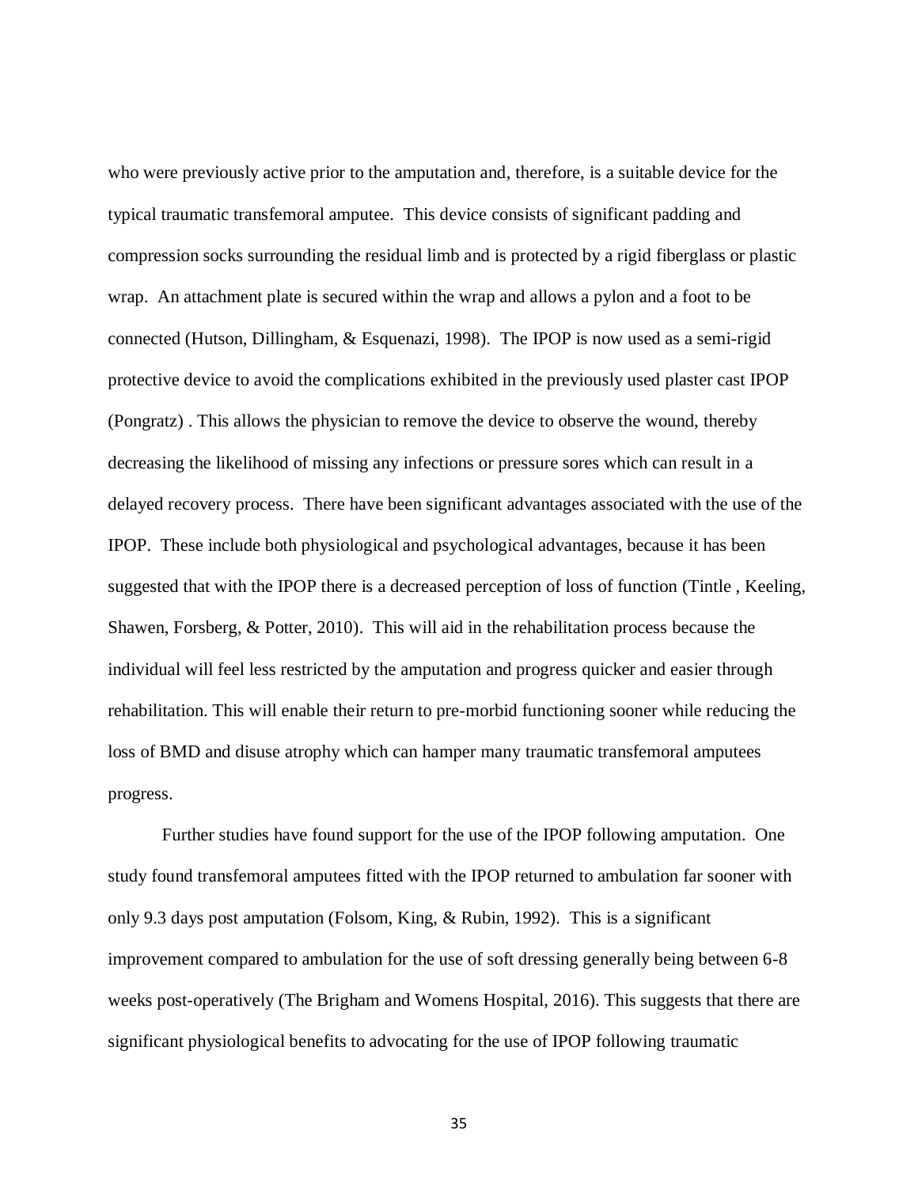who were previously active prior to the amputation and, therefore, is a suitable device for the typical traumatic transfemoral amputee. This device consists of significant padding and compression socks surrounding the residual limb and is protected by a rigid fiberglass or plastic wrap. An attachment plate is secured within the wrap and allows a pylon and a foot to be connected (Hutson, Dillingham, & Esquenazi, 1998). The IPOP is now used as a semi-rigid protective device to avoid the complications exhibited in the previously used plaster cast IPOP (Pongratz) . This allows the physician to remove the device to observe the wound, thereby decreasing the likelihood of missing any infections or pressure sores which can result in a delayed recovery process. There have been significant advantages associated with the use of the IPOP. These include both physiological and psychological advantages, because it has been suggested that with the IPOP there is a decreased perception of loss of function (Tintle , Keeling, Shawen, Forsberg, & Potter, 2010). This will aid in the rehabilitation process because the individual will feel less restricted by the amputation and progress quicker and easier through rehabilitation. This will enable their return to pre-morbid functioning sooner while reducing the loss of BMD and disuse atrophy which can hamper many traumatic transfemoral amputees progress.

Further studies have found support for the use of the IPOP following amputation. One study found transfemoral amputees fitted with the IPOP returned to ambulation far sooner with only 9.3 days post amputation (Folsom, King, & Rubin, 1992). This is a significant improvement compared to ambulation for the use of soft dressing generally being between 6-8 weeks post-operatively (The Brigham and Womens Hospital, 2016). This suggests that there are significant physiological benefits to advocating for the use of IPOP following traumatic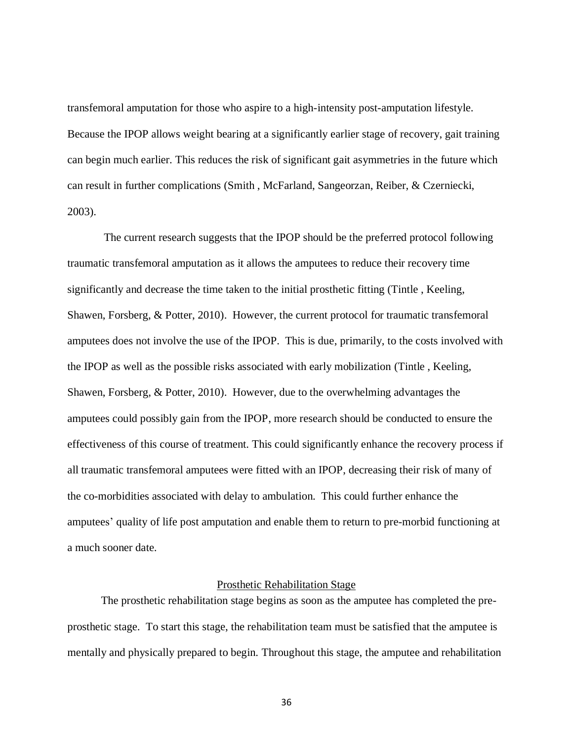transfemoral amputation for those who aspire to a high-intensity post-amputation lifestyle. Because the IPOP allows weight bearing at a significantly earlier stage of recovery, gait training can begin much earlier. This reduces the risk of significant gait asymmetries in the future which can result in further complications (Smith , McFarland, Sangeorzan, Reiber, & Czerniecki, 2003).

The current research suggests that the IPOP should be the preferred protocol following traumatic transfemoral amputation as it allows the amputees to reduce their recovery time significantly and decrease the time taken to the initial prosthetic fitting (Tintle , Keeling, Shawen, Forsberg, & Potter, 2010). However, the current protocol for traumatic transfemoral amputees does not involve the use of the IPOP. This is due, primarily, to the costs involved with the IPOP as well as the possible risks associated with early mobilization (Tintle , Keeling, Shawen, Forsberg, & Potter, 2010). However, due to the overwhelming advantages the amputees could possibly gain from the IPOP, more research should be conducted to ensure the effectiveness of this course of treatment. This could significantly enhance the recovery process if all traumatic transfemoral amputees were fitted with an IPOP, decreasing their risk of many of the co-morbidities associated with delay to ambulation. This could further enhance the amputees' quality of life post amputation and enable them to return to pre-morbid functioning at a much sooner date.

## Prosthetic Rehabilitation Stage

The prosthetic rehabilitation stage begins as soon as the amputee has completed the pre-prosthetic stage. To start this stage, the rehabilitation team must be satisfied that the amputee is mentally and physically prepared to begin. Throughout this stage, the amputee and rehabilitation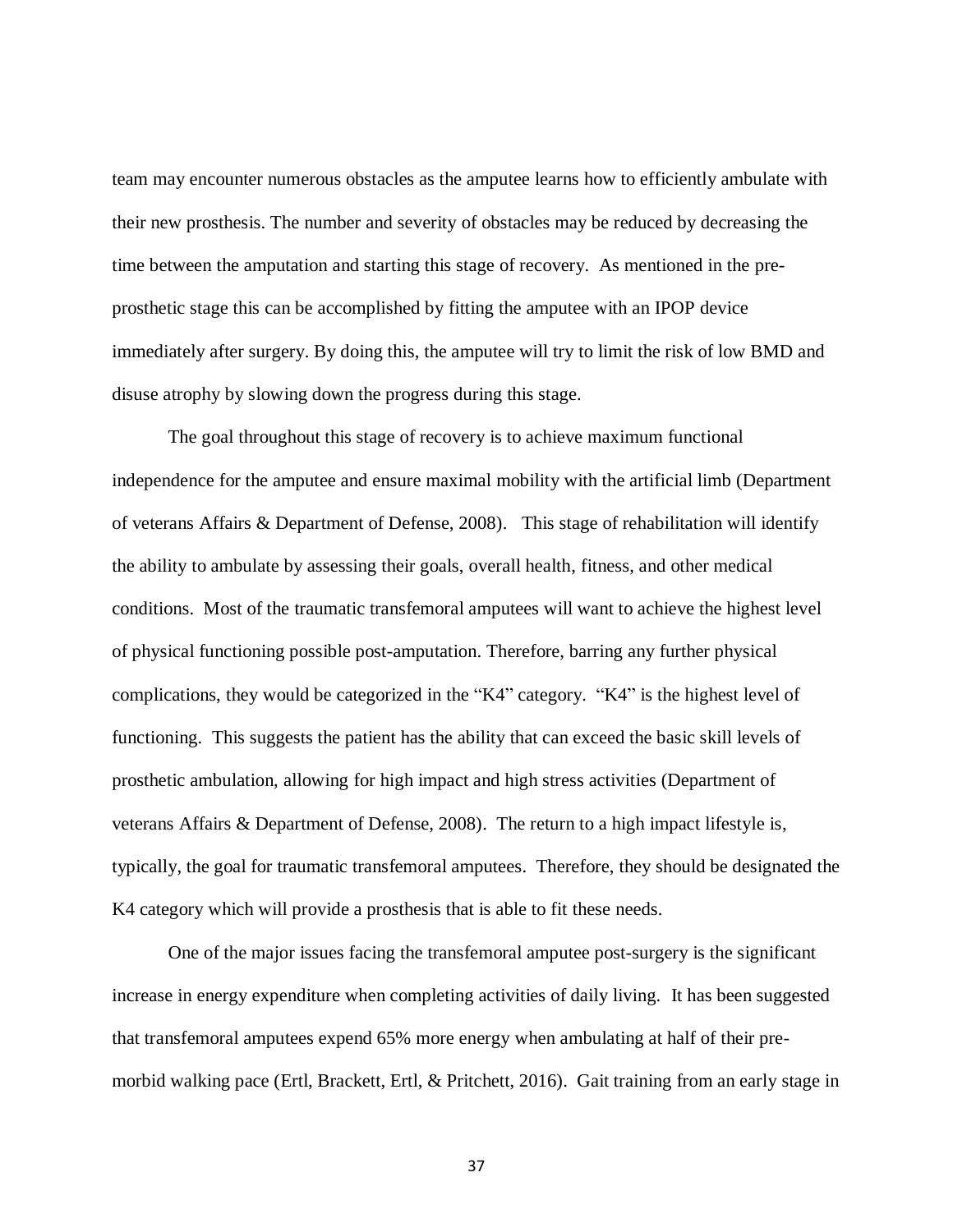team may encounter numerous obstacles as the amputee learns how to efficiently ambulate with their new prosthesis. The number and severity of obstacles may be reduced by decreasing the time between the amputation and starting this stage of recovery. As mentioned in the pre-prosthetic stage this can be accomplished by fitting the amputee with an IPOP device immediately after surgery. By doing this, the amputee will try to limit the risk of low BMD and disuse atrophy by slowing down the progress during this stage.

The goal throughout this stage of recovery is to achieve maximum functional independence for the amputee and ensure maximal mobility with the artificial limb (Department of veterans Affairs & Department of Defense, 2008). This stage of rehabilitation will identify the ability to ambulate by assessing their goals, overall health, fitness, and other medical conditions. Most of the traumatic transfemoral amputees will want to achieve the highest level of physical functioning possible post-amputation. Therefore, barring any further physical complications, they would be categorized in the "K4" category. "K4" is the highest level of functioning. This suggests the patient has the ability that can exceed the basic skill levels of prosthetic ambulation, allowing for high impact and high stress activities (Department of veterans Affairs & Department of Defense, 2008). The return to a high impact lifestyle is, typically, the goal for traumatic transfemoral amputees. Therefore, they should be designated the K4 category which will provide a prosthesis that is able to fit these needs.

One of the major issues facing the transfemoral amputee post-surgery is the significant increase in energy expenditure when completing activities of daily living. It has been suggested that transfemoral amputees expend 65% more energy when ambulating at half of their pre-morbid walking pace (Ertl, Brackett, Ertl, & Pritchett, 2016). Gait training from an early stage in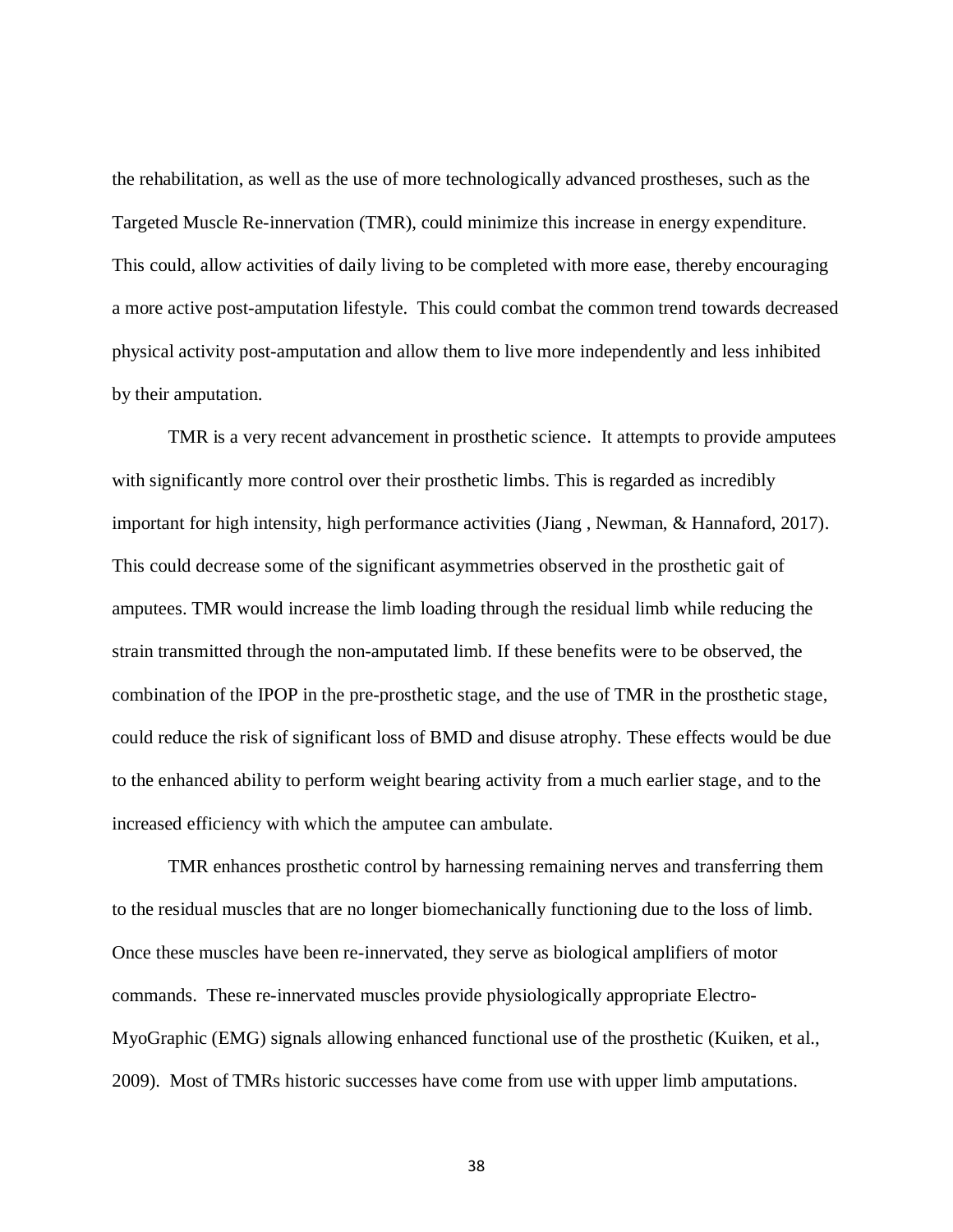the rehabilitation, as well as the use of more technologically advanced prostheses, such as the Targeted Muscle Re-innervation (TMR), could minimize this increase in energy expenditure. This could, allow activities of daily living to be completed with more ease, thereby encouraging a more active post-amputation lifestyle. This could combat the common trend towards decreased physical activity post-amputation and allow them to live more independently and less inhibited by their amputation.

TMR is a very recent advancement in prosthetic science. It attempts to provide amputees with significantly more control over their prosthetic limbs. This is regarded as incredibly important for high intensity, high performance activities (Jiang , Newman, & Hannaford, 2017). This could decrease some of the significant asymmetries observed in the prosthetic gait of amputees. TMR would increase the limb loading through the residual limb while reducing the strain transmitted through the non-amputated limb. If these benefits were to be observed, the combination of the IPOP in the pre-prosthetic stage, and the use of TMR in the prosthetic stage, could reduce the risk of significant loss of BMD and disuse atrophy. These effects would be due to the enhanced ability to perform weight bearing activity from a much earlier stage, and to the increased efficiency with which the amputee can ambulate.

TMR enhances prosthetic control by harnessing remaining nerves and transferring them to the residual muscles that are no longer biomechanically functioning due to the loss of limb. Once these muscles have been re-innervated, they serve as biological amplifiers of motor commands. These re-innervated muscles provide physiologically appropriate Electro-MyoGraphic (EMG) signals allowing enhanced functional use of the prosthetic (Kuiken, et al., 2009). Most of TMRs historic successes have come from use with upper limb amputations.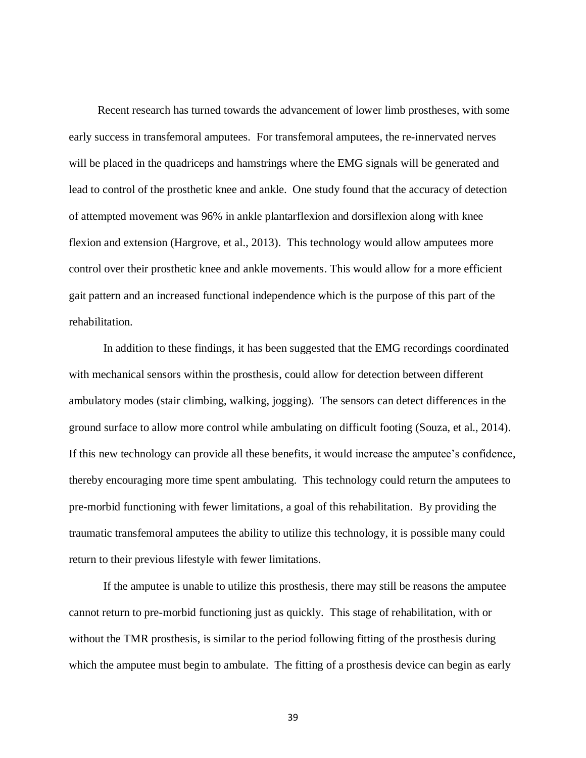Recent research has turned towards the advancement of lower limb prostheses, with some early success in transfemoral amputees. For transfemoral amputees, the re-innervated nerves will be placed in the quadriceps and hamstrings where the EMG signals will be generated and lead to control of the prosthetic knee and ankle. One study found that the accuracy of detection of attempted movement was 96% in ankle plantarflexion and dorsiflexion along with knee flexion and extension (Hargrove, et al., 2013). This technology would allow amputees more control over their prosthetic knee and ankle movements. This would allow for a more efficient gait pattern and an increased functional independence which is the purpose of this part of the rehabilitation.

In addition to these findings, it has been suggested that the EMG recordings coordinated with mechanical sensors within the prosthesis, could allow for detection between different ambulatory modes (stair climbing, walking, jogging). The sensors can detect differences in the ground surface to allow more control while ambulating on difficult footing (Souza, et al., 2014). If this new technology can provide all these benefits, it would increase the amputee's confidence, thereby encouraging more time spent ambulating. This technology could return the amputees to pre-morbid functioning with fewer limitations, a goal of this rehabilitation. By providing the traumatic transfemoral amputees the ability to utilize this technology, it is possible many could return to their previous lifestyle with fewer limitations.

If the amputee is unable to utilize this prosthesis, there may still be reasons the amputee cannot return to pre-morbid functioning just as quickly. This stage of rehabilitation, with or without the TMR prosthesis, is similar to the period following fitting of the prosthesis during which the amputee must begin to ambulate. The fitting of a prosthesis device can begin as early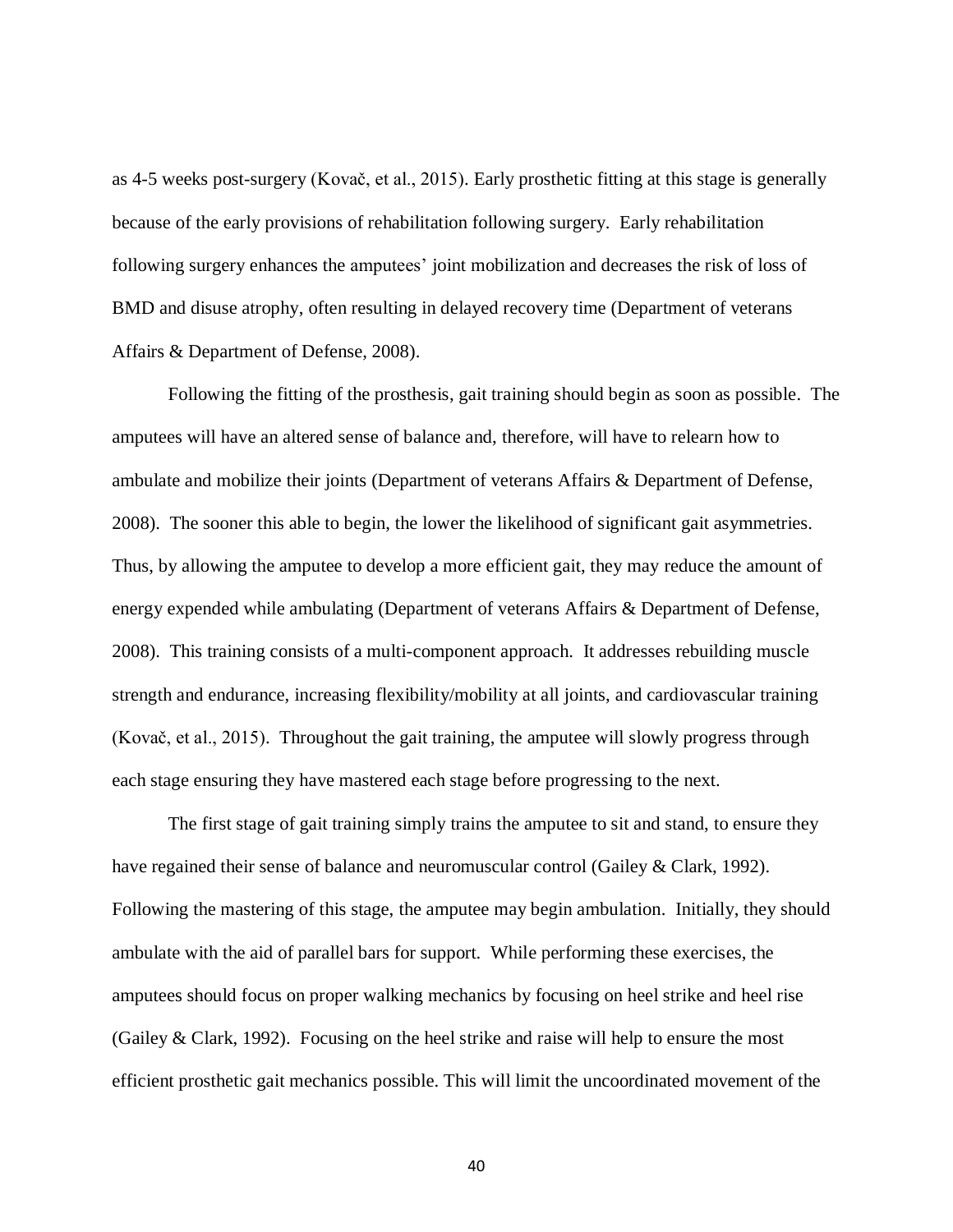as 4-5 weeks post-surgery (Kovač, et al., 2015). Early prosthetic fitting at this stage is generally because of the early provisions of rehabilitation following surgery. Early rehabilitation following surgery enhances the amputees' joint mobilization and decreases the risk of loss of BMD and disuse atrophy, often resulting in delayed recovery time (Department of veterans Affairs & Department of Defense, 2008).

Following the fitting of the prosthesis, gait training should begin as soon as possible. The amputees will have an altered sense of balance and, therefore, will have to relearn how to ambulate and mobilize their joints (Department of veterans Affairs & Department of Defense, 2008). The sooner this able to begin, the lower the likelihood of significant gait asymmetries. Thus, by allowing the amputee to develop a more efficient gait, they may reduce the amount of energy expended while ambulating (Department of veterans Affairs & Department of Defense, 2008). This training consists of a multi-component approach. It addresses rebuilding muscle strength and endurance, increasing flexibility/mobility at all joints, and cardiovascular training (Kovač, et al., 2015). Throughout the gait training, the amputee will slowly progress through each stage ensuring they have mastered each stage before progressing to the next.

The first stage of gait training simply trains the amputee to sit and stand, to ensure they have regained their sense of balance and neuromuscular control (Gailey & Clark, 1992). Following the mastering of this stage, the amputee may begin ambulation. Initially, they should ambulate with the aid of parallel bars for support. While performing these exercises, the amputees should focus on proper walking mechanics by focusing on heel strike and heel rise (Gailey & Clark, 1992). Focusing on the heel strike and raise will help to ensure the most efficient prosthetic gait mechanics possible. This will limit the uncoordinated movement of the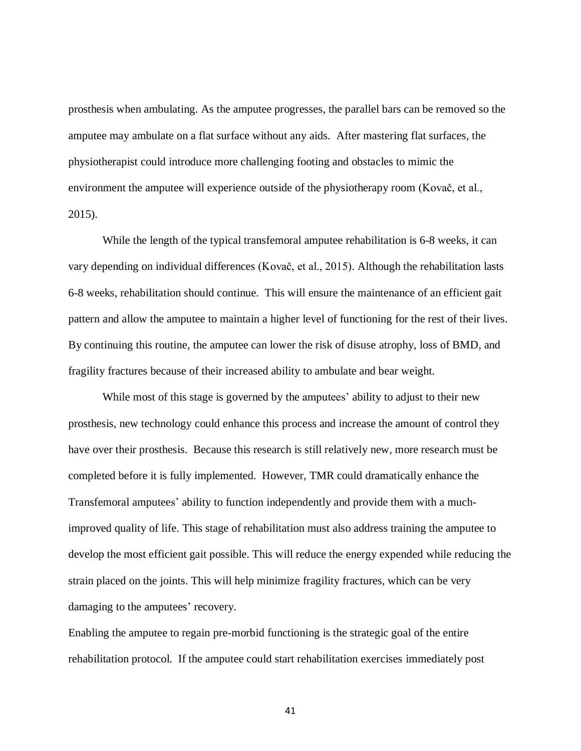prosthesis when ambulating. As the amputee progresses, the parallel bars can be removed so the amputee may ambulate on a flat surface without any aids. After mastering flat surfaces, the physiotherapist could introduce more challenging footing and obstacles to mimic the environment the amputee will experience outside of the physiotherapy room (Kovač, et al., 2015).

While the length of the typical transfemoral amputee rehabilitation is 6-8 weeks, it can vary depending on individual differences (Kovač, et al., 2015). Although the rehabilitation lasts 6-8 weeks, rehabilitation should continue. This will ensure the maintenance of an efficient gait pattern and allow the amputee to maintain a higher level of functioning for the rest of their lives. By continuing this routine, the amputee can lower the risk of disuse atrophy, loss of BMD, and fragility fractures because of their increased ability to ambulate and bear weight.

While most of this stage is governed by the amputees' ability to adjust to their new prosthesis, new technology could enhance this process and increase the amount of control they have over their prosthesis. Because this research is still relatively new, more research must be completed before it is fully implemented. However, TMR could dramatically enhance the Transfemoral amputees' ability to function independently and provide them with a much-improved quality of life. This stage of rehabilitation must also address training the amputee to develop the most efficient gait possible. This will reduce the energy expended while reducing the strain placed on the joints. This will help minimize fragility fractures, which can be very damaging to the amputees' recovery.

Enabling the amputee to regain pre-morbid functioning is the strategic goal of the entire rehabilitation protocol. If the amputee could start rehabilitation exercises immediately post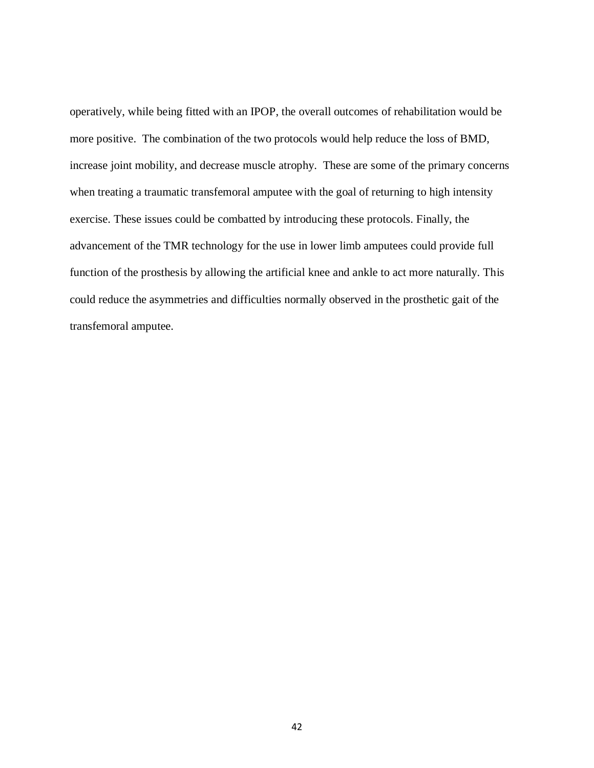operatively, while being fitted with an IPOP, the overall outcomes of rehabilitation would be more positive. The combination of the two protocols would help reduce the loss of BMD, increase joint mobility, and decrease muscle atrophy. These are some of the primary concerns when treating a traumatic transfemoral amputee with the goal of returning to high intensity exercise. These issues could be combatted by introducing these protocols. Finally, the advancement of the TMR technology for the use in lower limb amputees could provide full function of the prosthesis by allowing the artificial knee and ankle to act more naturally. This could reduce the asymmetries and difficulties normally observed in the prosthetic gait of the transfemoral amputee.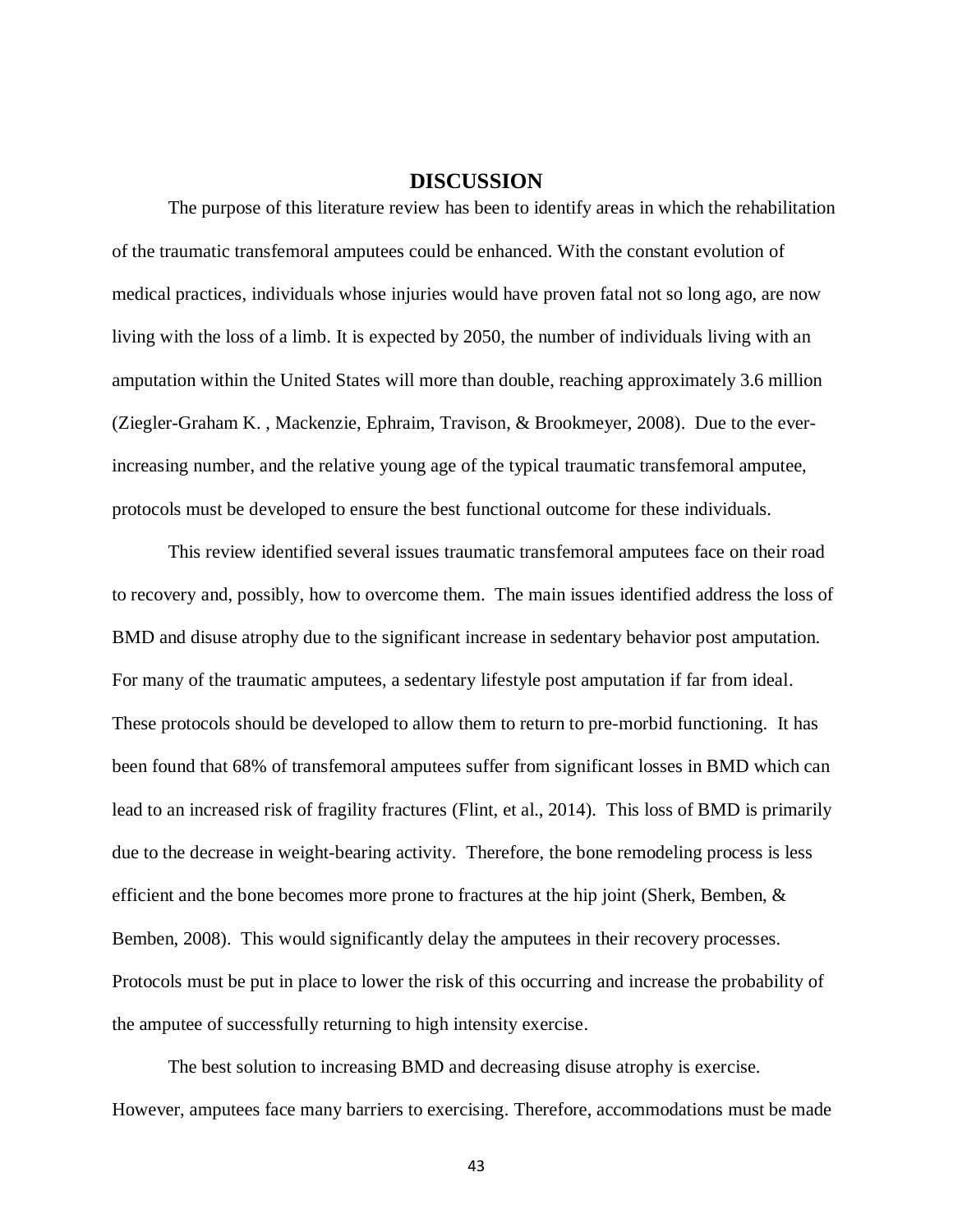# DISCUSSION

The purpose of this literature review has been to identify areas in which the rehabilitation of the traumatic transfemoral amputees could be enhanced. With the constant evolution of medical practices, individuals whose injuries would have proven fatal not so long ago, are now living with the loss of a limb. It is expected by 2050, the number of individuals living with an amputation within the United States will more than double, reaching approximately 3.6 million (Ziegler-Graham K. , Mackenzie, Ephraim, Travison, & Brookmeyer, 2008). Due to the ever-increasing number, and the relative young age of the typical traumatic transfemoral amputee, protocols must be developed to ensure the best functional outcome for these individuals.

This review identified several issues traumatic transfemoral amputees face on their road to recovery and, possibly, how to overcome them. The main issues identified address the loss of BMD and disuse atrophy due to the significant increase in sedentary behavior post amputation. For many of the traumatic amputees, a sedentary lifestyle post amputation if far from ideal. These protocols should be developed to allow them to return to pre-morbid functioning. It has been found that 68% of transfemoral amputees suffer from significant losses in BMD which can lead to an increased risk of fragility fractures (Flint, et al., 2014). This loss of BMD is primarily due to the decrease in weight-bearing activity. Therefore, the bone remodeling process is less efficient and the bone becomes more prone to fractures at the hip joint (Sherk, Bemben, & Bemben, 2008). This would significantly delay the amputees in their recovery processes. Protocols must be put in place to lower the risk of this occurring and increase the probability of the amputee of successfully returning to high intensity exercise.

The best solution to increasing BMD and decreasing disuse atrophy is exercise. However, amputees face many barriers to exercising. Therefore, accommodations must be made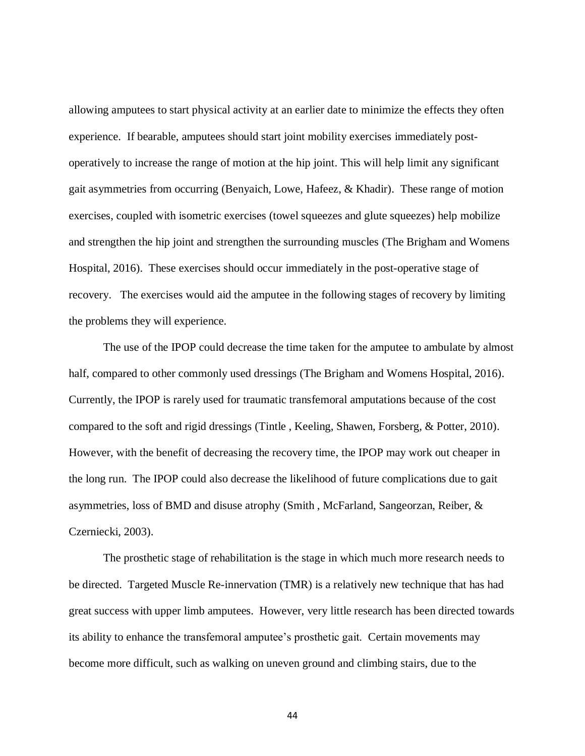allowing amputees to start physical activity at an earlier date to minimize the effects they often experience. If bearable, amputees should start joint mobility exercises immediately post-operatively to increase the range of motion at the hip joint. This will help limit any significant gait asymmetries from occurring (Benyaich, Lowe, Hafeez, & Khadir). These range of motion exercises, coupled with isometric exercises (towel squeezes and glute squeezes) help mobilize and strengthen the hip joint and strengthen the surrounding muscles (The Brigham and Womens Hospital, 2016). These exercises should occur immediately in the post-operative stage of recovery. The exercises would aid the amputee in the following stages of recovery by limiting the problems they will experience.

The use of the IPOP could decrease the time taken for the amputee to ambulate by almost half, compared to other commonly used dressings (The Brigham and Womens Hospital, 2016). Currently, the IPOP is rarely used for traumatic transfemoral amputations because of the cost compared to the soft and rigid dressings (Tintle , Keeling, Shawen, Forsberg, & Potter, 2010). However, with the benefit of decreasing the recovery time, the IPOP may work out cheaper in the long run. The IPOP could also decrease the likelihood of future complications due to gait asymmetries, loss of BMD and disuse atrophy (Smith , McFarland, Sangeorzan, Reiber, & Czerniecki, 2003).

The prosthetic stage of rehabilitation is the stage in which much more research needs to be directed. Targeted Muscle Re-innervation (TMR) is a relatively new technique that has had great success with upper limb amputees. However, very little research has been directed towards its ability to enhance the transfemoral amputee's prosthetic gait. Certain movements may become more difficult, such as walking on uneven ground and climbing stairs, due to the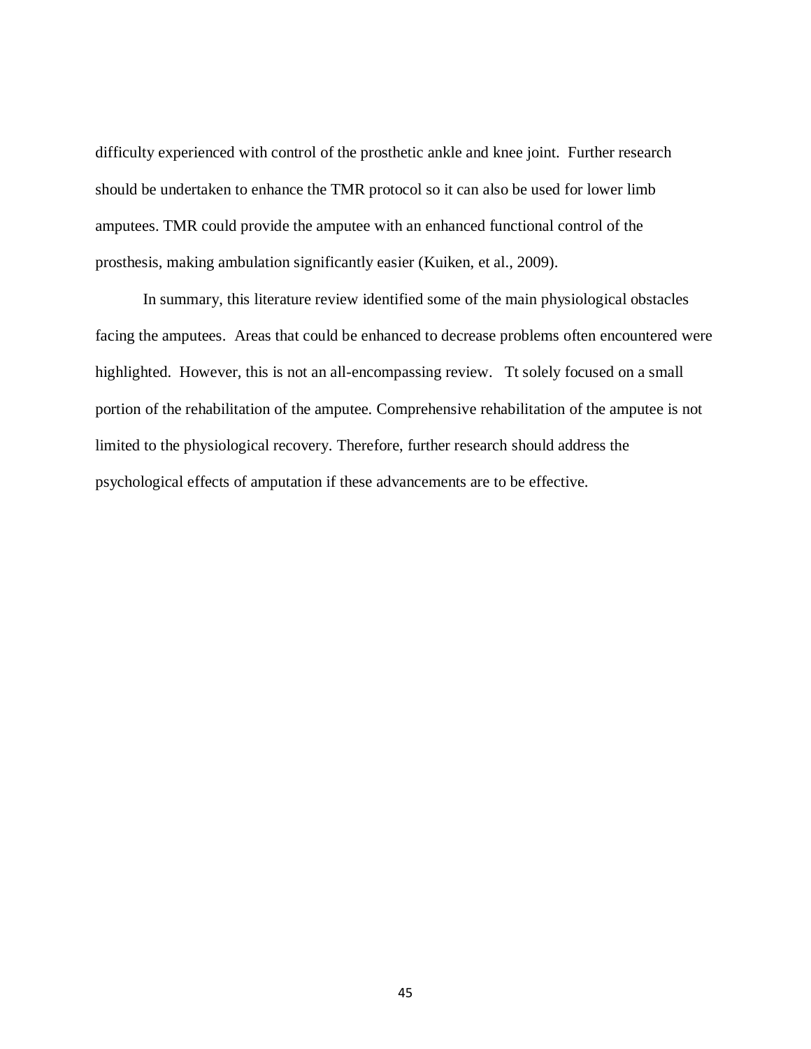difficulty experienced with control of the prosthetic ankle and knee joint. Further research should be undertaken to enhance the TMR protocol so it can also be used for lower limb amputees. TMR could provide the amputee with an enhanced functional control of the prosthesis, making ambulation significantly easier (Kuiken, et al., 2009).

In summary, this literature review identified some of the main physiological obstacles facing the amputees. Areas that could be enhanced to decrease problems often encountered were highlighted. However, this is not an all-encompassing review. Tt solely focused on a small portion of the rehabilitation of the amputee. Comprehensive rehabilitation of the amputee is not limited to the physiological recovery. Therefore, further research should address the psychological effects of amputation if these advancements are to be effective.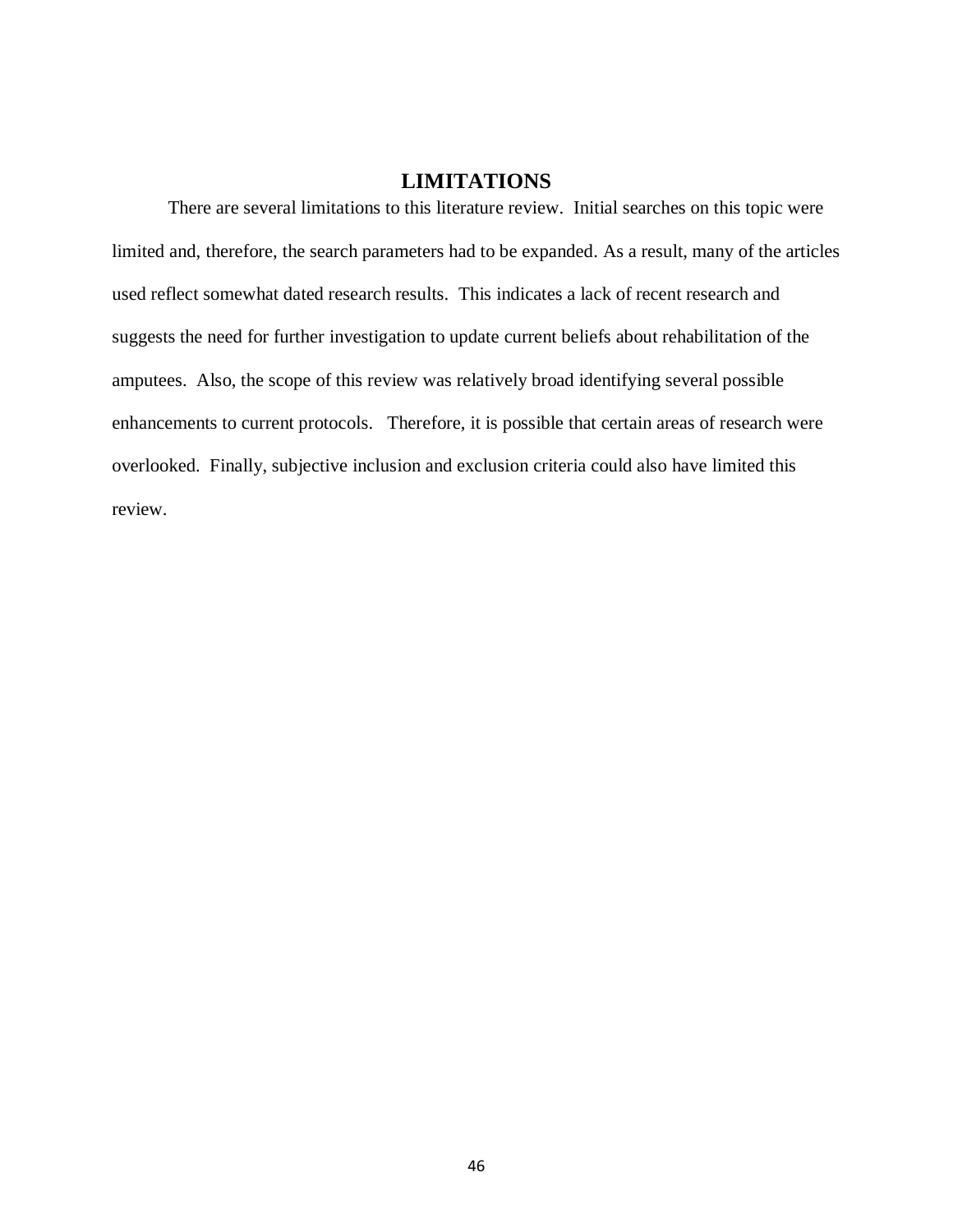## LIMITATIONS

There are several limitations to this literature review. Initial searches on this topic were limited and, therefore, the search parameters had to be expanded. As a result, many of the articles used reflect somewhat dated research results. This indicates a lack of recent research and suggests the need for further investigation to update current beliefs about rehabilitation of the amputees. Also, the scope of this review was relatively broad identifying several possible enhancements to current protocols. Therefore, it is possible that certain areas of research were overlooked. Finally, subjective inclusion and exclusion criteria could also have limited this review.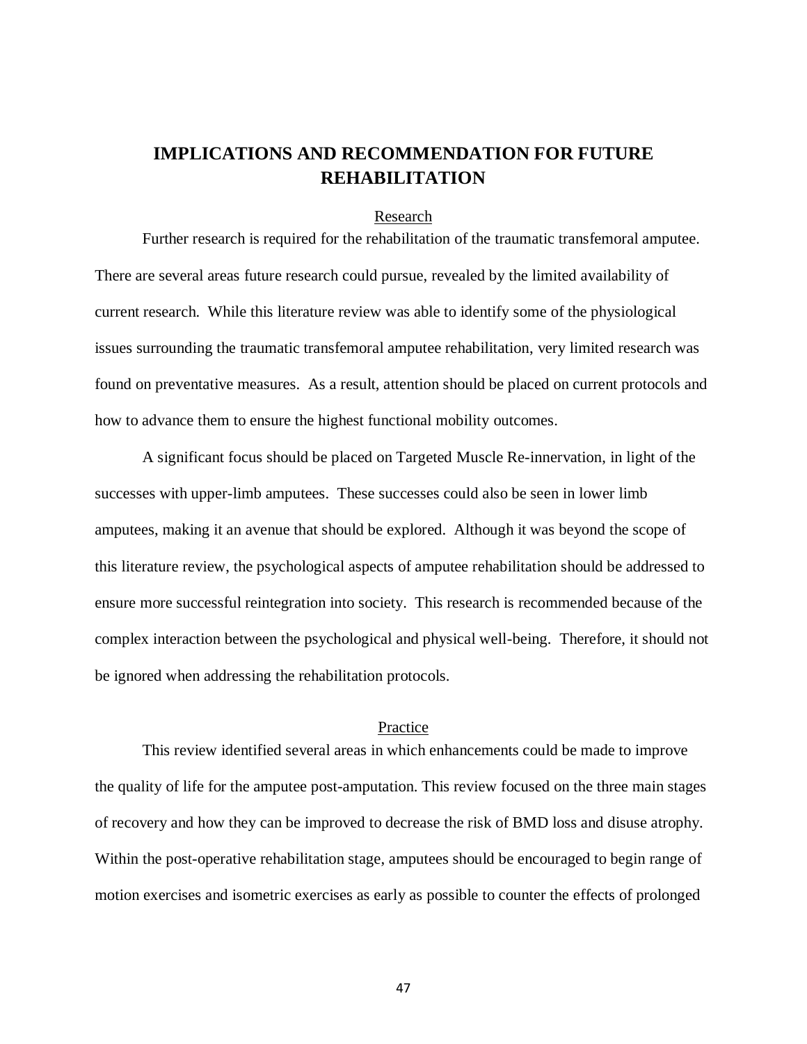# IMPLICATIONS AND RECOMMENDATION FOR FUTURE REHABILITATION

## Research

Further research is required for the rehabilitation of the traumatic transfemoral amputee. There are several areas future research could pursue, revealed by the limited availability of current research. While this literature review was able to identify some of the physiological issues surrounding the traumatic transfemoral amputee rehabilitation, very limited research was found on preventative measures. As a result, attention should be placed on current protocols and how to advance them to ensure the highest functional mobility outcomes.

A significant focus should be placed on Targeted Muscle Re-innervation, in light of the successes with upper-limb amputees. These successes could also be seen in lower limb amputees, making it an avenue that should be explored. Although it was beyond the scope of this literature review, the psychological aspects of amputee rehabilitation should be addressed to ensure more successful reintegration into society. This research is recommended because of the complex interaction between the psychological and physical well-being. Therefore, it should not be ignored when addressing the rehabilitation protocols.

## Practice

This review identified several areas in which enhancements could be made to improve the quality of life for the amputee post-amputation. This review focused on the three main stages of recovery and how they can be improved to decrease the risk of BMD loss and disuse atrophy. Within the post-operative rehabilitation stage, amputees should be encouraged to begin range of motion exercises and isometric exercises as early as possible to counter the effects of prolonged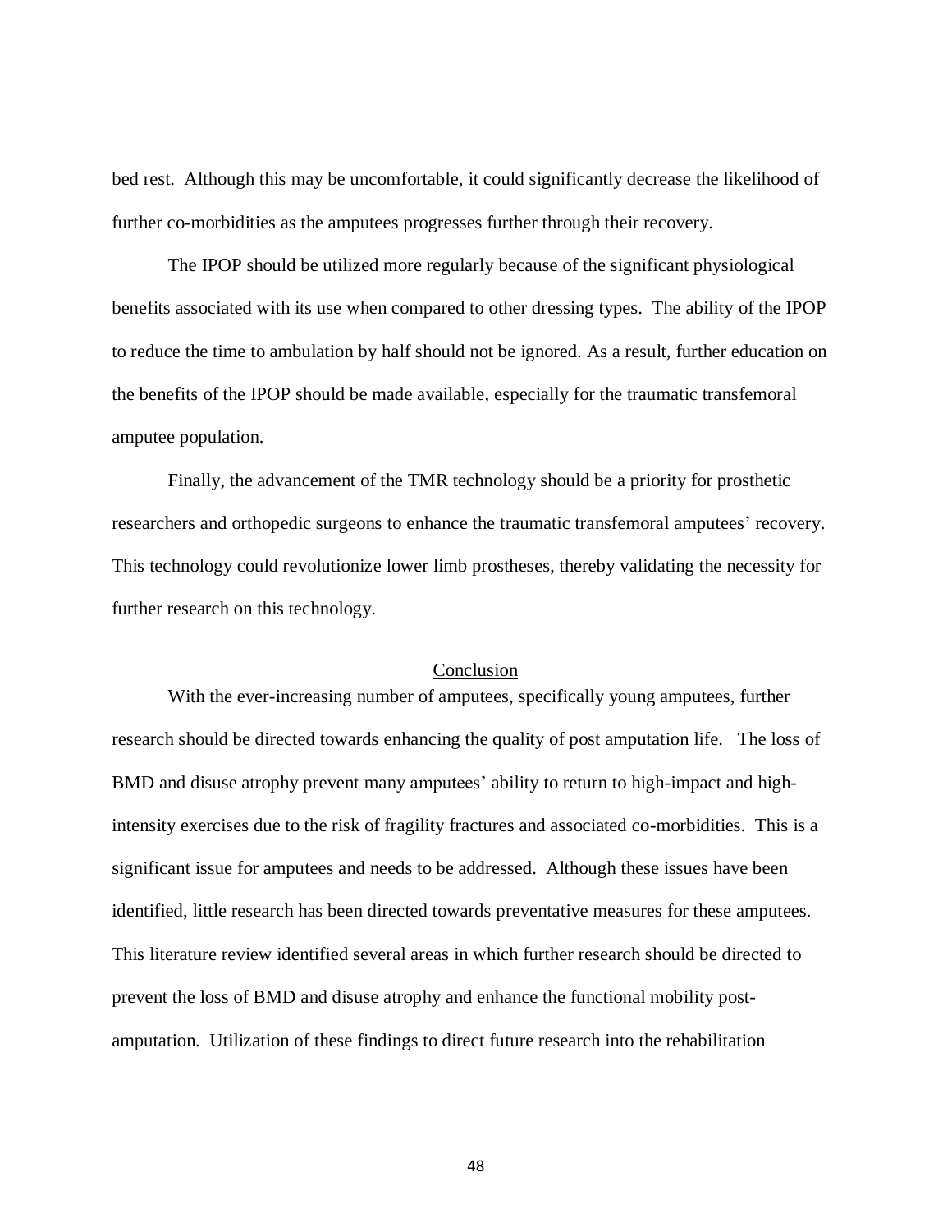bed rest. Although this may be uncomfortable, it could significantly decrease the likelihood of further co-morbidities as the amputees progresses further through their recovery.

The IPOP should be utilized more regularly because of the significant physiological benefits associated with its use when compared to other dressing types. The ability of the IPOP to reduce the time to ambulation by half should not be ignored. As a result, further education on the benefits of the IPOP should be made available, especially for the traumatic transfemoral amputee population.

Finally, the advancement of the TMR technology should be a priority for prosthetic researchers and orthopedic surgeons to enhance the traumatic transfemoral amputees' recovery. This technology could revolutionize lower limb prostheses, thereby validating the necessity for further research on this technology.

## Conclusion

With the ever-increasing number of amputees, specifically young amputees, further research should be directed towards enhancing the quality of post amputation life. The loss of BMD and disuse atrophy prevent many amputees' ability to return to high-impact and high-intensity exercises due to the risk of fragility fractures and associated co-morbidities. This is a significant issue for amputees and needs to be addressed. Although these issues have been identified, little research has been directed towards preventative measures for these amputees. This literature review identified several areas in which further research should be directed to prevent the loss of BMD and disuse atrophy and enhance the functional mobility post-amputation. Utilization of these findings to direct future research into the rehabilitation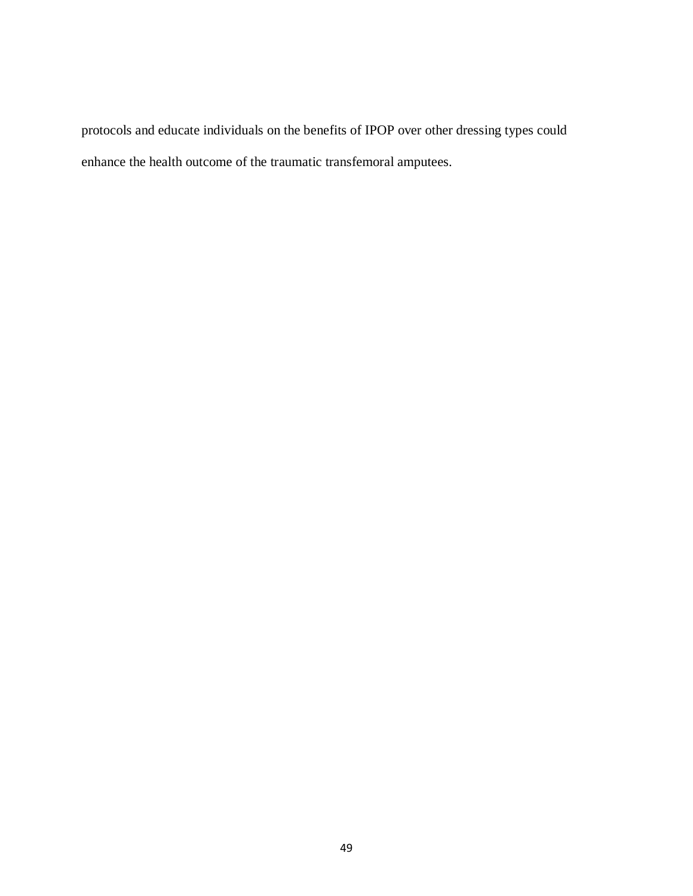protocols and educate individuals on the benefits of IPOP over other dressing types could enhance the health outcome of the traumatic transfemoral amputees.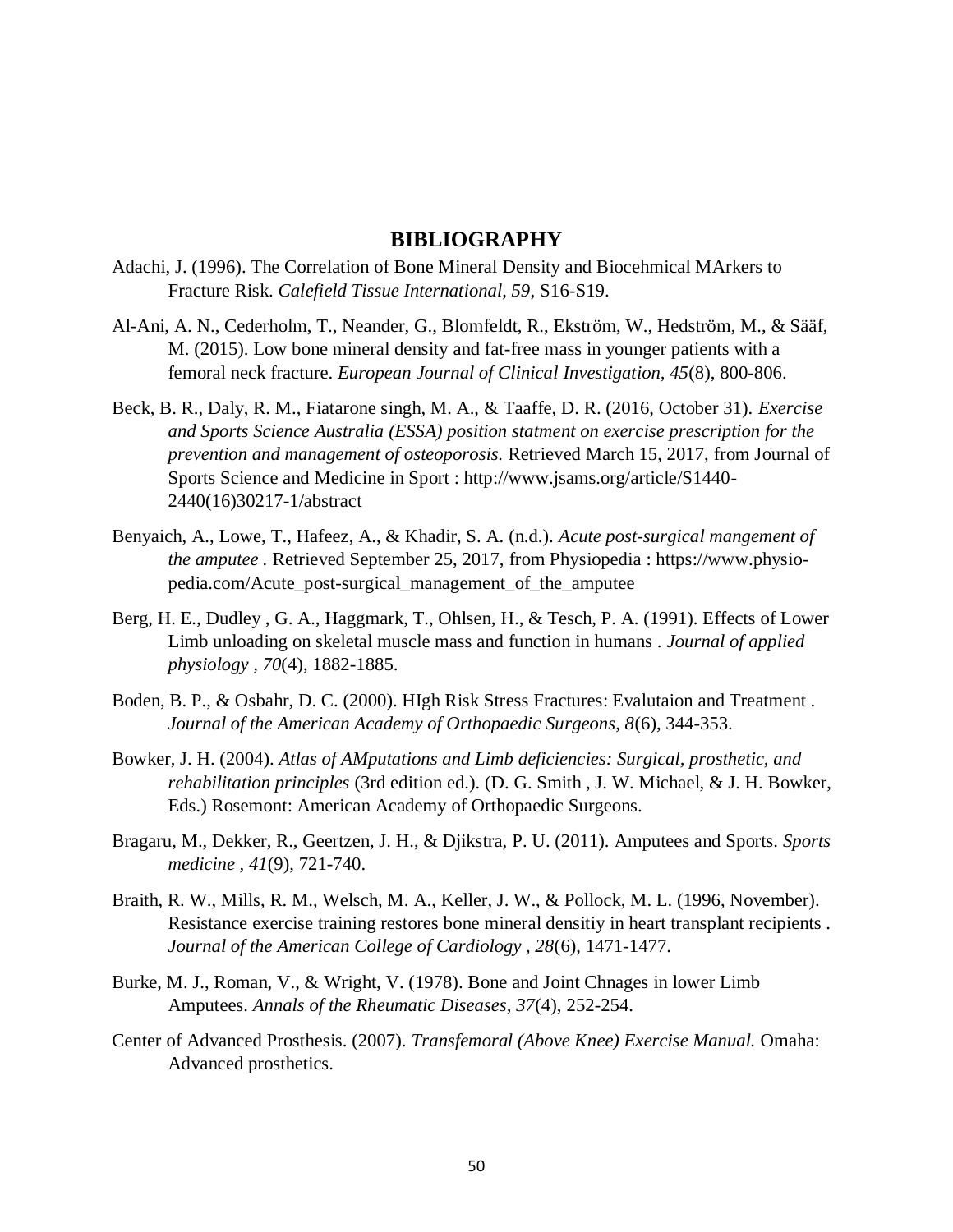# BIBLIOGRAPHY

Adachi, J. (1996). The Correlation of Bone Mineral Density and Biocehmical MArkers to Fracture Risk. *Calefield Tissue International, 59*, S16-S19.

Al-Ani, A. N., Cederholm, T., Neander, G., Blomfeldt, R., Ekström, W., Hedström, M., & Sääf, M. (2015). Low bone mineral density and fat-free mass in younger patients with a femoral neck fracture. *European Journal of Clinical Investigation, 45*(8), 800-806.

Beck, B. R., Daly, R. M., Fiatarone singh, M. A., & Taaffe, D. R. (2016, October 31). *Exercise and Sports Science Australia (ESSA) position statment on exercise prescription for the prevention and management of osteoporosis.* Retrieved March 15, 2017, from Journal of Sports Science and Medicine in Sport : http://www.jsams.org/article/S1440-2440(16)30217-1/abstract

Benyaich, A., Lowe, T., Hafeez, A., & Khadir, S. A. (n.d.). *Acute post-surgical mangement of the amputee* . Retrieved September 25, 2017, from Physiopedia : https://www.physio-pedia.com/Acute_post-surgical_management_of_the_amputee

Berg, H. E., Dudley , G. A., Haggmark, T., Ohlsen, H., & Tesch, P. A. (1991). Effects of Lower Limb unloading on skeletal muscle mass and function in humans . *Journal of applied physiology , 70*(4), 1882-1885.

Boden, B. P., & Osbahr, D. C. (2000). HIgh Risk Stress Fractures: Evalutaion and Treatment . *Journal of the American Academy of Orthopaedic Surgeons, 8*(6), 344-353.

Bowker, J. H. (2004). *Atlas of AMputations and Limb deficiencies: Surgical, prosthetic, and rehabilitation principles* (3rd edition ed.). (D. G. Smith , J. W. Michael, & J. H. Bowker, Eds.) Rosemont: American Academy of Orthopaedic Surgeons.

Bragaru, M., Dekker, R., Geertzen, J. H., & Djikstra, P. U. (2011). Amputees and Sports. *Sports medicine , 41*(9), 721-740.

Braith, R. W., Mills, R. M., Welsch, M. A., Keller, J. W., & Pollock, M. L. (1996, November). Resistance exercise training restores bone mineral densitiy in heart transplant recipients . *Journal of the American College of Cardiology , 28*(6), 1471-1477.

Burke, M. J., Roman, V., & Wright, V. (1978). Bone and Joint Chnages in lower Limb Amputees. *Annals of the Rheumatic Diseases, 37*(4), 252-254.

Center of Advanced Prosthesis. (2007). *Transfemoral (Above Knee) Exercise Manual.* Omaha: Advanced prosthetics.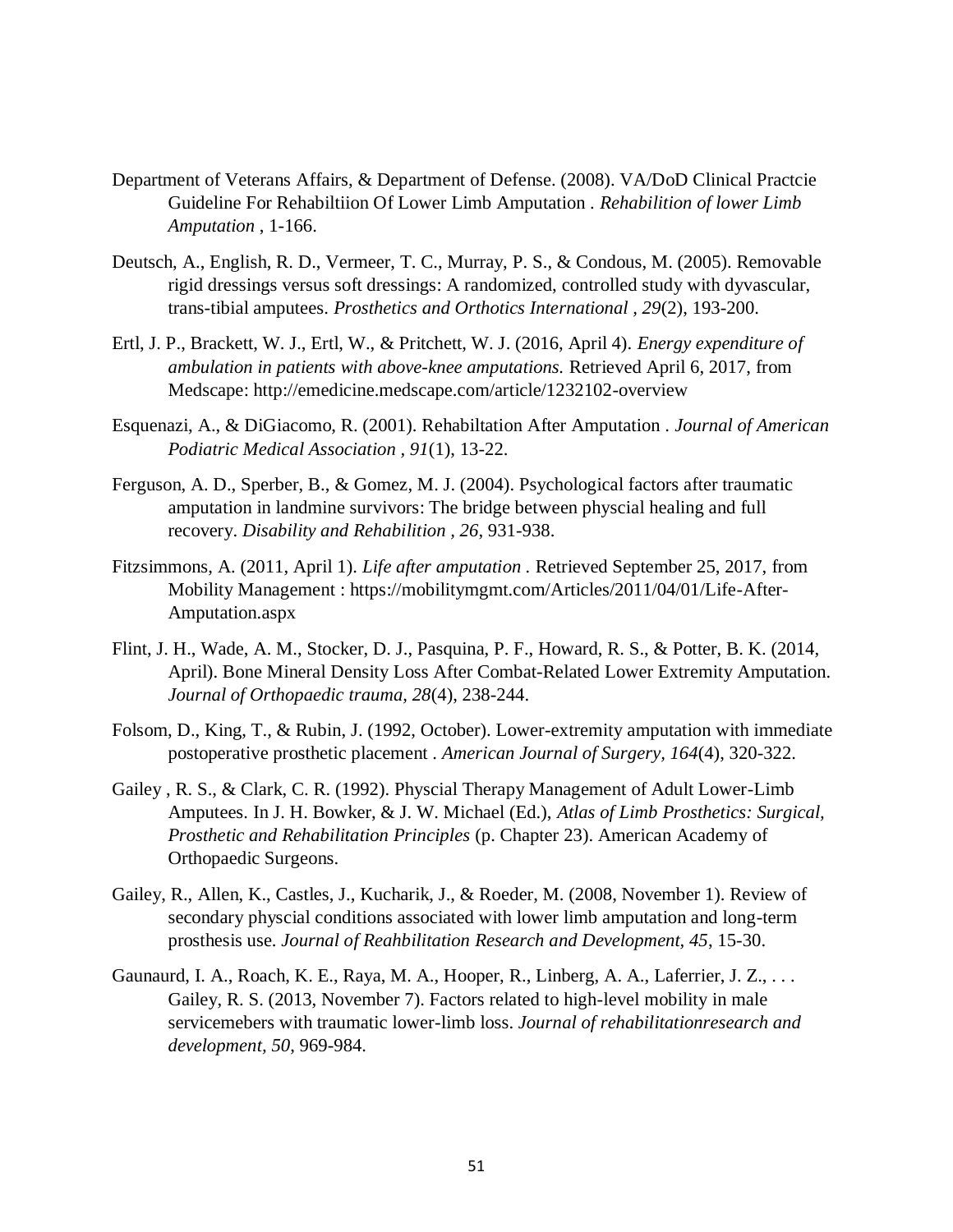Department of Veterans Affairs, & Department of Defense. (2008). VA/DoD Clinical Practcie Guideline For Rehabiltiion Of Lower Limb Amputation . *Rehabilition of lower Limb Amputation* , 1-166.

Deutsch, A., English, R. D., Vermeer, T. C., Murray, P. S., & Condous, M. (2005). Removable rigid dressings versus soft dressings: A randomized, controlled study with dyvascular, trans-tibial amputees. *Prosthetics and Orthotics International , 29*(2), 193-200.

Ertl, J. P., Brackett, W. J., Ertl, W., & Pritchett, W. J. (2016, April 4). *Energy expenditure of ambulation in patients with above-knee amputations.* Retrieved April 6, 2017, from Medscape: http://emedicine.medscape.com/article/1232102-overview

Esquenazi, A., & DiGiacomo, R. (2001). Rehabiltation After Amputation . *Journal of American Podiatric Medical Association , 91*(1), 13-22.

Ferguson, A. D., Sperber, B., & Gomez, M. J. (2004). Psychological factors after traumatic amputation in landmine survivors: The bridge between physcial healing and full recovery. *Disability and Rehabilition , 26*, 931-938.

Fitzsimmons, A. (2011, April 1). *Life after amputation* . Retrieved September 25, 2017, from Mobility Management : https://mobilitymgmt.com/Articles/2011/04/01/Life-After-Amputation.aspx

Flint, J. H., Wade, A. M., Stocker, D. J., Pasquina, P. F., Howard, R. S., & Potter, B. K. (2014, April). Bone Mineral Density Loss After Combat-Related Lower Extremity Amputation. *Journal of Orthopaedic trauma, 28*(4), 238-244.

Folsom, D., King, T., & Rubin, J. (1992, October). Lower-extremity amputation with immediate postoperative prosthetic placement . *American Journal of Surgery, 164*(4), 320-322.

Gailey , R. S., & Clark, C. R. (1992). Physcial Therapy Management of Adult Lower-Limb Amputees. In J. H. Bowker, & J. W. Michael (Ed.), *Atlas of Limb Prosthetics: Surgical, Prosthetic and Rehabilitation Principles* (p. Chapter 23). American Academy of Orthopaedic Surgeons.

Gailey, R., Allen, K., Castles, J., Kucharik, J., & Roeder, M. (2008, November 1). Review of secondary physcial conditions associated with lower limb amputation and long-term prosthesis use. *Journal of Reahbilitation Research and Development, 45*, 15-30.

Gaunaurd, I. A., Roach, K. E., Raya, M. A., Hooper, R., Linberg, A. A., Laferrier, J. Z., . . . Gailey, R. S. (2013, November 7). Factors related to high-level mobility in male servicemebers with traumatic lower-limb loss. *Journal of rehabilitationresearch and development, 50*, 969-984.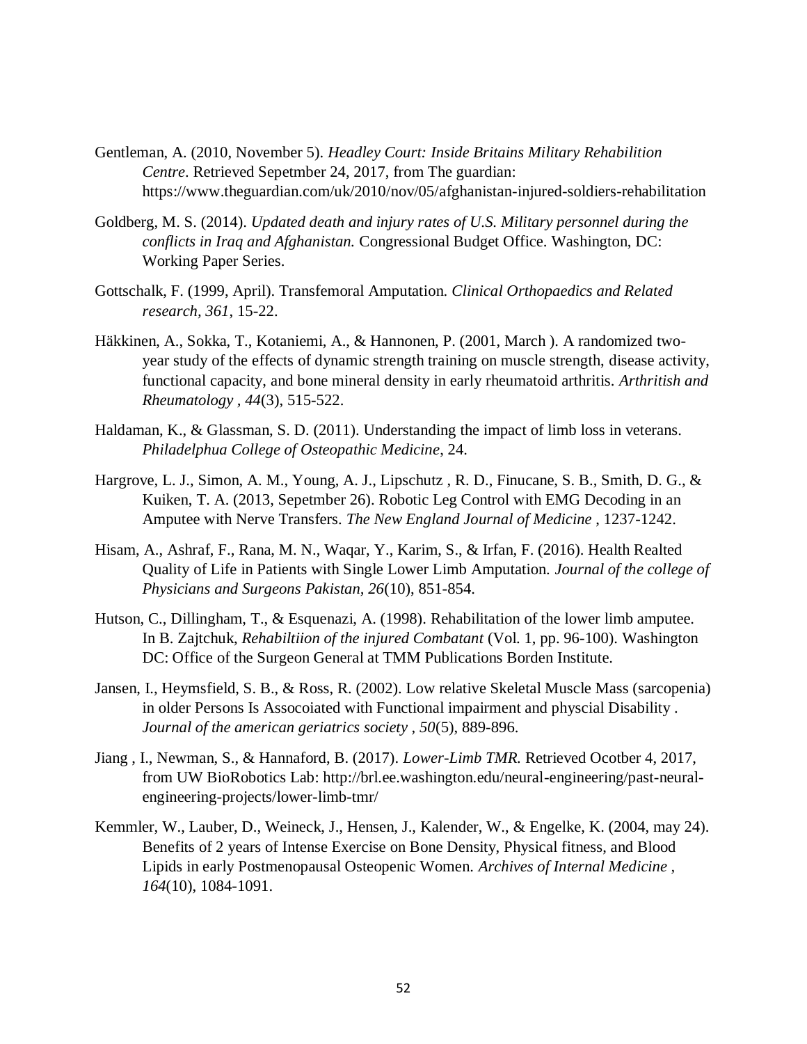Gentleman, A. (2010, November 5). *Headley Court: Inside Britains Military Rehabilition Centre*. Retrieved Sepetmber 24, 2017, from The guardian: https://www.theguardian.com/uk/2010/nov/05/afghanistan-injured-soldiers-rehabilitation

Goldberg, M. S. (2014). *Updated death and injury rates of U.S. Military personnel during the conflicts in Iraq and Afghanistan.* Congressional Budget Office. Washington, DC: Working Paper Series.

Gottschalk, F. (1999, April). Transfemoral Amputation. *Clinical Orthopaedics and Related research, 361*, 15-22.

Häkkinen, A., Sokka, T., Kotaniemi, A., & Hannonen, P. (2001, March ). A randomized two-year study of the effects of dynamic strength training on muscle strength, disease activity, functional capacity, and bone mineral density in early rheumatoid arthritis. *Arthritish and Rheumatology , 44*(3), 515-522.

Haldaman, K., & Glassman, S. D. (2011). Understanding the impact of limb loss in veterans. *Philadelphua College of Osteopathic Medicine*, 24.

Hargrove, L. J., Simon, A. M., Young, A. J., Lipschutz , R. D., Finucane, S. B., Smith, D. G., & Kuiken, T. A. (2013, Sepetmber 26). Robotic Leg Control with EMG Decoding in an Amputee with Nerve Transfers. *The New England Journal of Medicine* , 1237-1242.

Hisam, A., Ashraf, F., Rana, M. N., Waqar, Y., Karim, S., & Irfan, F. (2016). Health Realted Quality of Life in Patients with Single Lower Limb Amputation. *Journal of the college of Physicians and Surgeons Pakistan, 26*(10), 851-854.

Hutson, C., Dillingham, T., & Esquenazi, A. (1998). Rehabilitation of the lower limb amputee. In B. Zajtchuk, *Rehabiltiion of the injured Combatant* (Vol. 1, pp. 96-100). Washington DC: Office of the Surgeon General at TMM Publications Borden Institute.

Jansen, I., Heymsfield, S. B., & Ross, R. (2002). Low relative Skeletal Muscle Mass (sarcopenia) in older Persons Is Assocoiated with Functional impairment and physcial Disability . *Journal of the american geriatrics society , 50*(5), 889-896.

Jiang , I., Newman, S., & Hannaford, B. (2017). *Lower-Limb TMR.* Retrieved Ocotber 4, 2017, from UW BioRobotics Lab: http://brl.ee.washington.edu/neural-engineering/past-neural-engineering-projects/lower-limb-tmr/

Kemmler, W., Lauber, D., Weineck, J., Hensen, J., Kalender, W., & Engelke, K. (2004, may 24). Benefits of 2 years of Intense Exercise on Bone Density, Physical fitness, and Blood Lipids in early Postmenopausal Osteopenic Women. *Archives of Internal Medicine , 164*(10), 1084-1091.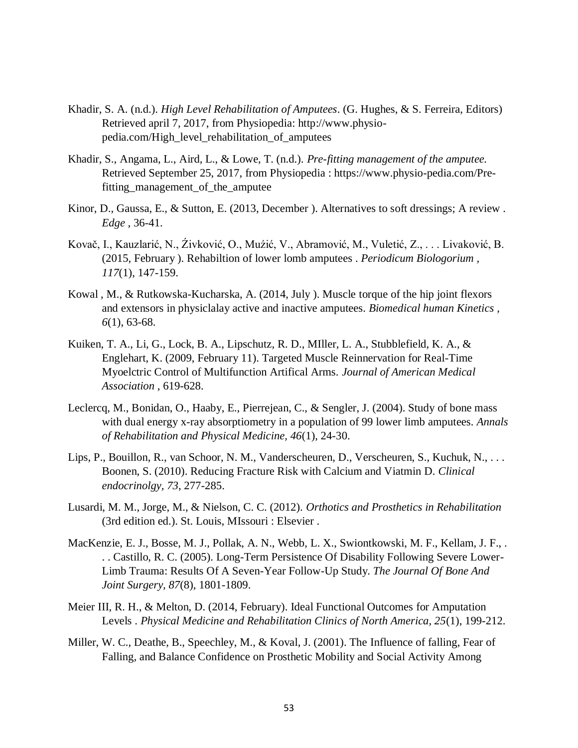Khadir, S. A. (n.d.). *High Level Rehabilitation of Amputees*. (G. Hughes, & S. Ferreira, Editors) Retrieved april 7, 2017, from Physiopedia: http://www.physio-pedia.com/High_level_rehabilitation_of_amputees

Khadir, S., Angama, L., Aird, L., & Lowe, T. (n.d.). *Pre-fitting management of the amputee.* Retrieved September 25, 2017, from Physiopedia : https://www.physio-pedia.com/Pre-fitting_management_of_the_amputee

Kinor, D., Gaussa, E., & Sutton, E. (2013, December ). Alternatives to soft dressings; A review . *Edge* , 36-41.

Kovač, I., Kauzlarić, N., Źivković, O., Muźić, V., Abramović, M., Vuletić, Z., . . . Livaković, B. (2015, February ). Rehabiltion of lower lomb amputees . *Periodicum Biologorium , 117*(1), 147-159.

Kowal , M., & Rutkowska-Kucharska, A. (2014, July ). Muscle torque of the hip joint flexors and extensors in physiclalay active and inactive amputees. *Biomedical human Kinetics , 6*(1), 63-68.

Kuiken, T. A., Li, G., Lock, B. A., Lipschutz, R. D., MIller, L. A., Stubblefield, K. A., & Englehart, K. (2009, February 11). Targeted Muscle Reinnervation for Real-Time Myoelctric Control of Multifunction Artifical Arms. *Journal of American Medical Association* , 619-628.

Leclercq, M., Bonidan, O., Haaby, E., Pierrejean, C., & Sengler, J. (2004). Study of bone mass with dual energy x-ray absorptiometry in a population of 99 lower limb amputees. *Annals of Rehabilitation and Physical Medicine, 46*(1), 24-30.

Lips, P., Bouillon, R., van Schoor, N. M., Vanderscheuren, D., Verscheuren, S., Kuchuk, N., . . . Boonen, S. (2010). Reducing Fracture Risk with Calcium and Viatmin D. *Clinical endocrinolgy, 73*, 277-285.

Lusardi, M. M., Jorge, M., & Nielson, C. C. (2012). *Orthotics and Prosthetics in Rehabilitation* (3rd edition ed.). St. Louis, MIssouri : Elsevier .

MacKenzie, E. J., Bosse, M. J., Pollak, A. N., Webb, L. X., Swiontkowski, M. F., Kellam, J. F., . . . Castillo, R. C. (2005). Long-Term Persistence Of Disability Following Severe Lower-Limb Trauma: Results Of A Seven-Year Follow-Up Study. *The Journal Of Bone And Joint Surgery, 87*(8), 1801-1809.

Meier III, R. H., & Melton, D. (2014, February). Ideal Functional Outcomes for Amputation Levels . *Physical Medicine and Rehabilitation Clinics of North America, 25*(1), 199-212.

Miller, W. C., Deathe, B., Speechley, M., & Koval, J. (2001). The Influence of falling, Fear of Falling, and Balance Confidence on Prosthetic Mobility and Social Activity Among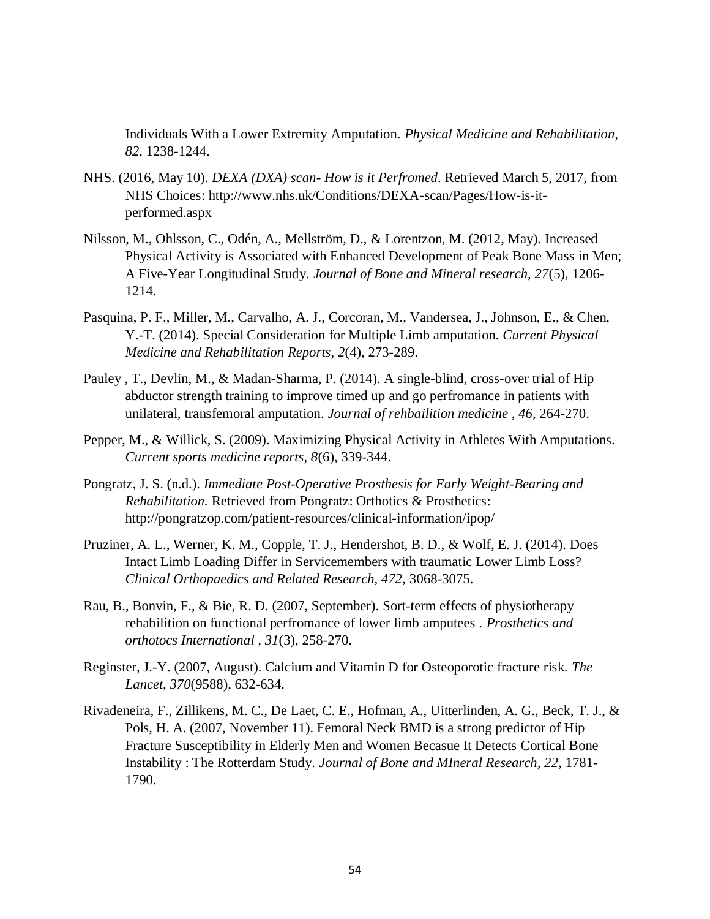Individuals With a Lower Extremity Amputation. *Physical Medicine and Rehabilitation, 82*, 1238-1244.

NHS. (2016, May 10). *DEXA (DXA) scan- How is it Perfromed*. Retrieved March 5, 2017, from NHS Choices: http://www.nhs.uk/Conditions/DEXA-scan/Pages/How-is-it-performed.aspx

Nilsson, M., Ohlsson, C., Odén, A., Mellström, D., & Lorentzon, M. (2012, May). Increased Physical Activity is Associated with Enhanced Development of Peak Bone Mass in Men; A Five-Year Longitudinal Study. *Journal of Bone and Mineral research, 27*(5), 1206-1214.

Pasquina, P. F., Miller, M., Carvalho, A. J., Corcoran, M., Vandersea, J., Johnson, E., & Chen, Y.-T. (2014). Special Consideration for Multiple Limb amputation. *Current Physical Medicine and Rehabilitation Reports, 2*(4), 273-289.

Pauley , T., Devlin, M., & Madan-Sharma, P. (2014). A single-blind, cross-over trial of Hip abductor strength training to improve timed up and go perfromance in patients with unilateral, transfemoral amputation. *Journal of rehbailition medicine , 46*, 264-270.

Pepper, M., & Willick, S. (2009). Maximizing Physical Activity in Athletes With Amputations. *Current sports medicine reports, 8*(6), 339-344.

Pongratz, J. S. (n.d.). *Immediate Post-Operative Prosthesis for Early Weight-Bearing and Rehabilitation.* Retrieved from Pongratz: Orthotics & Prosthetics: http://pongratzop.com/patient-resources/clinical-information/ipop/

Pruziner, A. L., Werner, K. M., Copple, T. J., Hendershot, B. D., & Wolf, E. J. (2014). Does Intact Limb Loading Differ in Servicemembers with traumatic Lower Limb Loss? *Clinical Orthopaedics and Related Research, 472*, 3068-3075.

Rau, B., Bonvin, F., & Bie, R. D. (2007, September). Sort-term effects of physiotherapy rehabilition on functional perfromance of lower limb amputees . *Prosthetics and orthotocs International , 31*(3), 258-270.

Reginster, J.-Y. (2007, August). Calcium and Vitamin D for Osteoporotic fracture risk. *The Lancet, 370*(9588), 632-634.

Rivadeneira, F., Zillikens, M. C., De Laet, C. E., Hofman, A., Uitterlinden, A. G., Beck, T. J., & Pols, H. A. (2007, November 11). Femoral Neck BMD is a strong predictor of Hip Fracture Susceptibility in Elderly Men and Women Becasue It Detects Cortical Bone Instability : The Rotterdam Study. *Journal of Bone and MIneral Research, 22*, 1781-1790.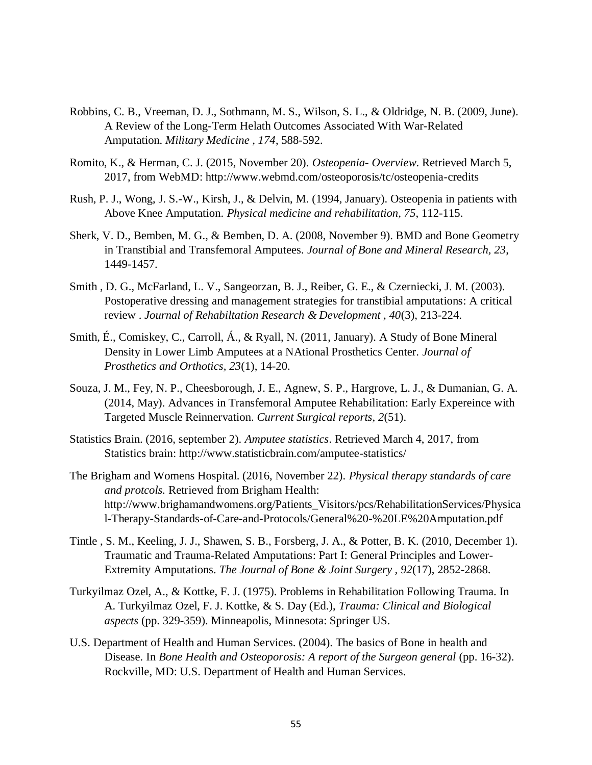Robbins, C. B., Vreeman, D. J., Sothmann, M. S., Wilson, S. L., & Oldridge, N. B. (2009, June). A Review of the Long-Term Helath Outcomes Associated With War-Related Amputation. *Military Medicine , 174*, 588-592.

Romito, K., & Herman, C. J. (2015, November 20). *Osteopenia- Overview*. Retrieved March 5, 2017, from WebMD: http://www.webmd.com/osteoporosis/tc/osteopenia-credits

Rush, P. J., Wong, J. S.-W., Kirsh, J., & Delvin, M. (1994, January). Osteopenia in patients with Above Knee Amputation. *Physical medicine and rehabilitation, 75*, 112-115.

Sherk, V. D., Bemben, M. G., & Bemben, D. A. (2008, November 9). BMD and Bone Geometry in Transtibial and Transfemoral Amputees. *Journal of Bone and Mineral Research, 23*, 1449-1457.

Smith , D. G., McFarland, L. V., Sangeorzan, B. J., Reiber, G. E., & Czerniecki, J. M. (2003). Postoperative dressing and management strategies for transtibial amputations: A critical review . *Journal of Rehabiltation Research & Development , 40*(3), 213-224.

Smith, É., Comiskey, C., Carroll, Á., & Ryall, N. (2011, January). A Study of Bone Mineral Density in Lower Limb Amputees at a NAtional Prosthetics Center. *Journal of Prosthetics and Orthotics, 23*(1), 14-20.

Souza, J. M., Fey, N. P., Cheesborough, J. E., Agnew, S. P., Hargrove, L. J., & Dumanian, G. A. (2014, May). Advances in Transfemoral Amputee Rehabilitation: Early Expereince with Targeted Muscle Reinnervation. *Current Surgical reports, 2*(51).

Statistics Brain. (2016, september 2). *Amputee statistics*. Retrieved March 4, 2017, from Statistics brain: http://www.statisticbrain.com/amputee-statistics/

The Brigham and Womens Hospital. (2016, November 22). *Physical therapy standards of care and protcols.* Retrieved from Brigham Health: http://www.brighamandwomens.org/Patients_Visitors/pcs/RehabilitationServices/Physical-Therapy-Standards-of-Care-and-Protocols/General%20-%20LE%20Amputation.pdf

Tintle , S. M., Keeling, J. J., Shawen, S. B., Forsberg, J. A., & Potter, B. K. (2010, December 1). Traumatic and Trauma-Related Amputations: Part I: General Principles and Lower-Extremity Amputations. *The Journal of Bone & Joint Surgery , 92*(17), 2852-2868.

Turkyilmaz Ozel, A., & Kottke, F. J. (1975). Problems in Rehabilitation Following Trauma. In A. Turkyilmaz Ozel, F. J. Kottke, & S. Day (Ed.), *Trauma: Clinical and Biological aspects* (pp. 329-359). Minneapolis, Minnesota: Springer US.

U.S. Department of Health and Human Services. (2004). The basics of Bone in health and Disease. In *Bone Health and Osteoporosis: A report of the Surgeon general* (pp. 16-32). Rockville, MD: U.S. Department of Health and Human Services.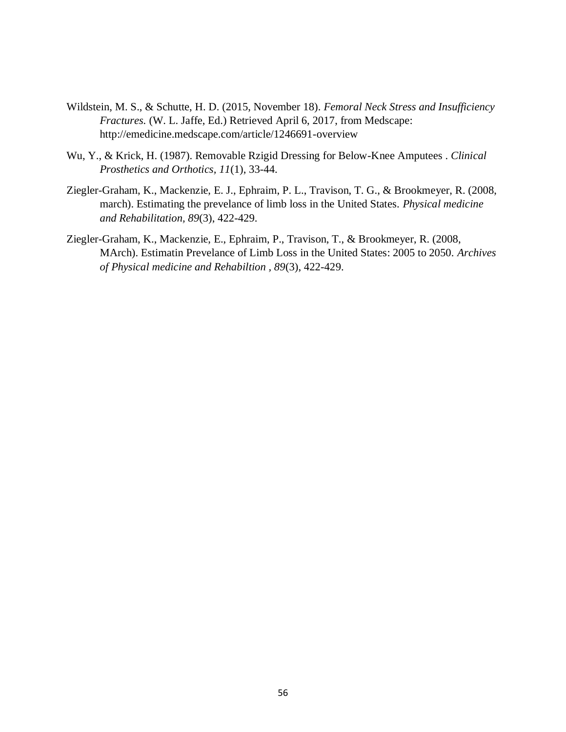Wildstein, M. S., & Schutte, H. D. (2015, November 18). *Femoral Neck Stress and Insufficiency Fractures.* (W. L. Jaffe, Ed.) Retrieved April 6, 2017, from Medscape: http://emedicine.medscape.com/article/1246691-overview

Wu, Y., & Krick, H. (1987). Removable Rzigid Dressing for Below-Knee Amputees . *Clinical Prosthetics and Orthotics, 11*(1), 33-44.

Ziegler-Graham, K., Mackenzie, E. J., Ephraim, P. L., Travison, T. G., & Brookmeyer, R. (2008, march). Estimating the prevelance of limb loss in the United States. *Physical medicine and Rehabilitation, 89*(3), 422-429.

Ziegler-Graham, K., Mackenzie, E., Ephraim, P., Travison, T., & Brookmeyer, R. (2008, MArch). Estimatin Prevelance of Limb Loss in the United States: 2005 to 2050. *Archives of Physical medicine and Rehabiltion , 89*(3), 422-429.